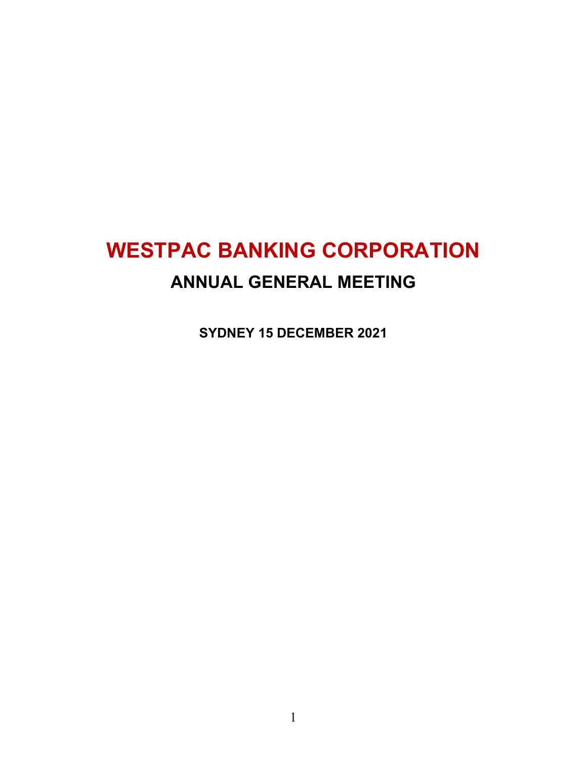# WESTPAC BANKING CORPORATION

## ANNUAL GENERAL MEETING

**SYDNEY 15 DECEMBER 2021**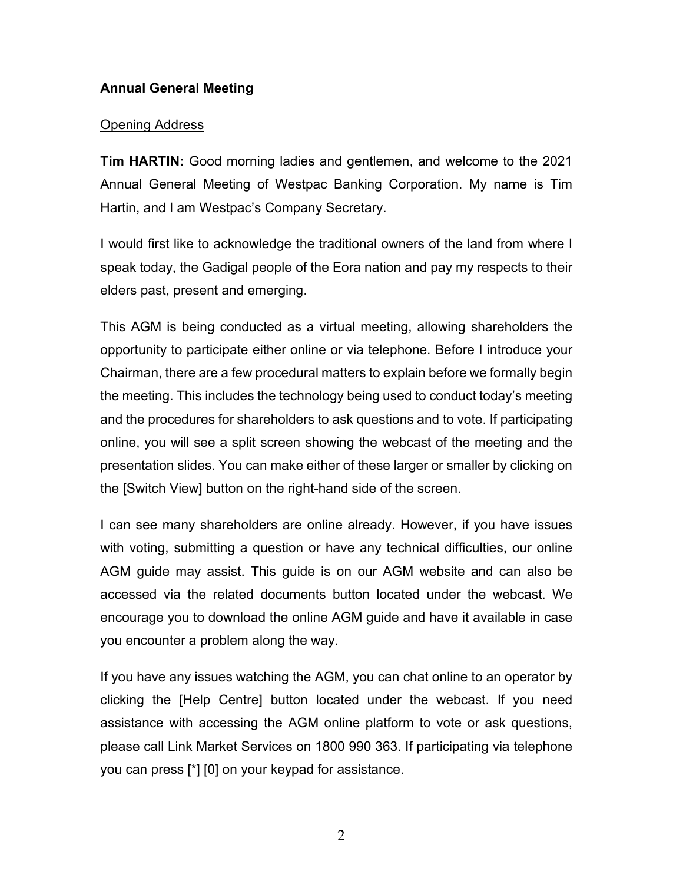**Annual General Meeting**

Opening Address

**Tim HARTIN:** Good morning ladies and gentlemen, and welcome to the 2021 Annual General Meeting of Westpac Banking Corporation. My name is Tim Hartin, and I am Westpac's Company Secretary.

I would first like to acknowledge the traditional owners of the land from where I speak today, the Gadigal people of the Eora nation and pay my respects to their elders past, present and emerging.

This AGM is being conducted as a virtual meeting, allowing shareholders the opportunity to participate either online or via telephone. Before I introduce your Chairman, there are a few procedural matters to explain before we formally begin the meeting. This includes the technology being used to conduct today's meeting and the procedures for shareholders to ask questions and to vote. If participating online, you will see a split screen showing the webcast of the meeting and the presentation slides. You can make either of these larger or smaller by clicking on the [Switch View] button on the right-hand side of the screen.

I can see many shareholders are online already. However, if you have issues with voting, submitting a question or have any technical difficulties, our online AGM guide may assist. This guide is on our AGM website and can also be accessed via the related documents button located under the webcast. We encourage you to download the online AGM guide and have it available in case you encounter a problem along the way.

If you have any issues watching the AGM, you can chat online to an operator by clicking the [Help Centre] button located under the webcast. If you need assistance with accessing the AGM online platform to vote or ask questions, please call Link Market Services on 1800 990 363. If participating via telephone you can press [*] [0] on your keypad for assistance.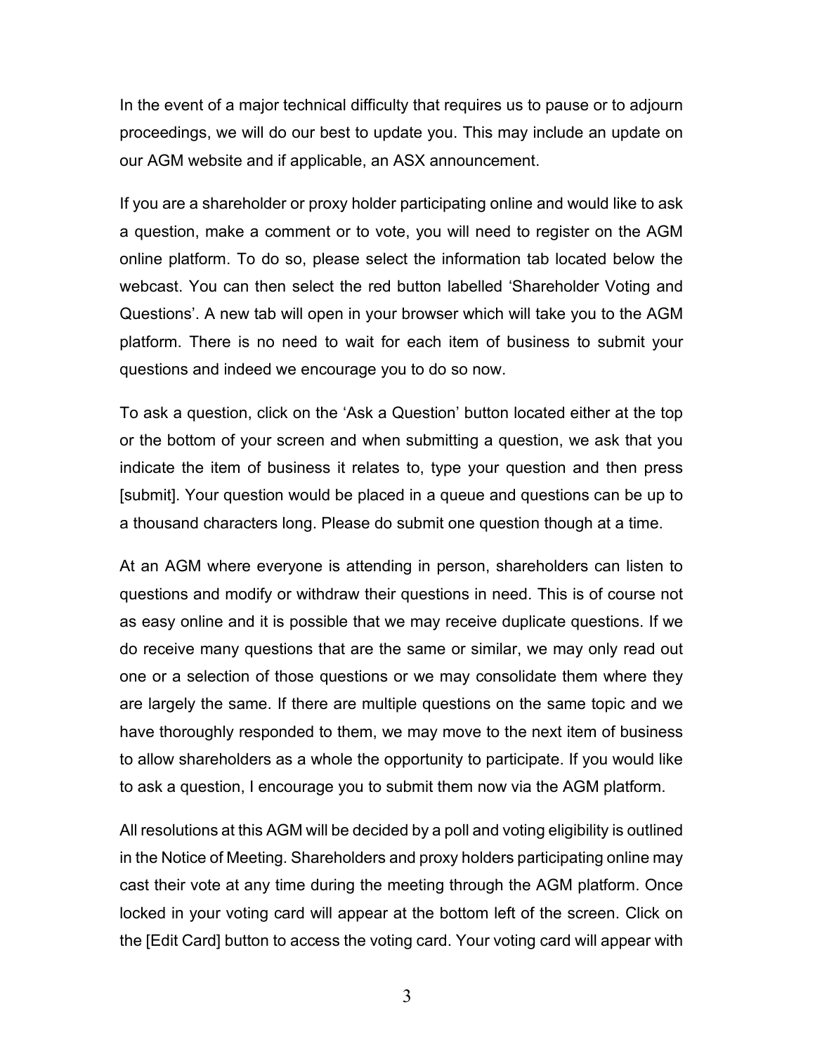In the event of a major technical difficulty that requires us to pause or to adjourn proceedings, we will do our best to update you. This may include an update on our AGM website and if applicable, an ASX announcement.

If you are a shareholder or proxy holder participating online and would like to ask a question, make a comment or to vote, you will need to register on the AGM online platform. To do so, please select the information tab located below the webcast. You can then select the red button labelled 'Shareholder Voting and Questions'. A new tab will open in your browser which will take you to the AGM platform. There is no need to wait for each item of business to submit your questions and indeed we encourage you to do so now.

To ask a question, click on the 'Ask a Question' button located either at the top or the bottom of your screen and when submitting a question, we ask that you indicate the item of business it relates to, type your question and then press [submit]. Your question would be placed in a queue and questions can be up to a thousand characters long. Please do submit one question though at a time.

At an AGM where everyone is attending in person, shareholders can listen to questions and modify or withdraw their questions in need. This is of course not as easy online and it is possible that we may receive duplicate questions. If we do receive many questions that are the same or similar, we may only read out one or a selection of those questions or we may consolidate them where they are largely the same. If there are multiple questions on the same topic and we have thoroughly responded to them, we may move to the next item of business to allow shareholders as a whole the opportunity to participate. If you would like to ask a question, I encourage you to submit them now via the AGM platform.

All resolutions at this AGM will be decided by a poll and voting eligibility is outlined in the Notice of Meeting. Shareholders and proxy holders participating online may cast their vote at any time during the meeting through the AGM platform. Once locked in your voting card will appear at the bottom left of the screen. Click on the [Edit Card] button to access the voting card. Your voting card will appear with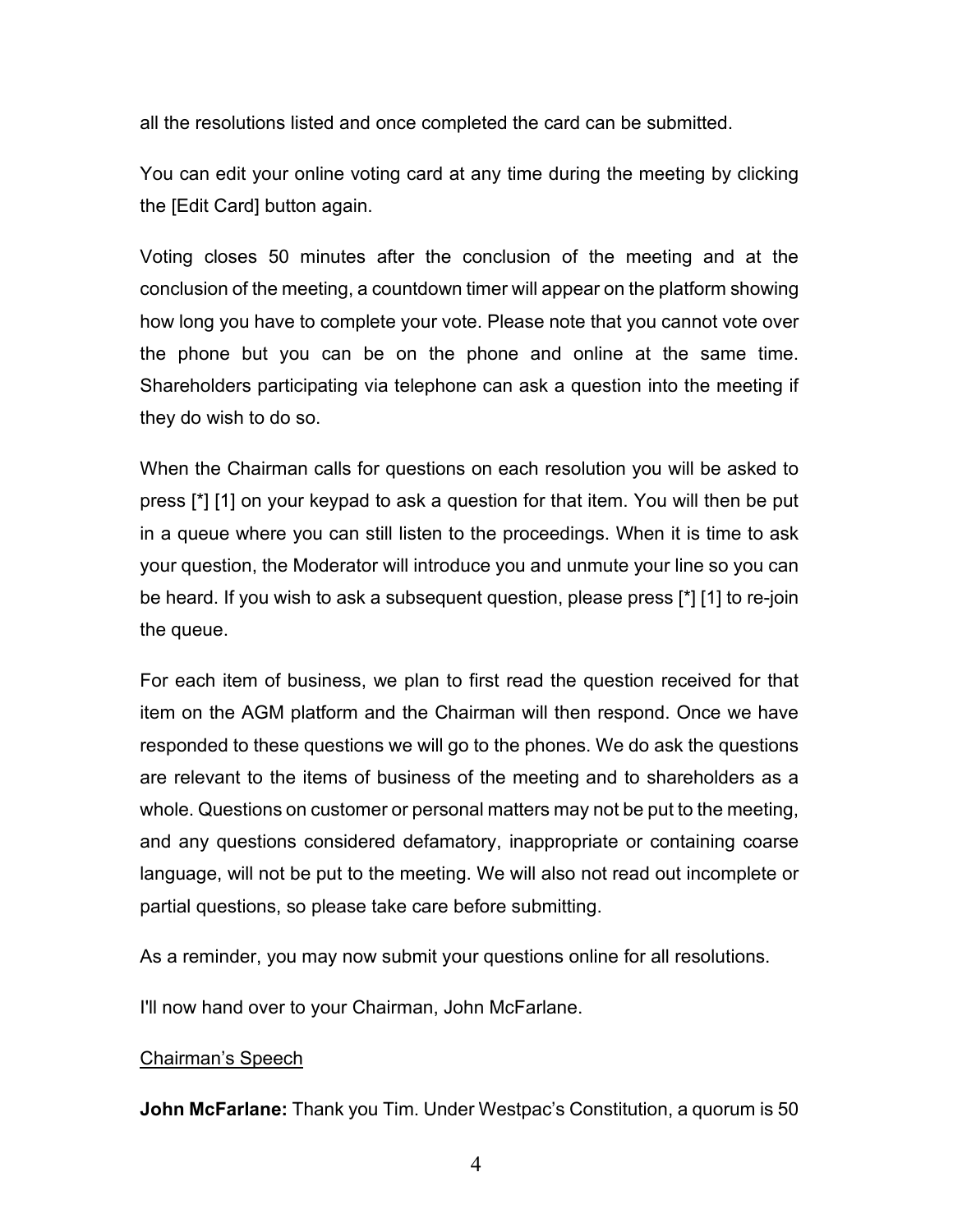all the resolutions listed and once completed the card can be submitted.

You can edit your online voting card at any time during the meeting by clicking the [Edit Card] button again.

Voting closes 50 minutes after the conclusion of the meeting and at the conclusion of the meeting, a countdown timer will appear on the platform showing how long you have to complete your vote. Please note that you cannot vote over the phone but you can be on the phone and online at the same time. Shareholders participating via telephone can ask a question into the meeting if they do wish to do so.

When the Chairman calls for questions on each resolution you will be asked to press [*] [1] on your keypad to ask a question for that item. You will then be put in a queue where you can still listen to the proceedings. When it is time to ask your question, the Moderator will introduce you and unmute your line so you can be heard. If you wish to ask a subsequent question, please press [*] [1] to re-join the queue.

For each item of business, we plan to first read the question received for that item on the AGM platform and the Chairman will then respond. Once we have responded to these questions we will go to the phones. We do ask the questions are relevant to the items of business of the meeting and to shareholders as a whole. Questions on customer or personal matters may not be put to the meeting, and any questions considered defamatory, inappropriate or containing coarse language, will not be put to the meeting. We will also not read out incomplete or partial questions, so please take care before submitting.

As a reminder, you may now submit your questions online for all resolutions.

I'll now hand over to your Chairman, John McFarlane.

<u>Chairman's Speech</u>

**John McFarlane:** Thank you Tim. Under Westpac's Constitution, a quorum is 50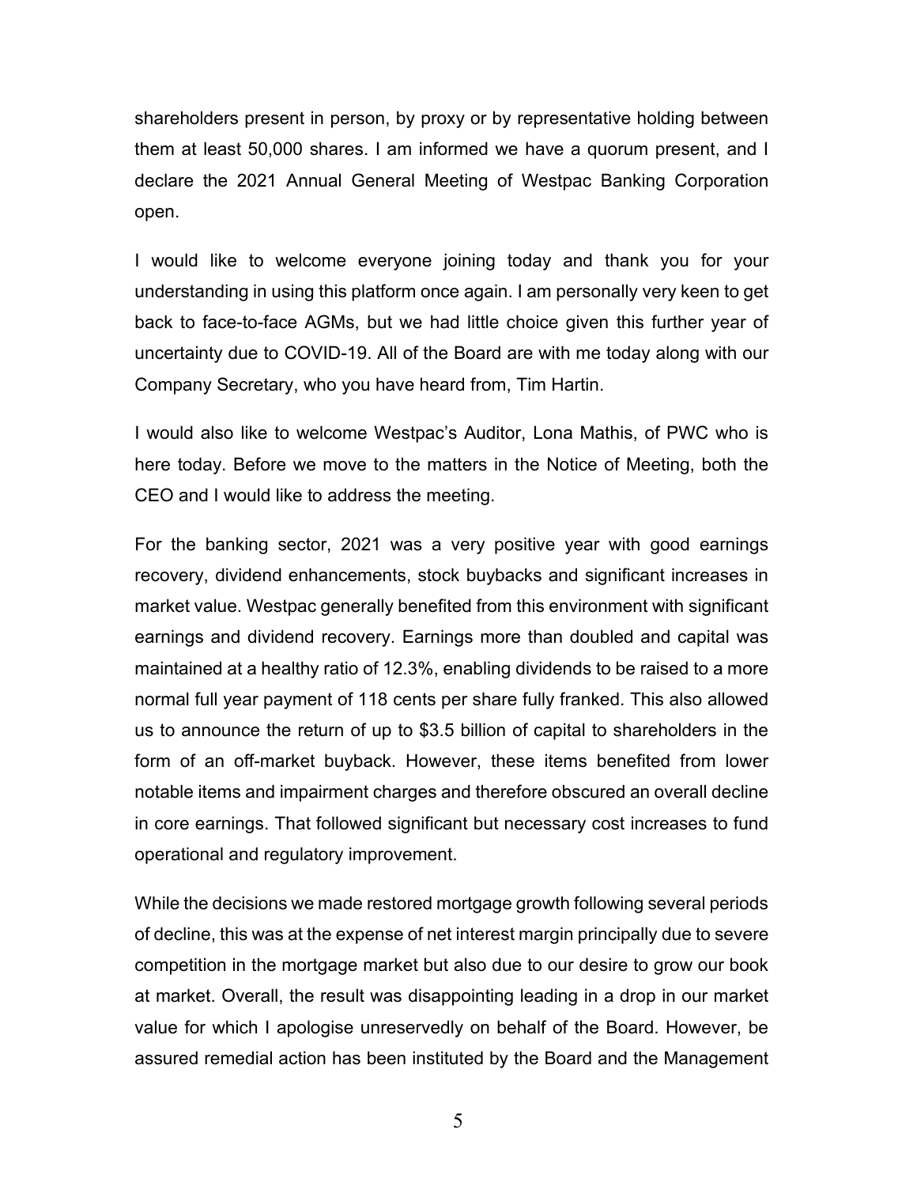shareholders present in person, by proxy or by representative holding between them at least 50,000 shares. I am informed we have a quorum present, and I declare the 2021 Annual General Meeting of Westpac Banking Corporation open.

I would like to welcome everyone joining today and thank you for your understanding in using this platform once again. I am personally very keen to get back to face-to-face AGMs, but we had little choice given this further year of uncertainty due to COVID-19. All of the Board are with me today along with our Company Secretary, who you have heard from, Tim Hartin.

I would also like to welcome Westpac's Auditor, Lona Mathis, of PWC who is here today. Before we move to the matters in the Notice of Meeting, both the CEO and I would like to address the meeting.

For the banking sector, 2021 was a very positive year with good earnings recovery, dividend enhancements, stock buybacks and significant increases in market value. Westpac generally benefited from this environment with significant earnings and dividend recovery. Earnings more than doubled and capital was maintained at a healthy ratio of 12.3%, enabling dividends to be raised to a more normal full year payment of 118 cents per share fully franked. This also allowed us to announce the return of up to $3.5 billion of capital to shareholders in the form of an off-market buyback. However, these items benefited from lower notable items and impairment charges and therefore obscured an overall decline in core earnings. That followed significant but necessary cost increases to fund operational and regulatory improvement.

While the decisions we made restored mortgage growth following several periods of decline, this was at the expense of net interest margin principally due to severe competition in the mortgage market but also due to our desire to grow our book at market. Overall, the result was disappointing leading in a drop in our market value for which I apologise unreservedly on behalf of the Board. However, be assured remedial action has been instituted by the Board and the Management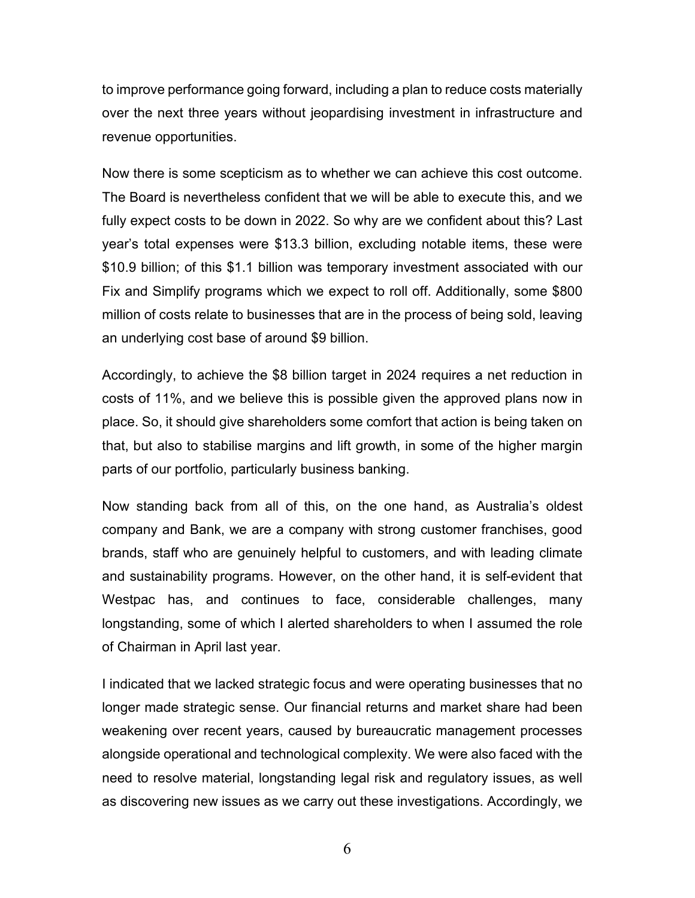to improve performance going forward, including a plan to reduce costs materially over the next three years without jeopardising investment in infrastructure and revenue opportunities.

Now there is some scepticism as to whether we can achieve this cost outcome. The Board is nevertheless confident that we will be able to execute this, and we fully expect costs to be down in 2022. So why are we confident about this? Last year's total expenses were $13.3 billion, excluding notable items, these were $10.9 billion; of this $1.1 billion was temporary investment associated with our Fix and Simplify programs which we expect to roll off. Additionally, some $800 million of costs relate to businesses that are in the process of being sold, leaving an underlying cost base of around $9 billion.

Accordingly, to achieve the $8 billion target in 2024 requires a net reduction in costs of 11%, and we believe this is possible given the approved plans now in place. So, it should give shareholders some comfort that action is being taken on that, but also to stabilise margins and lift growth, in some of the higher margin parts of our portfolio, particularly business banking.

Now standing back from all of this, on the one hand, as Australia's oldest company and Bank, we are a company with strong customer franchises, good brands, staff who are genuinely helpful to customers, and with leading climate and sustainability programs. However, on the other hand, it is self-evident that Westpac has, and continues to face, considerable challenges, many longstanding, some of which I alerted shareholders to when I assumed the role of Chairman in April last year.

I indicated that we lacked strategic focus and were operating businesses that no longer made strategic sense. Our financial returns and market share had been weakening over recent years, caused by bureaucratic management processes alongside operational and technological complexity. We were also faced with the need to resolve material, longstanding legal risk and regulatory issues, as well as discovering new issues as we carry out these investigations. Accordingly, we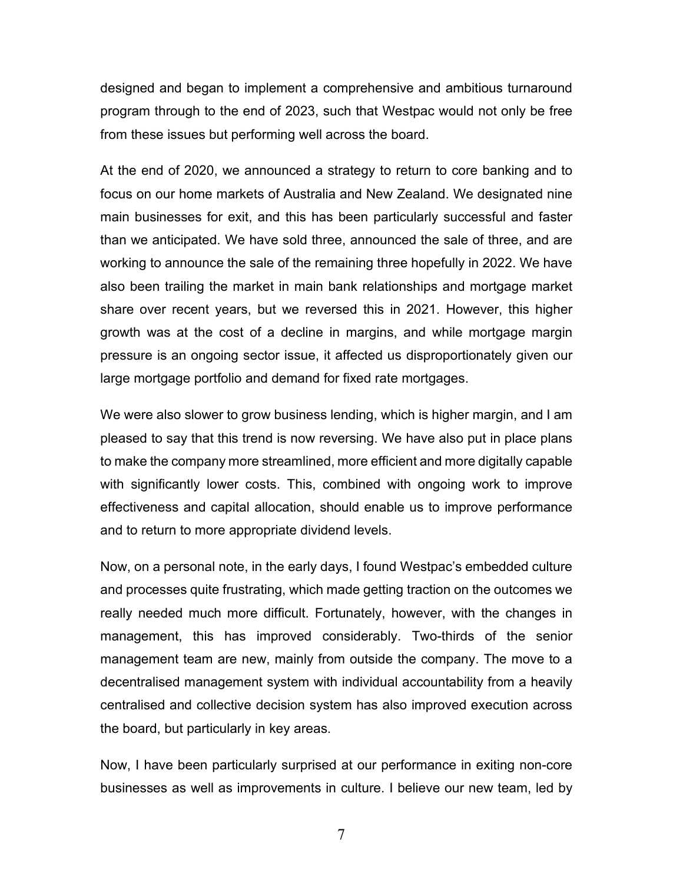designed and began to implement a comprehensive and ambitious turnaround program through to the end of 2023, such that Westpac would not only be free from these issues but performing well across the board.

At the end of 2020, we announced a strategy to return to core banking and to focus on our home markets of Australia and New Zealand. We designated nine main businesses for exit, and this has been particularly successful and faster than we anticipated. We have sold three, announced the sale of three, and are working to announce the sale of the remaining three hopefully in 2022. We have also been trailing the market in main bank relationships and mortgage market share over recent years, but we reversed this in 2021. However, this higher growth was at the cost of a decline in margins, and while mortgage margin pressure is an ongoing sector issue, it affected us disproportionately given our large mortgage portfolio and demand for fixed rate mortgages.

We were also slower to grow business lending, which is higher margin, and I am pleased to say that this trend is now reversing. We have also put in place plans to make the company more streamlined, more efficient and more digitally capable with significantly lower costs. This, combined with ongoing work to improve effectiveness and capital allocation, should enable us to improve performance and to return to more appropriate dividend levels.

Now, on a personal note, in the early days, I found Westpac's embedded culture and processes quite frustrating, which made getting traction on the outcomes we really needed much more difficult. Fortunately, however, with the changes in management, this has improved considerably. Two-thirds of the senior management team are new, mainly from outside the company. The move to a decentralised management system with individual accountability from a heavily centralised and collective decision system has also improved execution across the board, but particularly in key areas.

Now, I have been particularly surprised at our performance in exiting non-core businesses as well as improvements in culture. I believe our new team, led by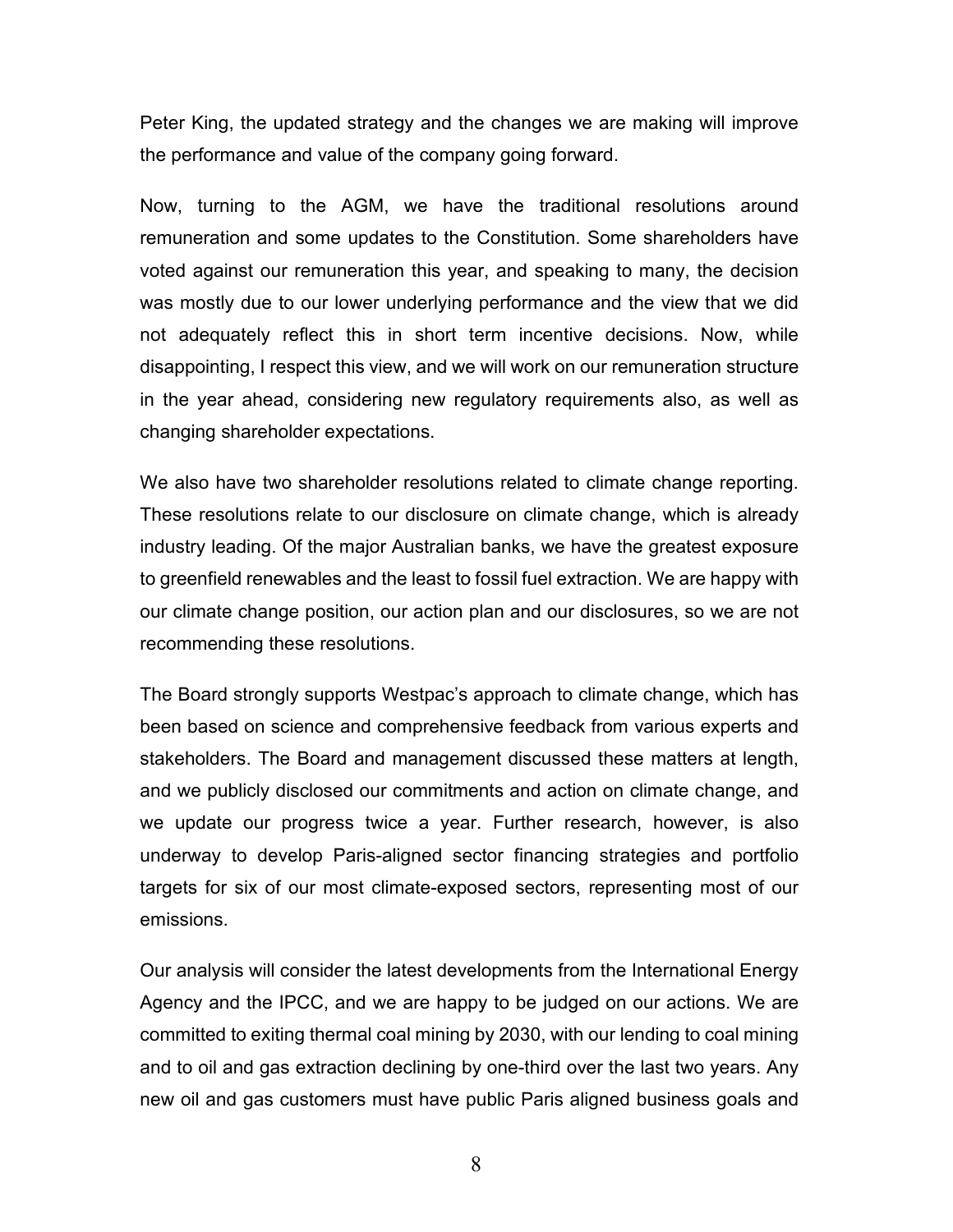Peter King, the updated strategy and the changes we are making will improve the performance and value of the company going forward.

Now, turning to the AGM, we have the traditional resolutions around remuneration and some updates to the Constitution. Some shareholders have voted against our remuneration this year, and speaking to many, the decision was mostly due to our lower underlying performance and the view that we did not adequately reflect this in short term incentive decisions. Now, while disappointing, I respect this view, and we will work on our remuneration structure in the year ahead, considering new regulatory requirements also, as well as changing shareholder expectations.

We also have two shareholder resolutions related to climate change reporting. These resolutions relate to our disclosure on climate change, which is already industry leading. Of the major Australian banks, we have the greatest exposure to greenfield renewables and the least to fossil fuel extraction. We are happy with our climate change position, our action plan and our disclosures, so we are not recommending these resolutions.

The Board strongly supports Westpac's approach to climate change, which has been based on science and comprehensive feedback from various experts and stakeholders. The Board and management discussed these matters at length, and we publicly disclosed our commitments and action on climate change, and we update our progress twice a year. Further research, however, is also underway to develop Paris-aligned sector financing strategies and portfolio targets for six of our most climate-exposed sectors, representing most of our emissions.

Our analysis will consider the latest developments from the International Energy Agency and the IPCC, and we are happy to be judged on our actions. We are committed to exiting thermal coal mining by 2030, with our lending to coal mining and to oil and gas extraction declining by one-third over the last two years. Any new oil and gas customers must have public Paris aligned business goals and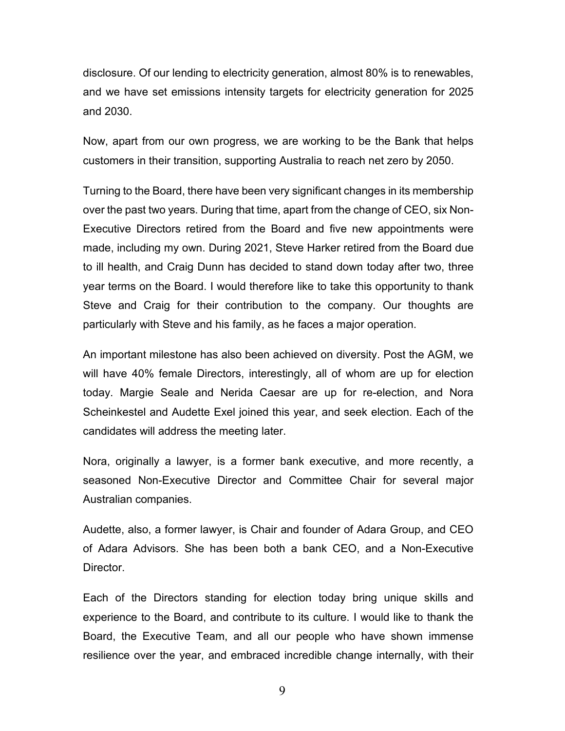disclosure. Of our lending to electricity generation, almost 80% is to renewables, and we have set emissions intensity targets for electricity generation for 2025 and 2030.

Now, apart from our own progress, we are working to be the Bank that helps customers in their transition, supporting Australia to reach net zero by 2050.

Turning to the Board, there have been very significant changes in its membership over the past two years. During that time, apart from the change of CEO, six Non-Executive Directors retired from the Board and five new appointments were made, including my own. During 2021, Steve Harker retired from the Board due to ill health, and Craig Dunn has decided to stand down today after two, three year terms on the Board. I would therefore like to take this opportunity to thank Steve and Craig for their contribution to the company. Our thoughts are particularly with Steve and his family, as he faces a major operation.

An important milestone has also been achieved on diversity. Post the AGM, we will have 40% female Directors, interestingly, all of whom are up for election today. Margie Seale and Nerida Caesar are up for re-election, and Nora Scheinkestel and Audette Exel joined this year, and seek election. Each of the candidates will address the meeting later.

Nora, originally a lawyer, is a former bank executive, and more recently, a seasoned Non-Executive Director and Committee Chair for several major Australian companies.

Audette, also, a former lawyer, is Chair and founder of Adara Group, and CEO of Adara Advisors. She has been both a bank CEO, and a Non-Executive Director.

Each of the Directors standing for election today bring unique skills and experience to the Board, and contribute to its culture. I would like to thank the Board, the Executive Team, and all our people who have shown immense resilience over the year, and embraced incredible change internally, with their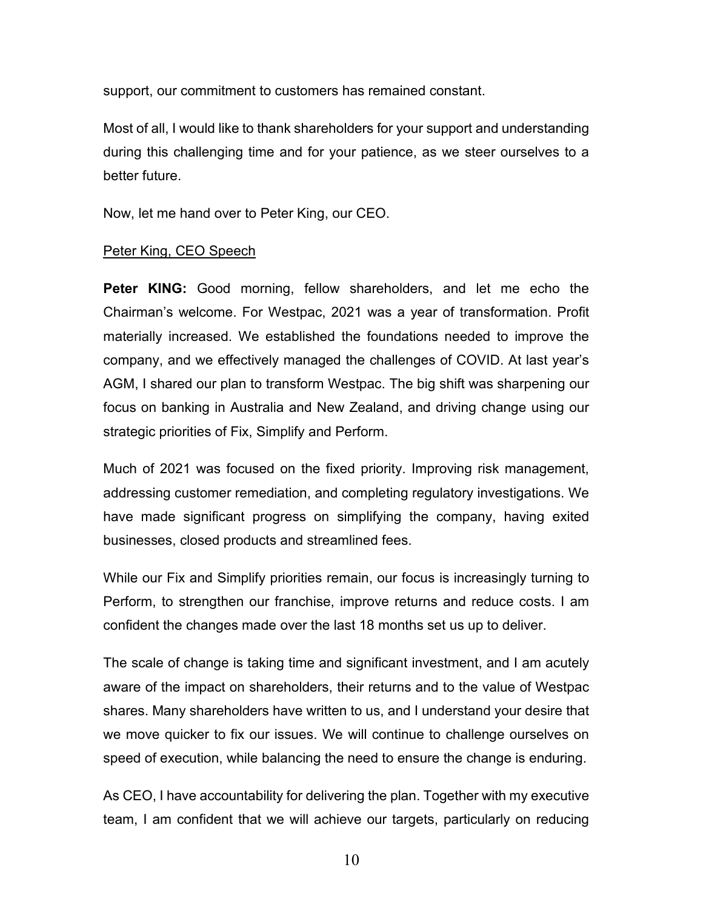support, our commitment to customers has remained constant.

Most of all, I would like to thank shareholders for your support and understanding during this challenging time and for your patience, as we steer ourselves to a better future.

Now, let me hand over to Peter King, our CEO.

<u>Peter King, CEO Speech</u>

**Peter KING:** Good morning, fellow shareholders, and let me echo the Chairman's welcome. For Westpac, 2021 was a year of transformation. Profit materially increased. We established the foundations needed to improve the company, and we effectively managed the challenges of COVID. At last year's AGM, I shared our plan to transform Westpac. The big shift was sharpening our focus on banking in Australia and New Zealand, and driving change using our strategic priorities of Fix, Simplify and Perform.

Much of 2021 was focused on the fixed priority. Improving risk management, addressing customer remediation, and completing regulatory investigations. We have made significant progress on simplifying the company, having exited businesses, closed products and streamlined fees.

While our Fix and Simplify priorities remain, our focus is increasingly turning to Perform, to strengthen our franchise, improve returns and reduce costs. I am confident the changes made over the last 18 months set us up to deliver.

The scale of change is taking time and significant investment, and I am acutely aware of the impact on shareholders, their returns and to the value of Westpac shares. Many shareholders have written to us, and I understand your desire that we move quicker to fix our issues. We will continue to challenge ourselves on speed of execution, while balancing the need to ensure the change is enduring.

As CEO, I have accountability for delivering the plan. Together with my executive team, I am confident that we will achieve our targets, particularly on reducing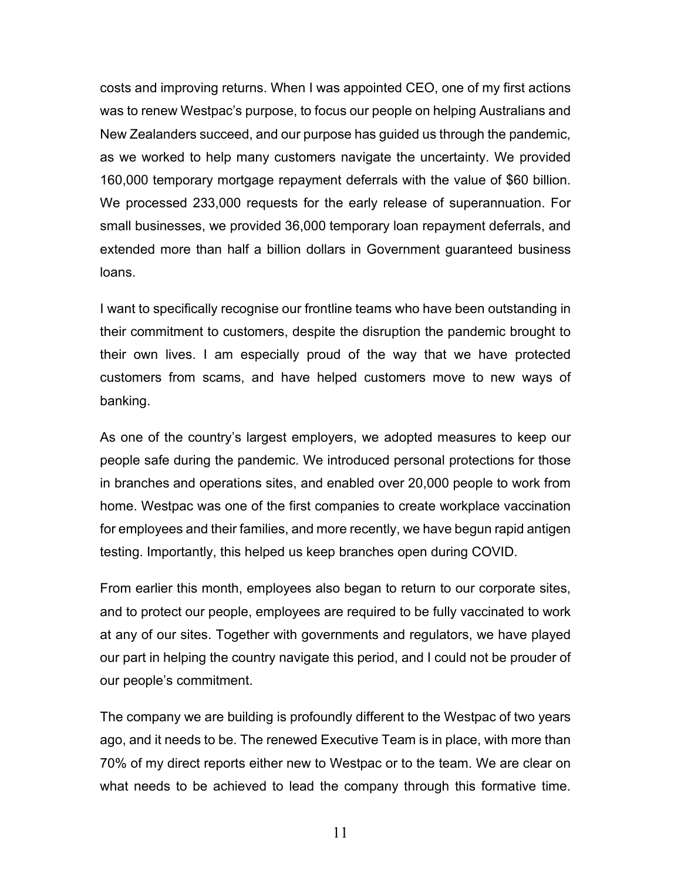costs and improving returns. When I was appointed CEO, one of my first actions was to renew Westpac's purpose, to focus our people on helping Australians and New Zealanders succeed, and our purpose has guided us through the pandemic, as we worked to help many customers navigate the uncertainty. We provided 160,000 temporary mortgage repayment deferrals with the value of $60 billion. We processed 233,000 requests for the early release of superannuation. For small businesses, we provided 36,000 temporary loan repayment deferrals, and extended more than half a billion dollars in Government guaranteed business loans.

I want to specifically recognise our frontline teams who have been outstanding in their commitment to customers, despite the disruption the pandemic brought to their own lives. I am especially proud of the way that we have protected customers from scams, and have helped customers move to new ways of banking.

As one of the country's largest employers, we adopted measures to keep our people safe during the pandemic. We introduced personal protections for those in branches and operations sites, and enabled over 20,000 people to work from home. Westpac was one of the first companies to create workplace vaccination for employees and their families, and more recently, we have begun rapid antigen testing. Importantly, this helped us keep branches open during COVID.

From earlier this month, employees also began to return to our corporate sites, and to protect our people, employees are required to be fully vaccinated to work at any of our sites. Together with governments and regulators, we have played our part in helping the country navigate this period, and I could not be prouder of our people's commitment.

The company we are building is profoundly different to the Westpac of two years ago, and it needs to be. The renewed Executive Team is in place, with more than 70% of my direct reports either new to Westpac or to the team. We are clear on what needs to be achieved to lead the company through this formative time.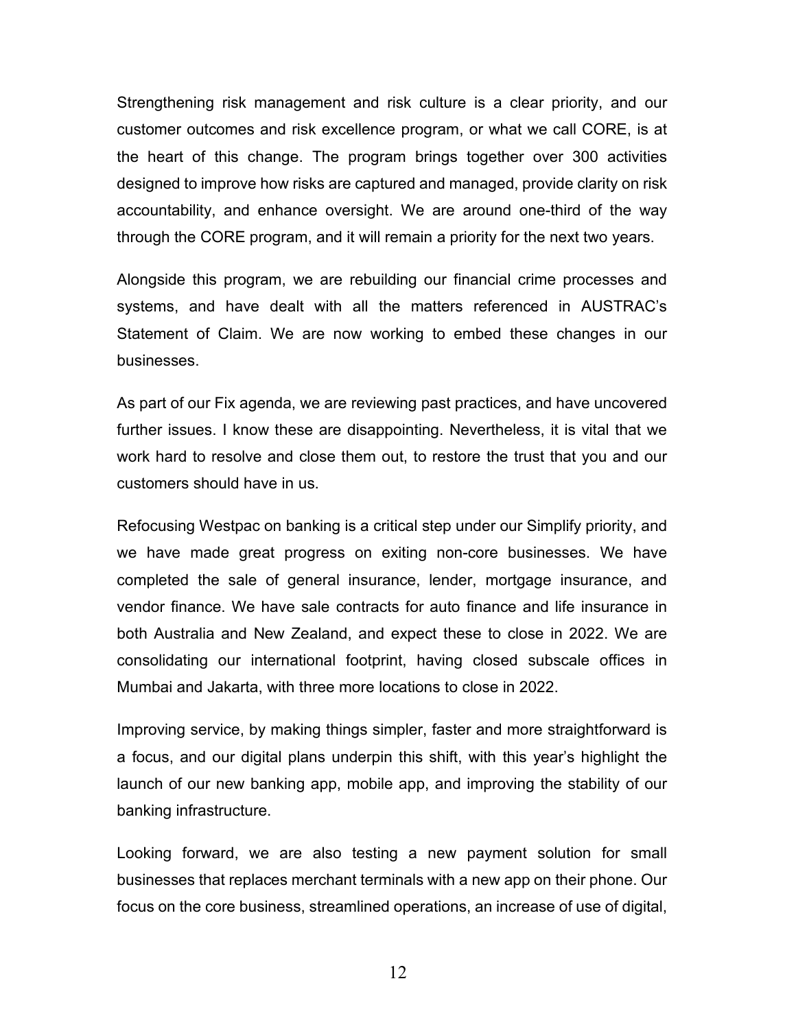Strengthening risk management and risk culture is a clear priority, and our customer outcomes and risk excellence program, or what we call CORE, is at the heart of this change. The program brings together over 300 activities designed to improve how risks are captured and managed, provide clarity on risk accountability, and enhance oversight. We are around one-third of the way through the CORE program, and it will remain a priority for the next two years.

Alongside this program, we are rebuilding our financial crime processes and systems, and have dealt with all the matters referenced in AUSTRAC's Statement of Claim. We are now working to embed these changes in our businesses.

As part of our Fix agenda, we are reviewing past practices, and have uncovered further issues. I know these are disappointing. Nevertheless, it is vital that we work hard to resolve and close them out, to restore the trust that you and our customers should have in us.

Refocusing Westpac on banking is a critical step under our Simplify priority, and we have made great progress on exiting non-core businesses. We have completed the sale of general insurance, lender, mortgage insurance, and vendor finance. We have sale contracts for auto finance and life insurance in both Australia and New Zealand, and expect these to close in 2022. We are consolidating our international footprint, having closed subscale offices in Mumbai and Jakarta, with three more locations to close in 2022.

Improving service, by making things simpler, faster and more straightforward is a focus, and our digital plans underpin this shift, with this year's highlight the launch of our new banking app, mobile app, and improving the stability of our banking infrastructure.

Looking forward, we are also testing a new payment solution for small businesses that replaces merchant terminals with a new app on their phone. Our focus on the core business, streamlined operations, an increase of use of digital,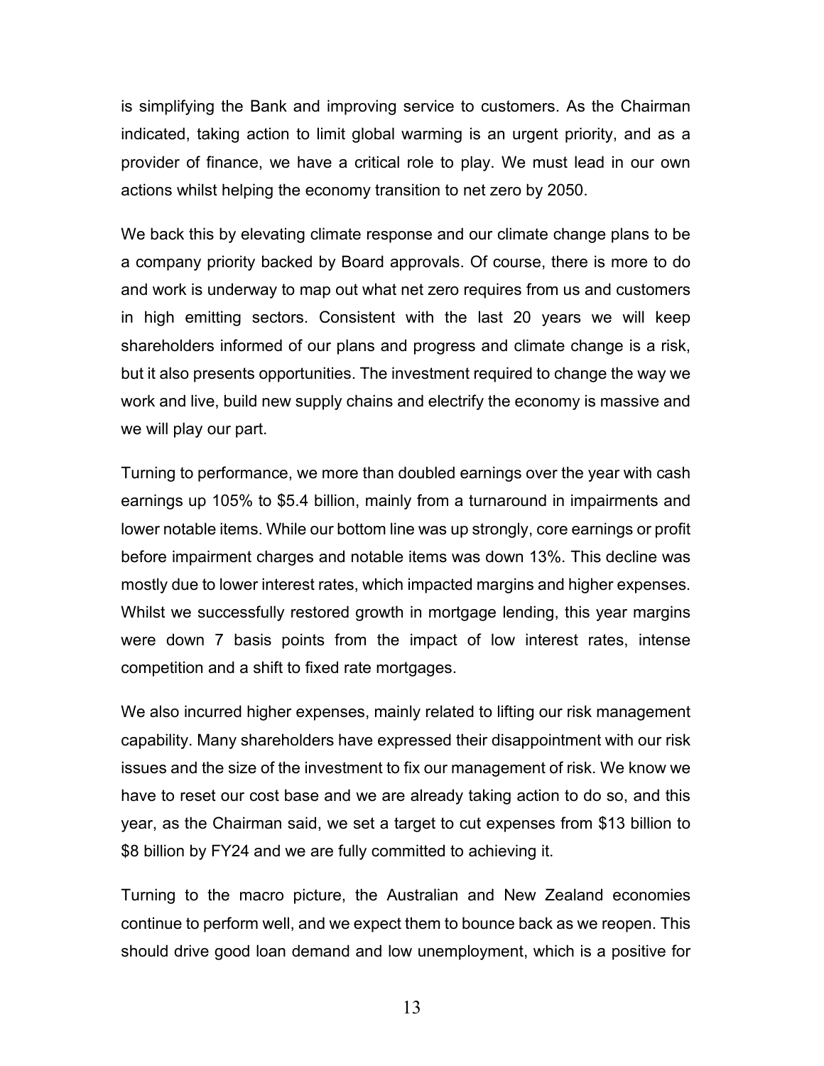is simplifying the Bank and improving service to customers. As the Chairman indicated, taking action to limit global warming is an urgent priority, and as a provider of finance, we have a critical role to play. We must lead in our own actions whilst helping the economy transition to net zero by 2050.

We back this by elevating climate response and our climate change plans to be a company priority backed by Board approvals. Of course, there is more to do and work is underway to map out what net zero requires from us and customers in high emitting sectors. Consistent with the last 20 years we will keep shareholders informed of our plans and progress and climate change is a risk, but it also presents opportunities. The investment required to change the way we work and live, build new supply chains and electrify the economy is massive and we will play our part.

Turning to performance, we more than doubled earnings over the year with cash earnings up 105% to $5.4 billion, mainly from a turnaround in impairments and lower notable items. While our bottom line was up strongly, core earnings or profit before impairment charges and notable items was down 13%. This decline was mostly due to lower interest rates, which impacted margins and higher expenses. Whilst we successfully restored growth in mortgage lending, this year margins were down 7 basis points from the impact of low interest rates, intense competition and a shift to fixed rate mortgages.

We also incurred higher expenses, mainly related to lifting our risk management capability. Many shareholders have expressed their disappointment with our risk issues and the size of the investment to fix our management of risk. We know we have to reset our cost base and we are already taking action to do so, and this year, as the Chairman said, we set a target to cut expenses from $13 billion to $8 billion by FY24 and we are fully committed to achieving it.

Turning to the macro picture, the Australian and New Zealand economies continue to perform well, and we expect them to bounce back as we reopen. This should drive good loan demand and low unemployment, which is a positive for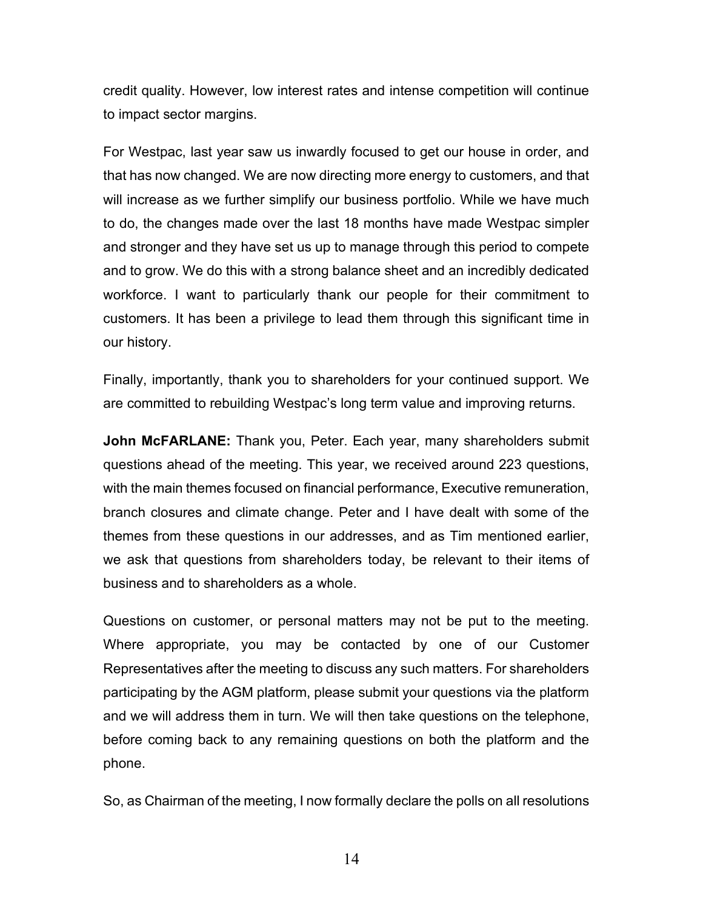credit quality. However, low interest rates and intense competition will continue to impact sector margins.

For Westpac, last year saw us inwardly focused to get our house in order, and that has now changed. We are now directing more energy to customers, and that will increase as we further simplify our business portfolio. While we have much to do, the changes made over the last 18 months have made Westpac simpler and stronger and they have set us up to manage through this period to compete and to grow. We do this with a strong balance sheet and an incredibly dedicated workforce. I want to particularly thank our people for their commitment to customers. It has been a privilege to lead them through this significant time in our history.

Finally, importantly, thank you to shareholders for your continued support. We are committed to rebuilding Westpac's long term value and improving returns.

**John McFARLANE:** Thank you, Peter. Each year, many shareholders submit questions ahead of the meeting. This year, we received around 223 questions, with the main themes focused on financial performance, Executive remuneration, branch closures and climate change. Peter and I have dealt with some of the themes from these questions in our addresses, and as Tim mentioned earlier, we ask that questions from shareholders today, be relevant to their items of business and to shareholders as a whole.

Questions on customer, or personal matters may not be put to the meeting. Where appropriate, you may be contacted by one of our Customer Representatives after the meeting to discuss any such matters. For shareholders participating by the AGM platform, please submit your questions via the platform and we will address them in turn. We will then take questions on the telephone, before coming back to any remaining questions on both the platform and the phone.

So, as Chairman of the meeting, I now formally declare the polls on all resolutions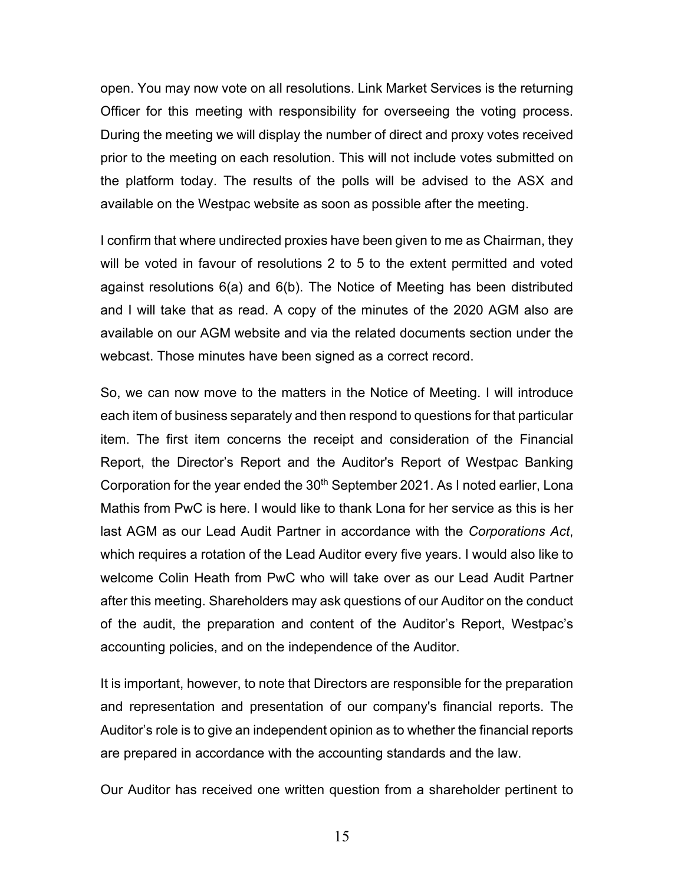open. You may now vote on all resolutions. Link Market Services is the returning Officer for this meeting with responsibility for overseeing the voting process. During the meeting we will display the number of direct and proxy votes received prior to the meeting on each resolution. This will not include votes submitted on the platform today. The results of the polls will be advised to the ASX and available on the Westpac website as soon as possible after the meeting.

I confirm that where undirected proxies have been given to me as Chairman, they will be voted in favour of resolutions 2 to 5 to the extent permitted and voted against resolutions 6(a) and 6(b). The Notice of Meeting has been distributed and I will take that as read. A copy of the minutes of the 2020 AGM also are available on our AGM website and via the related documents section under the webcast. Those minutes have been signed as a correct record.

So, we can now move to the matters in the Notice of Meeting. I will introduce each item of business separately and then respond to questions for that particular item. The first item concerns the receipt and consideration of the Financial Report, the Director's Report and the Auditor's Report of Westpac Banking Corporation for the year ended the 30th September 2021. As I noted earlier, Lona Mathis from PwC is here. I would like to thank Lona for her service as this is her last AGM as our Lead Audit Partner in accordance with the *Corporations Act*, which requires a rotation of the Lead Auditor every five years. I would also like to welcome Colin Heath from PwC who will take over as our Lead Audit Partner after this meeting. Shareholders may ask questions of our Auditor on the conduct of the audit, the preparation and content of the Auditor's Report, Westpac's accounting policies, and on the independence of the Auditor.

It is important, however, to note that Directors are responsible for the preparation and representation and presentation of our company's financial reports. The Auditor's role is to give an independent opinion as to whether the financial reports are prepared in accordance with the accounting standards and the law.

Our Auditor has received one written question from a shareholder pertinent to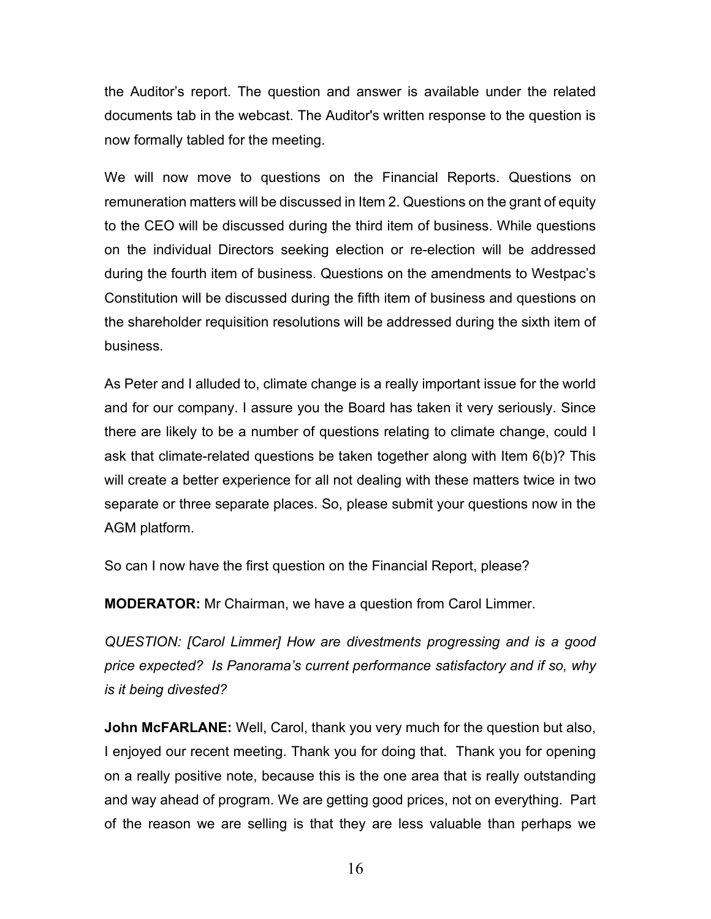the Auditor's report. The question and answer is available under the related documents tab in the webcast. The Auditor's written response to the question is now formally tabled for the meeting.

We will now move to questions on the Financial Reports. Questions on remuneration matters will be discussed in Item 2. Questions on the grant of equity to the CEO will be discussed during the third item of business. While questions on the individual Directors seeking election or re-election will be addressed during the fourth item of business. Questions on the amendments to Westpac's Constitution will be discussed during the fifth item of business and questions on the shareholder requisition resolutions will be addressed during the sixth item of business.

As Peter and I alluded to, climate change is a really important issue for the world and for our company. I assure you the Board has taken it very seriously. Since there are likely to be a number of questions relating to climate change, could I ask that climate-related questions be taken together along with Item 6(b)? This will create a better experience for all not dealing with these matters twice in two separate or three separate places. So, please submit your questions now in the AGM platform.

So can I now have the first question on the Financial Report, please?

**MODERATOR:** Mr Chairman, we have a question from Carol Limmer.

*QUESTION: [Carol Limmer] How are divestments progressing and is a good price expected? Is Panorama's current performance satisfactory and if so, why is it being divested?*

**John McFARLANE:** Well, Carol, thank you very much for the question but also, I enjoyed our recent meeting. Thank you for doing that. Thank you for opening on a really positive note, because this is the one area that is really outstanding and way ahead of program. We are getting good prices, not on everything. Part of the reason we are selling is that they are less valuable than perhaps we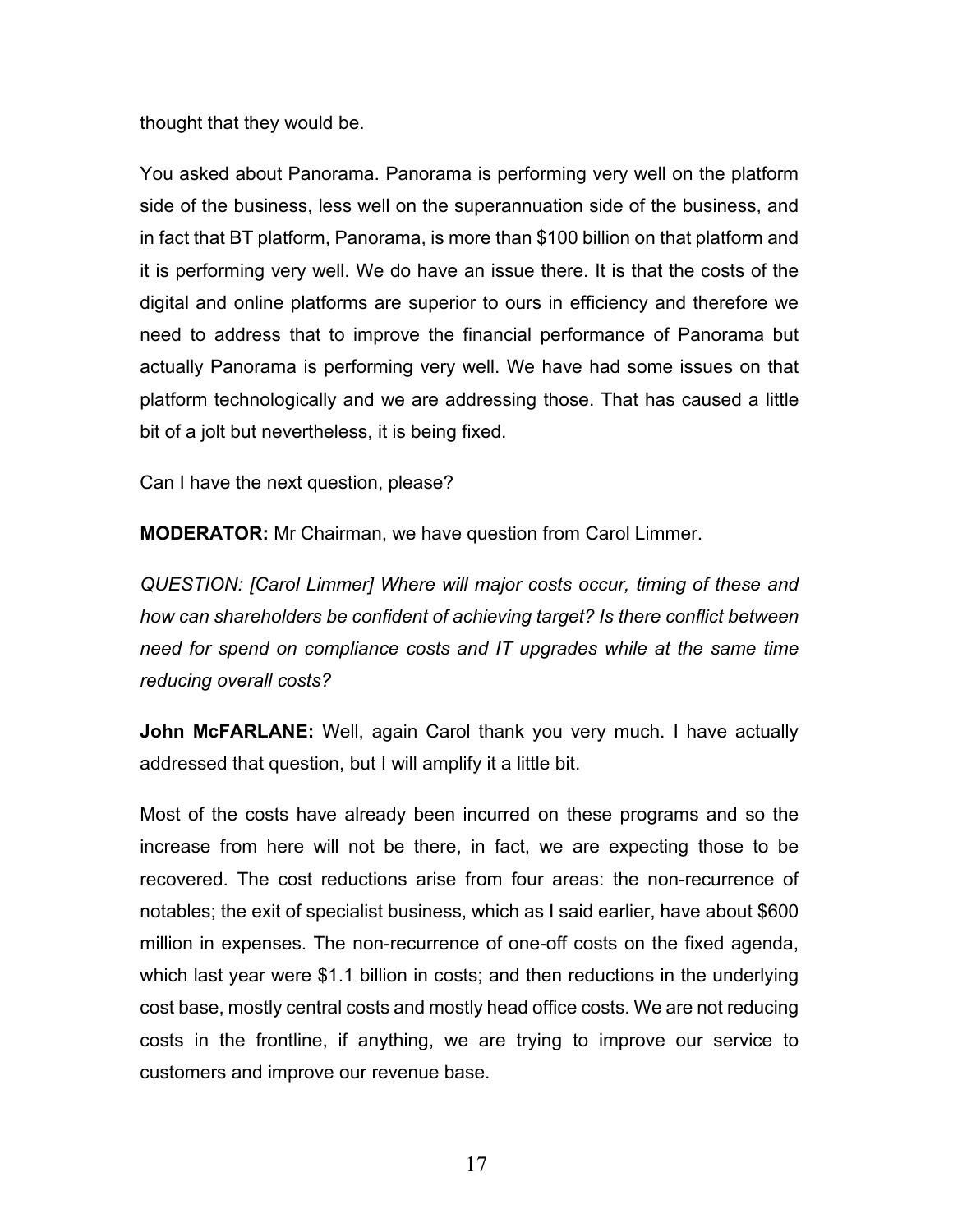thought that they would be.

You asked about Panorama. Panorama is performing very well on the platform side of the business, less well on the superannuation side of the business, and in fact that BT platform, Panorama, is more than $100 billion on that platform and it is performing very well. We do have an issue there. It is that the costs of the digital and online platforms are superior to ours in efficiency and therefore we need to address that to improve the financial performance of Panorama but actually Panorama is performing very well. We have had some issues on that platform technologically and we are addressing those. That has caused a little bit of a jolt but nevertheless, it is being fixed.

Can I have the next question, please?

**MODERATOR:** Mr Chairman, we have question from Carol Limmer.

*QUESTION: [Carol Limmer] Where will major costs occur, timing of these and how can shareholders be confident of achieving target? Is there conflict between need for spend on compliance costs and IT upgrades while at the same time reducing overall costs?*

**John McFARLANE:** Well, again Carol thank you very much. I have actually addressed that question, but I will amplify it a little bit.

Most of the costs have already been incurred on these programs and so the increase from here will not be there, in fact, we are expecting those to be recovered. The cost reductions arise from four areas: the non-recurrence of notables; the exit of specialist business, which as I said earlier, have about $600 million in expenses. The non-recurrence of one-off costs on the fixed agenda, which last year were $1.1 billion in costs; and then reductions in the underlying cost base, mostly central costs and mostly head office costs. We are not reducing costs in the frontline, if anything, we are trying to improve our service to customers and improve our revenue base.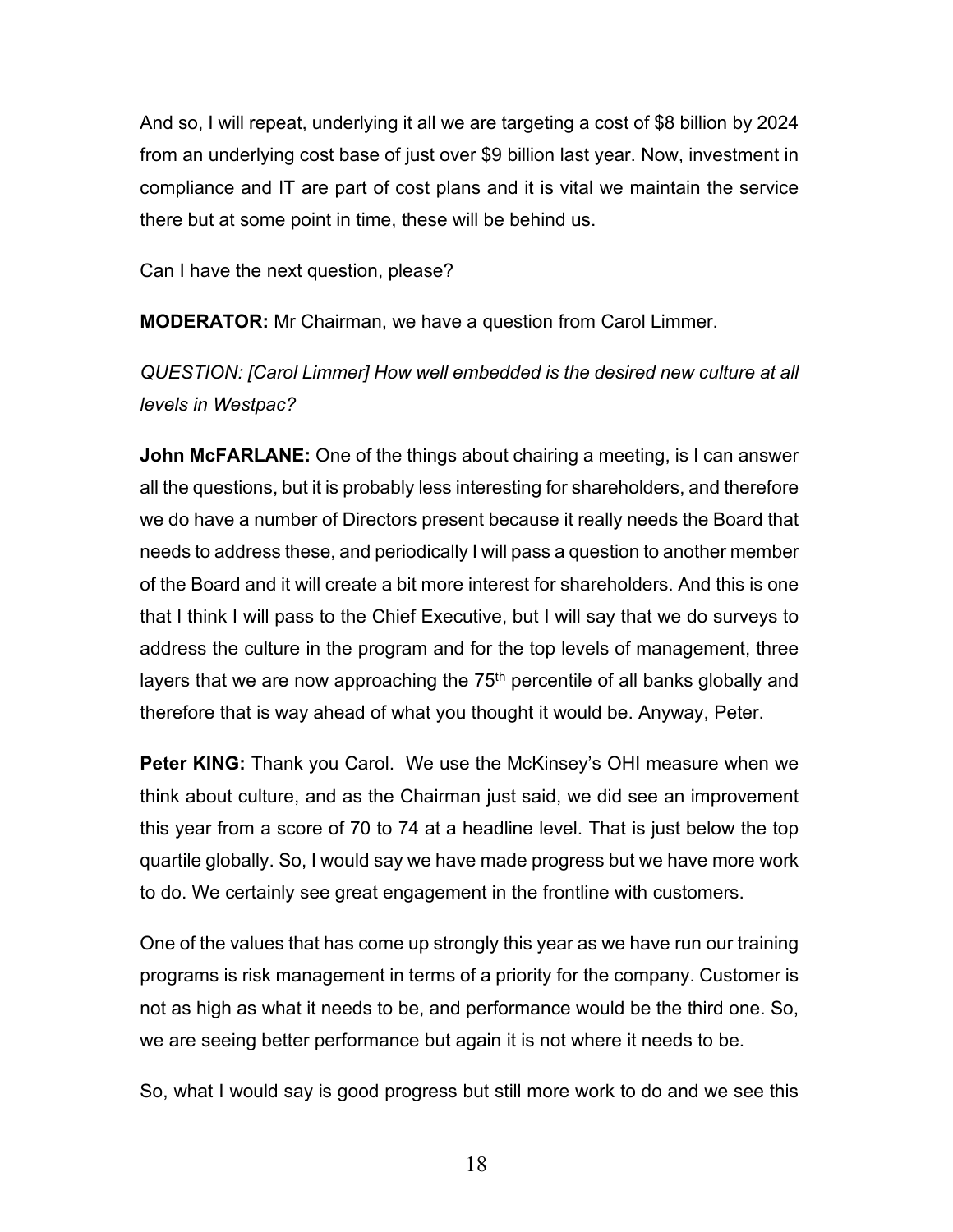And so, I will repeat, underlying it all we are targeting a cost of $8 billion by 2024 from an underlying cost base of just over $9 billion last year. Now, investment in compliance and IT are part of cost plans and it is vital we maintain the service there but at some point in time, these will be behind us.

Can I have the next question, please?

**MODERATOR:** Mr Chairman, we have a question from Carol Limmer.

*QUESTION: [Carol Limmer] How well embedded is the desired new culture at all levels in Westpac?*

**John McFARLANE:** One of the things about chairing a meeting, is I can answer all the questions, but it is probably less interesting for shareholders, and therefore we do have a number of Directors present because it really needs the Board that needs to address these, and periodically I will pass a question to another member of the Board and it will create a bit more interest for shareholders. And this is one that I think I will pass to the Chief Executive, but I will say that we do surveys to address the culture in the program and for the top levels of management, three layers that we are now approaching the 75th percentile of all banks globally and therefore that is way ahead of what you thought it would be. Anyway, Peter.

**Peter KING:** Thank you Carol. We use the McKinsey's OHI measure when we think about culture, and as the Chairman just said, we did see an improvement this year from a score of 70 to 74 at a headline level. That is just below the top quartile globally. So, I would say we have made progress but we have more work to do. We certainly see great engagement in the frontline with customers.

One of the values that has come up strongly this year as we have run our training programs is risk management in terms of a priority for the company. Customer is not as high as what it needs to be, and performance would be the third one. So, we are seeing better performance but again it is not where it needs to be.

So, what I would say is good progress but still more work to do and we see this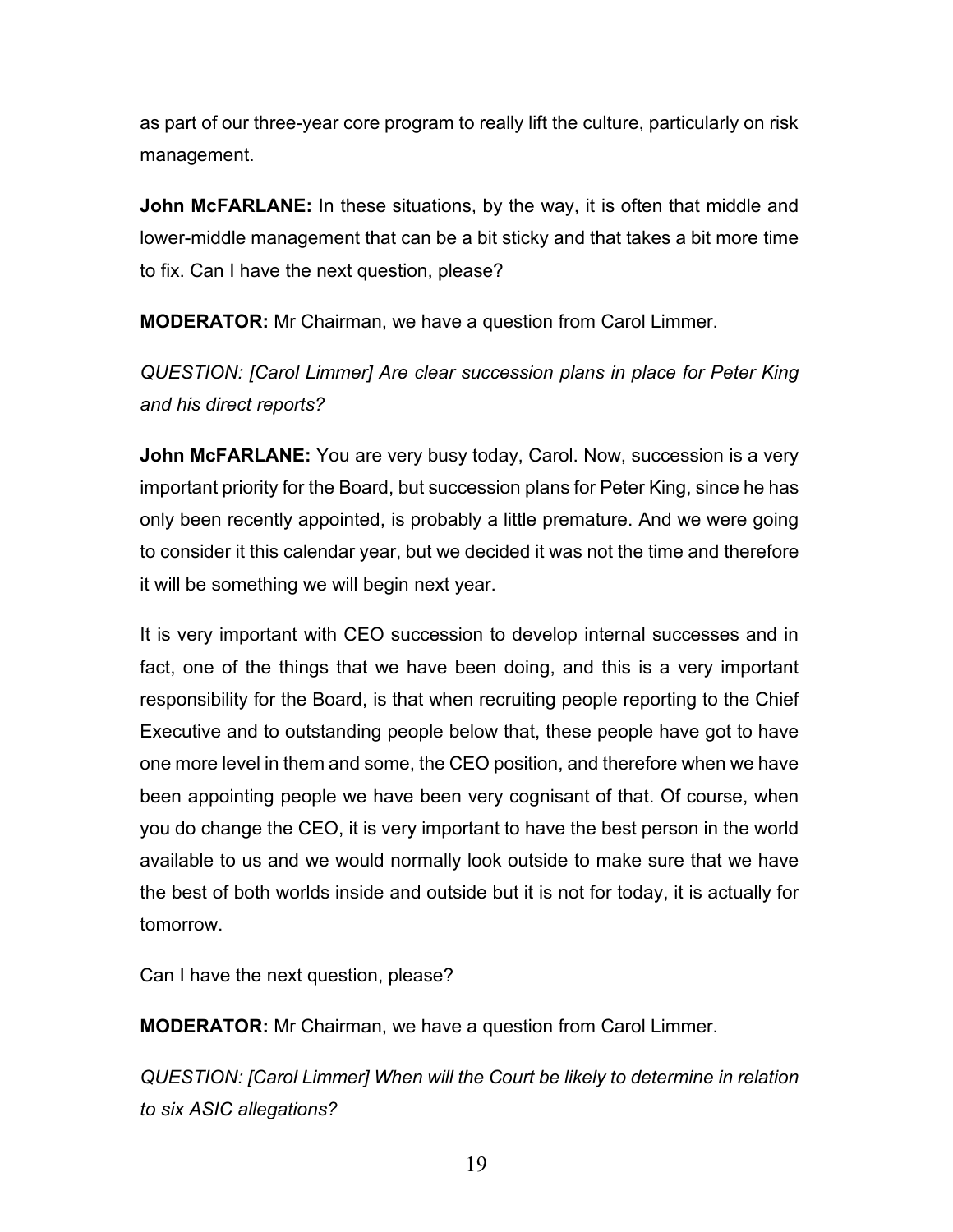as part of our three-year core program to really lift the culture, particularly on risk management.

**John McFARLANE:** In these situations, by the way, it is often that middle and lower-middle management that can be a bit sticky and that takes a bit more time to fix. Can I have the next question, please?

**MODERATOR:** Mr Chairman, we have a question from Carol Limmer.

*QUESTION: [Carol Limmer] Are clear succession plans in place for Peter King and his direct reports?*

**John McFARLANE:** You are very busy today, Carol. Now, succession is a very important priority for the Board, but succession plans for Peter King, since he has only been recently appointed, is probably a little premature. And we were going to consider it this calendar year, but we decided it was not the time and therefore it will be something we will begin next year.

It is very important with CEO succession to develop internal successes and in fact, one of the things that we have been doing, and this is a very important responsibility for the Board, is that when recruiting people reporting to the Chief Executive and to outstanding people below that, these people have got to have one more level in them and some, the CEO position, and therefore when we have been appointing people we have been very cognisant of that. Of course, when you do change the CEO, it is very important to have the best person in the world available to us and we would normally look outside to make sure that we have the best of both worlds inside and outside but it is not for today, it is actually for tomorrow.

Can I have the next question, please?

**MODERATOR:** Mr Chairman, we have a question from Carol Limmer.

*QUESTION: [Carol Limmer] When will the Court be likely to determine in relation to six ASIC allegations?*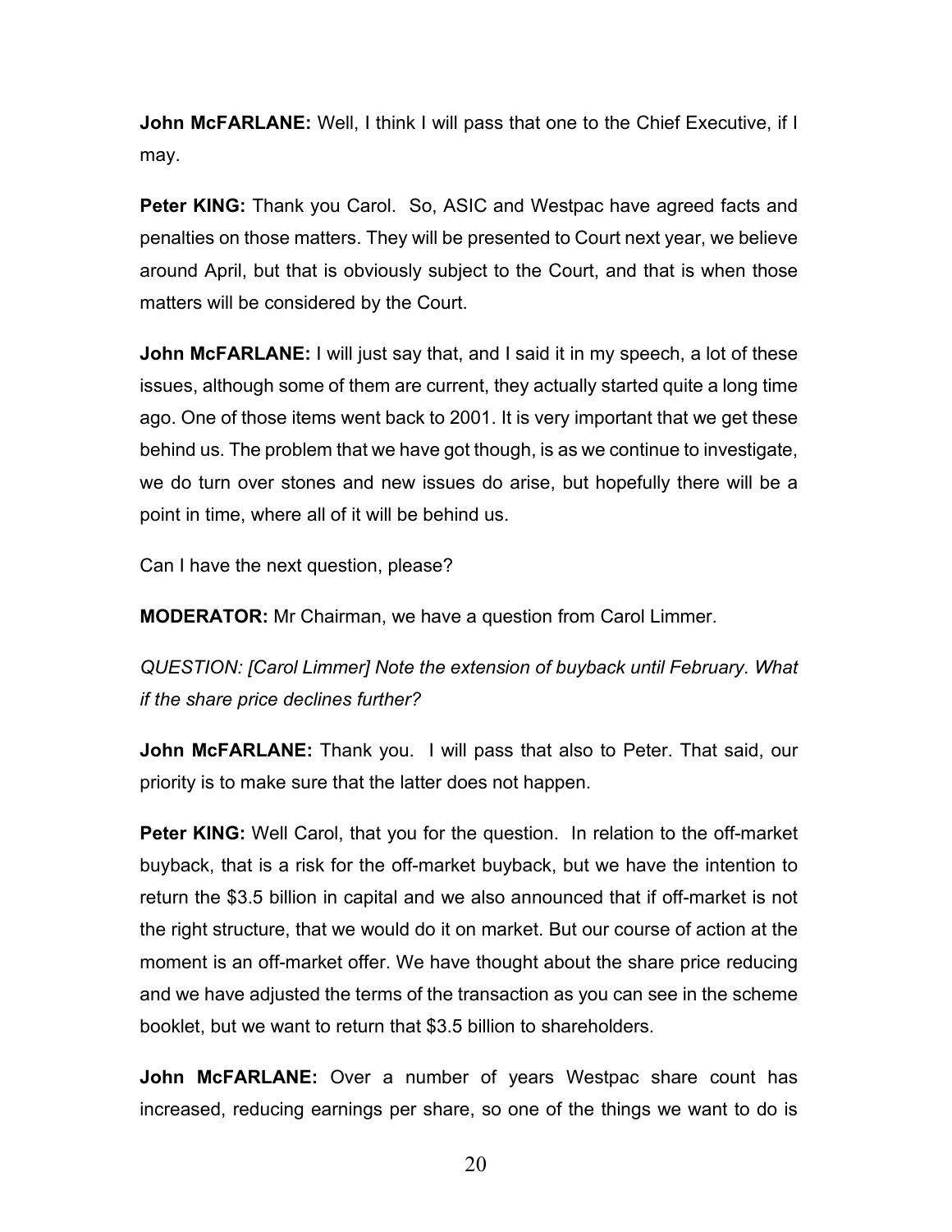**John McFARLANE:** Well, I think I will pass that one to the Chief Executive, if I may.

**Peter KING:** Thank you Carol. So, ASIC and Westpac have agreed facts and penalties on those matters. They will be presented to Court next year, we believe around April, but that is obviously subject to the Court, and that is when those matters will be considered by the Court.

**John McFARLANE:** I will just say that, and I said it in my speech, a lot of these issues, although some of them are current, they actually started quite a long time ago. One of those items went back to 2001. It is very important that we get these behind us. The problem that we have got though, is as we continue to investigate, we do turn over stones and new issues do arise, but hopefully there will be a point in time, where all of it will be behind us.

Can I have the next question, please?

**MODERATOR:** Mr Chairman, we have a question from Carol Limmer.

*QUESTION: [Carol Limmer] Note the extension of buyback until February. What if the share price declines further?*

**John McFARLANE:** Thank you. I will pass that also to Peter. That said, our priority is to make sure that the latter does not happen.

**Peter KING:** Well Carol, that you for the question. In relation to the off-market buyback, that is a risk for the off-market buyback, but we have the intention to return the $3.5 billion in capital and we also announced that if off-market is not the right structure, that we would do it on market. But our course of action at the moment is an off-market offer. We have thought about the share price reducing and we have adjusted the terms of the transaction as you can see in the scheme booklet, but we want to return that $3.5 billion to shareholders.

**John McFARLANE:** Over a number of years Westpac share count has increased, reducing earnings per share, so one of the things we want to do is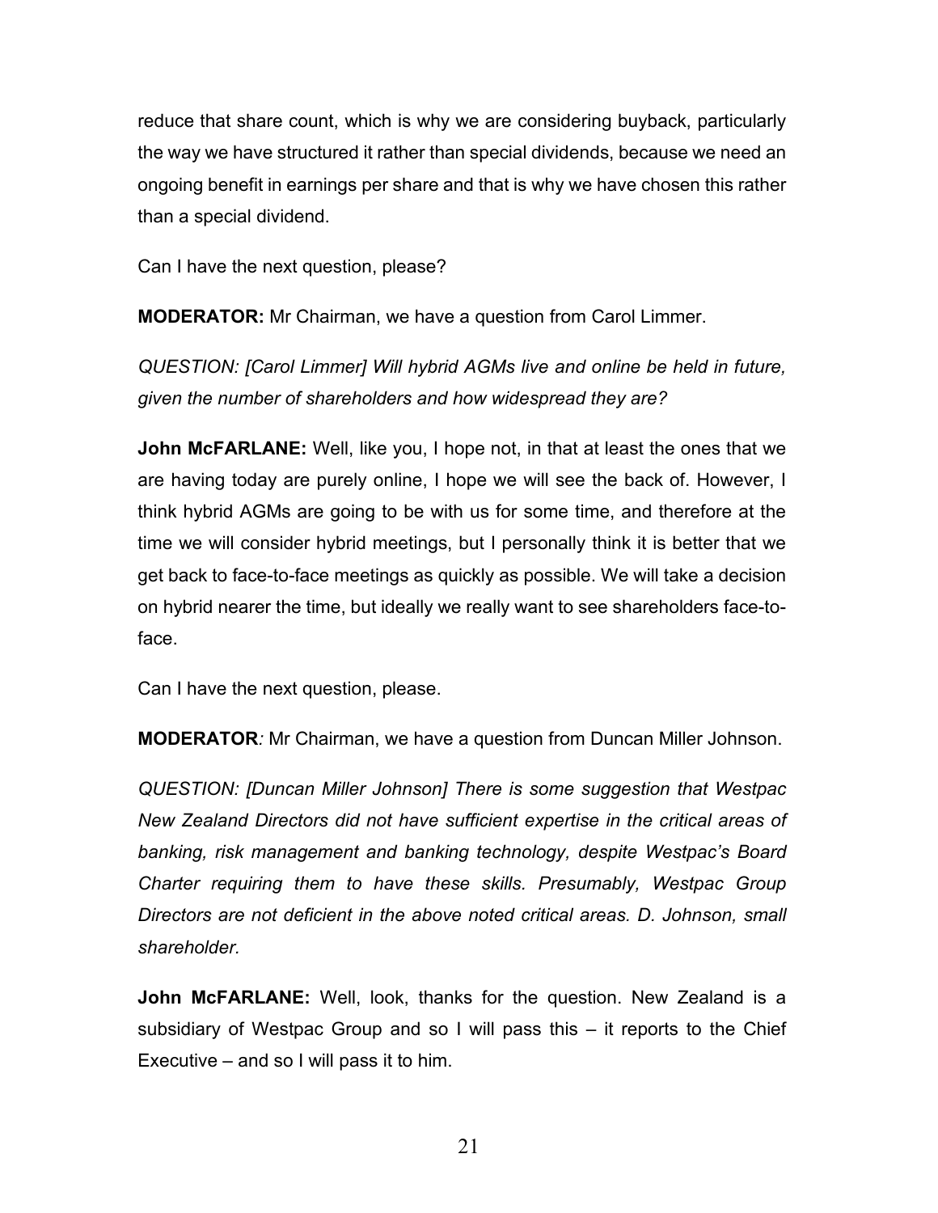reduce that share count, which is why we are considering buyback, particularly the way we have structured it rather than special dividends, because we need an ongoing benefit in earnings per share and that is why we have chosen this rather than a special dividend.

Can I have the next question, please?

**MODERATOR:** Mr Chairman, we have a question from Carol Limmer.

*QUESTION: [Carol Limmer] Will hybrid AGMs live and online be held in future, given the number of shareholders and how widespread they are?*

**John McFARLANE:** Well, like you, I hope not, in that at least the ones that we are having today are purely online, I hope we will see the back of. However, I think hybrid AGMs are going to be with us for some time, and therefore at the time we will consider hybrid meetings, but I personally think it is better that we get back to face-to-face meetings as quickly as possible. We will take a decision on hybrid nearer the time, but ideally we really want to see shareholders face-to-face.

Can I have the next question, please.

**MODERATOR***:* Mr Chairman, we have a question from Duncan Miller Johnson.

*QUESTION: [Duncan Miller Johnson] There is some suggestion that Westpac New Zealand Directors did not have sufficient expertise in the critical areas of banking, risk management and banking technology, despite Westpac's Board Charter requiring them to have these skills. Presumably, Westpac Group Directors are not deficient in the above noted critical areas. D. Johnson, small shareholder.*

**John McFARLANE:** Well, look, thanks for the question. New Zealand is a subsidiary of Westpac Group and so I will pass this – it reports to the Chief Executive – and so I will pass it to him.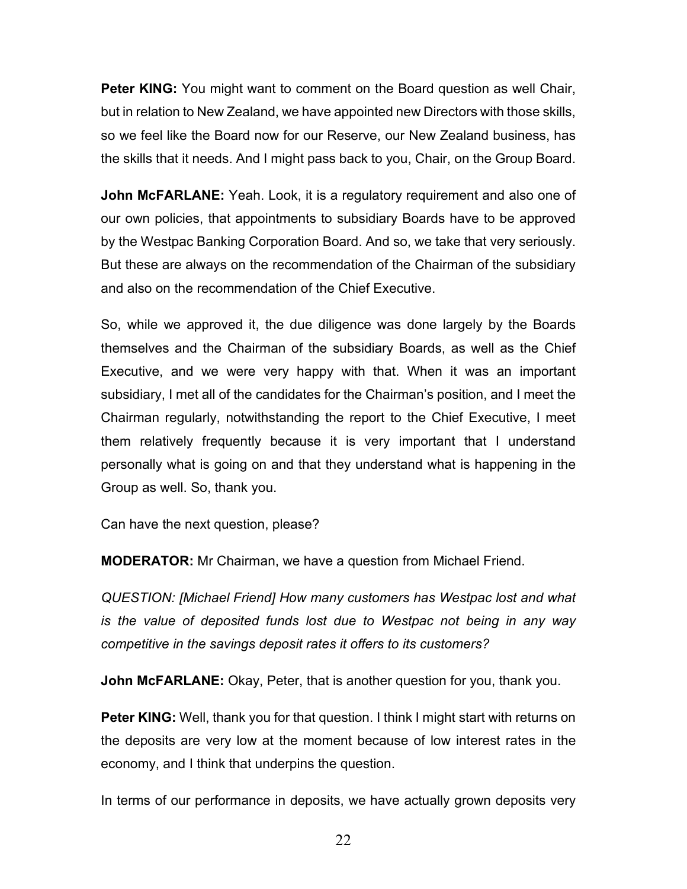**Peter KING:** You might want to comment on the Board question as well Chair, but in relation to New Zealand, we have appointed new Directors with those skills, so we feel like the Board now for our Reserve, our New Zealand business, has the skills that it needs. And I might pass back to you, Chair, on the Group Board.

**John McFARLANE:** Yeah. Look, it is a regulatory requirement and also one of our own policies, that appointments to subsidiary Boards have to be approved by the Westpac Banking Corporation Board. And so, we take that very seriously. But these are always on the recommendation of the Chairman of the subsidiary and also on the recommendation of the Chief Executive.

So, while we approved it, the due diligence was done largely by the Boards themselves and the Chairman of the subsidiary Boards, as well as the Chief Executive, and we were very happy with that. When it was an important subsidiary, I met all of the candidates for the Chairman's position, and I meet the Chairman regularly, notwithstanding the report to the Chief Executive, I meet them relatively frequently because it is very important that I understand personally what is going on and that they understand what is happening in the Group as well. So, thank you.

Can have the next question, please?

**MODERATOR:** Mr Chairman, we have a question from Michael Friend.

*QUESTION: [Michael Friend] How many customers has Westpac lost and what is the value of deposited funds lost due to Westpac not being in any way competitive in the savings deposit rates it offers to its customers?*

**John McFARLANE:** Okay, Peter, that is another question for you, thank you.

**Peter KING:** Well, thank you for that question. I think I might start with returns on the deposits are very low at the moment because of low interest rates in the economy, and I think that underpins the question.

In terms of our performance in deposits, we have actually grown deposits very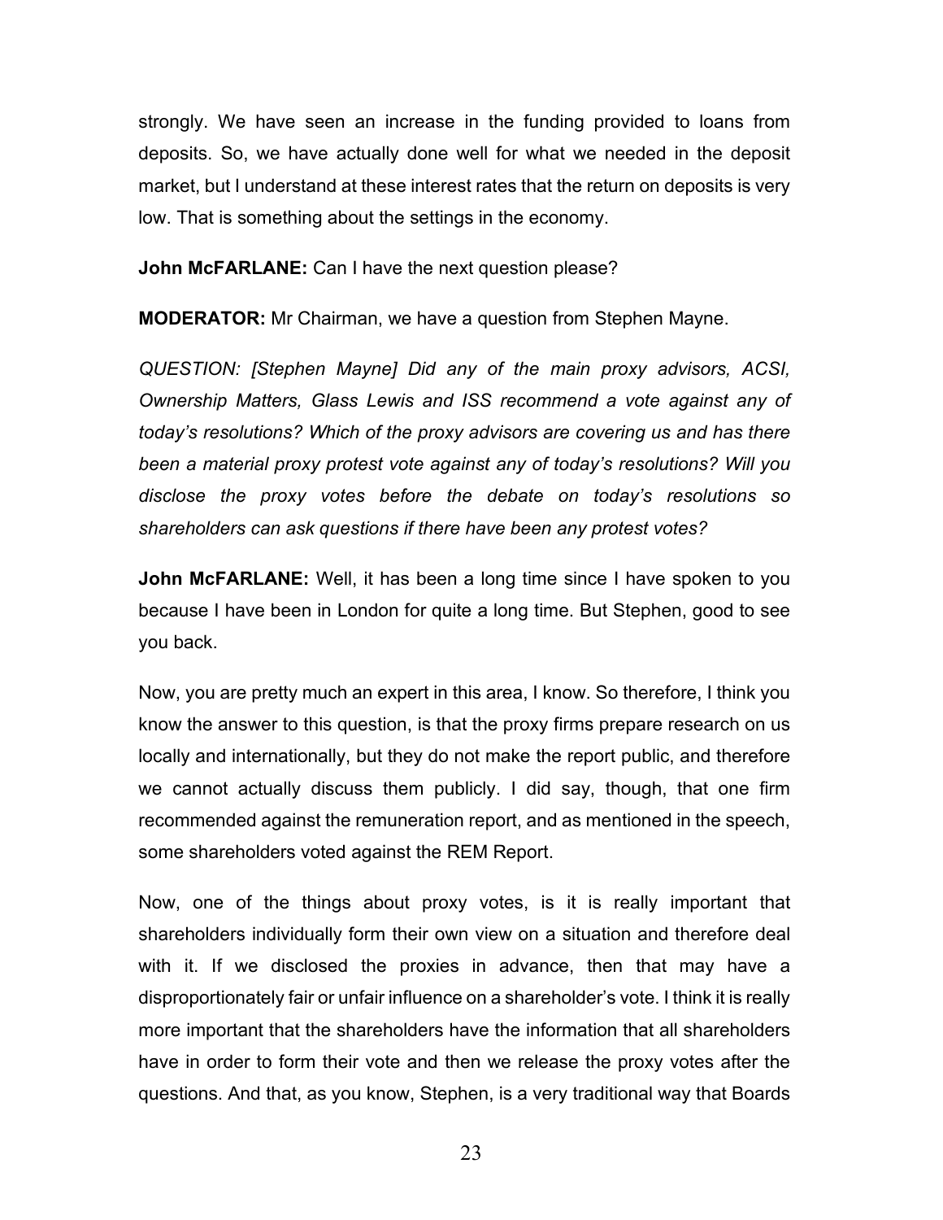strongly. We have seen an increase in the funding provided to loans from deposits. So, we have actually done well for what we needed in the deposit market, but I understand at these interest rates that the return on deposits is very low. That is something about the settings in the economy.

**John McFARLANE:** Can I have the next question please?

**MODERATOR:** Mr Chairman, we have a question from Stephen Mayne.

*QUESTION: [Stephen Mayne] Did any of the main proxy advisors, ACSI, Ownership Matters, Glass Lewis and ISS recommend a vote against any of today's resolutions? Which of the proxy advisors are covering us and has there been a material proxy protest vote against any of today's resolutions? Will you disclose the proxy votes before the debate on today's resolutions so shareholders can ask questions if there have been any protest votes?*

**John McFARLANE:** Well, it has been a long time since I have spoken to you because I have been in London for quite a long time. But Stephen, good to see you back.

Now, you are pretty much an expert in this area, I know. So therefore, I think you know the answer to this question, is that the proxy firms prepare research on us locally and internationally, but they do not make the report public, and therefore we cannot actually discuss them publicly. I did say, though, that one firm recommended against the remuneration report, and as mentioned in the speech, some shareholders voted against the REM Report.

Now, one of the things about proxy votes, is it is really important that shareholders individually form their own view on a situation and therefore deal with it. If we disclosed the proxies in advance, then that may have a disproportionately fair or unfair influence on a shareholder's vote. I think it is really more important that the shareholders have the information that all shareholders have in order to form their vote and then we release the proxy votes after the questions. And that, as you know, Stephen, is a very traditional way that Boards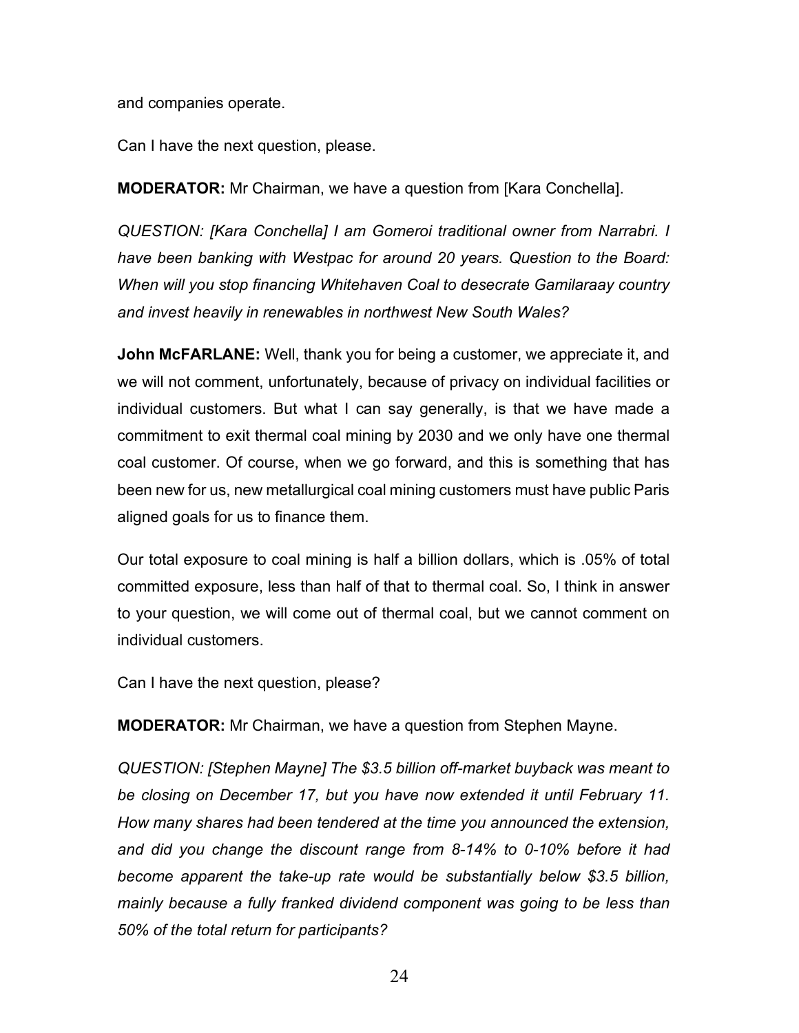and companies operate.

Can I have the next question, please.

**MODERATOR:** Mr Chairman, we have a question from [Kara Conchella].

*QUESTION: [Kara Conchella] I am Gomeroi traditional owner from Narrabri. I have been banking with Westpac for around 20 years. Question to the Board: When will you stop financing Whitehaven Coal to desecrate Gamilaraay country and invest heavily in renewables in northwest New South Wales?*

**John McFARLANE:** Well, thank you for being a customer, we appreciate it, and we will not comment, unfortunately, because of privacy on individual facilities or individual customers. But what I can say generally, is that we have made a commitment to exit thermal coal mining by 2030 and we only have one thermal coal customer. Of course, when we go forward, and this is something that has been new for us, new metallurgical coal mining customers must have public Paris aligned goals for us to finance them.

Our total exposure to coal mining is half a billion dollars, which is .05% of total committed exposure, less than half of that to thermal coal. So, I think in answer to your question, we will come out of thermal coal, but we cannot comment on individual customers.

Can I have the next question, please?

**MODERATOR:** Mr Chairman, we have a question from Stephen Mayne.

*QUESTION: [Stephen Mayne] The $3.5 billion off-market buyback was meant to be closing on December 17, but you have now extended it until February 11. How many shares had been tendered at the time you announced the extension, and did you change the discount range from 8-14% to 0-10% before it had become apparent the take-up rate would be substantially below $3.5 billion, mainly because a fully franked dividend component was going to be less than 50% of the total return for participants?*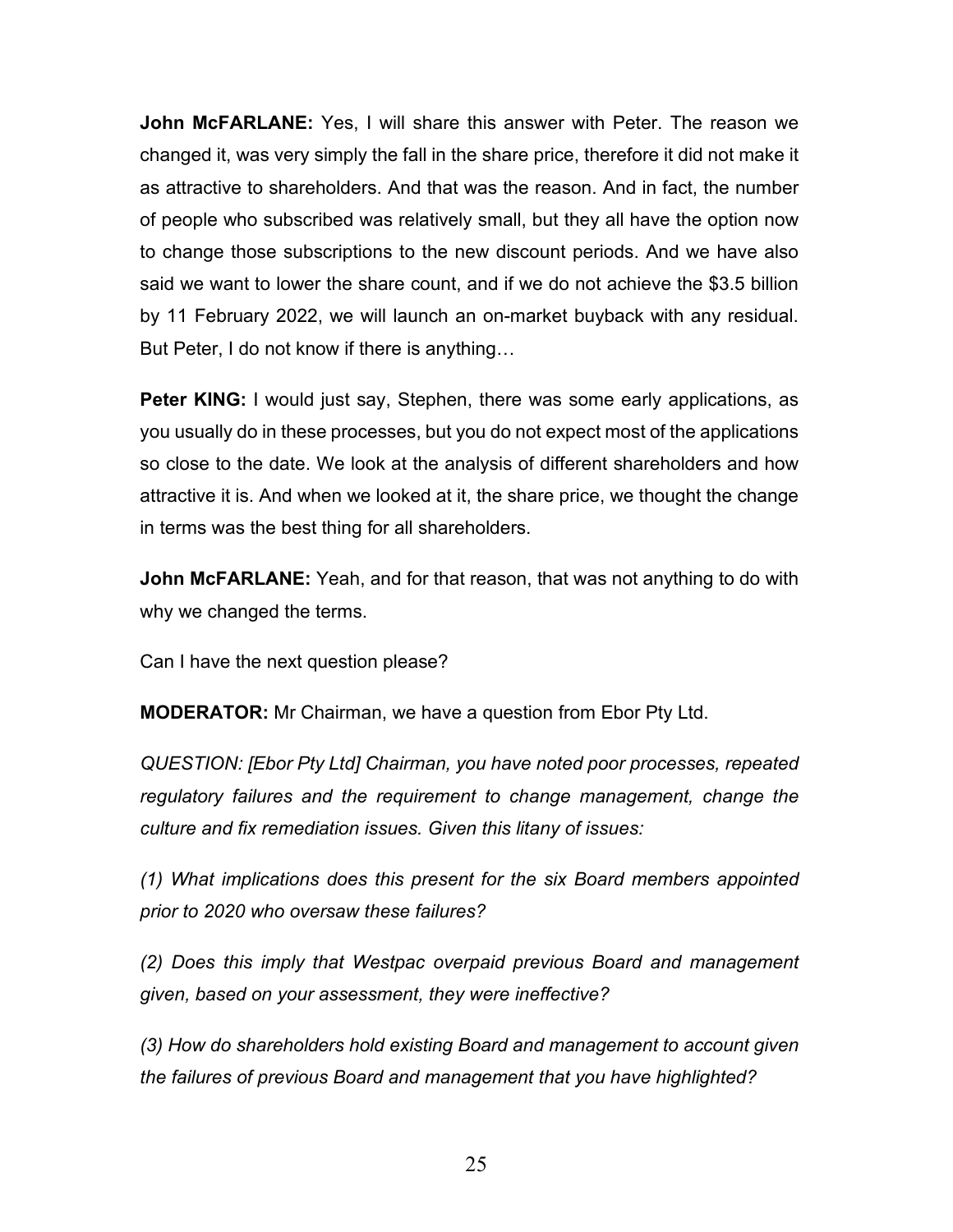**John McFARLANE:** Yes, I will share this answer with Peter. The reason we changed it, was very simply the fall in the share price, therefore it did not make it as attractive to shareholders. And that was the reason. And in fact, the number of people who subscribed was relatively small, but they all have the option now to change those subscriptions to the new discount periods. And we have also said we want to lower the share count, and if we do not achieve the $3.5 billion by 11 February 2022, we will launch an on-market buyback with any residual. But Peter, I do not know if there is anything…

**Peter KING:** I would just say, Stephen, there was some early applications, as you usually do in these processes, but you do not expect most of the applications so close to the date. We look at the analysis of different shareholders and how attractive it is. And when we looked at it, the share price, we thought the change in terms was the best thing for all shareholders.

**John McFARLANE:** Yeah, and for that reason, that was not anything to do with why we changed the terms.

Can I have the next question please?

**MODERATOR:** Mr Chairman, we have a question from Ebor Pty Ltd.

*QUESTION: [Ebor Pty Ltd] Chairman, you have noted poor processes, repeated regulatory failures and the requirement to change management, change the culture and fix remediation issues. Given this litany of issues:*

*(1) What implications does this present for the six Board members appointed prior to 2020 who oversaw these failures?*

*(2) Does this imply that Westpac overpaid previous Board and management given, based on your assessment, they were ineffective?*

*(3) How do shareholders hold existing Board and management to account given the failures of previous Board and management that you have highlighted?*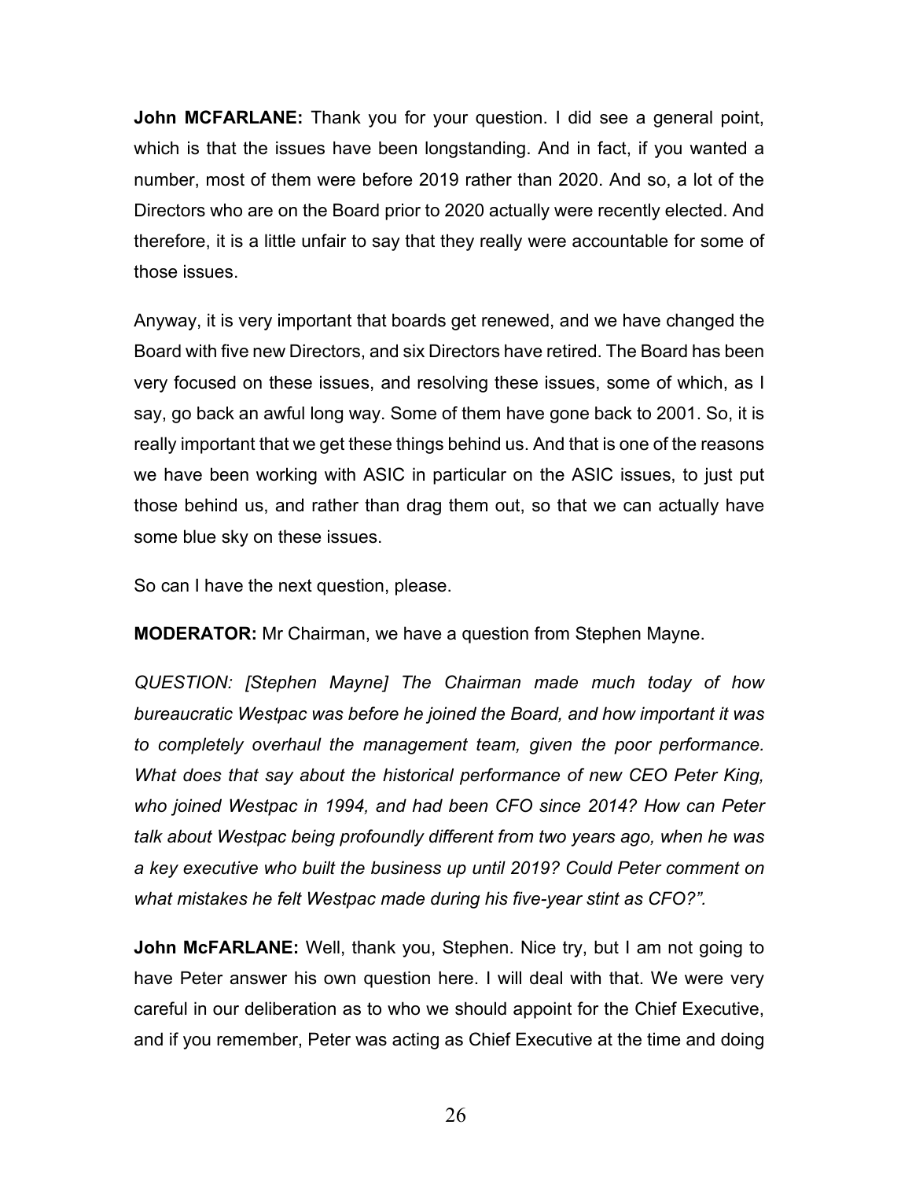**John MCFARLANE:** Thank you for your question. I did see a general point, which is that the issues have been longstanding. And in fact, if you wanted a number, most of them were before 2019 rather than 2020. And so, a lot of the Directors who are on the Board prior to 2020 actually were recently elected. And therefore, it is a little unfair to say that they really were accountable for some of those issues.

Anyway, it is very important that boards get renewed, and we have changed the Board with five new Directors, and six Directors have retired. The Board has been very focused on these issues, and resolving these issues, some of which, as I say, go back an awful long way. Some of them have gone back to 2001. So, it is really important that we get these things behind us. And that is one of the reasons we have been working with ASIC in particular on the ASIC issues, to just put those behind us, and rather than drag them out, so that we can actually have some blue sky on these issues.

So can I have the next question, please.

**MODERATOR:** Mr Chairman, we have a question from Stephen Mayne.

*QUESTION: [Stephen Mayne] The Chairman made much today of how bureaucratic Westpac was before he joined the Board, and how important it was to completely overhaul the management team, given the poor performance. What does that say about the historical performance of new CEO Peter King, who joined Westpac in 1994, and had been CFO since 2014? How can Peter talk about Westpac being profoundly different from two years ago, when he was a key executive who built the business up until 2019? Could Peter comment on what mistakes he felt Westpac made during his five-year stint as CFO?".*

**John McFARLANE:** Well, thank you, Stephen. Nice try, but I am not going to have Peter answer his own question here. I will deal with that. We were very careful in our deliberation as to who we should appoint for the Chief Executive, and if you remember, Peter was acting as Chief Executive at the time and doing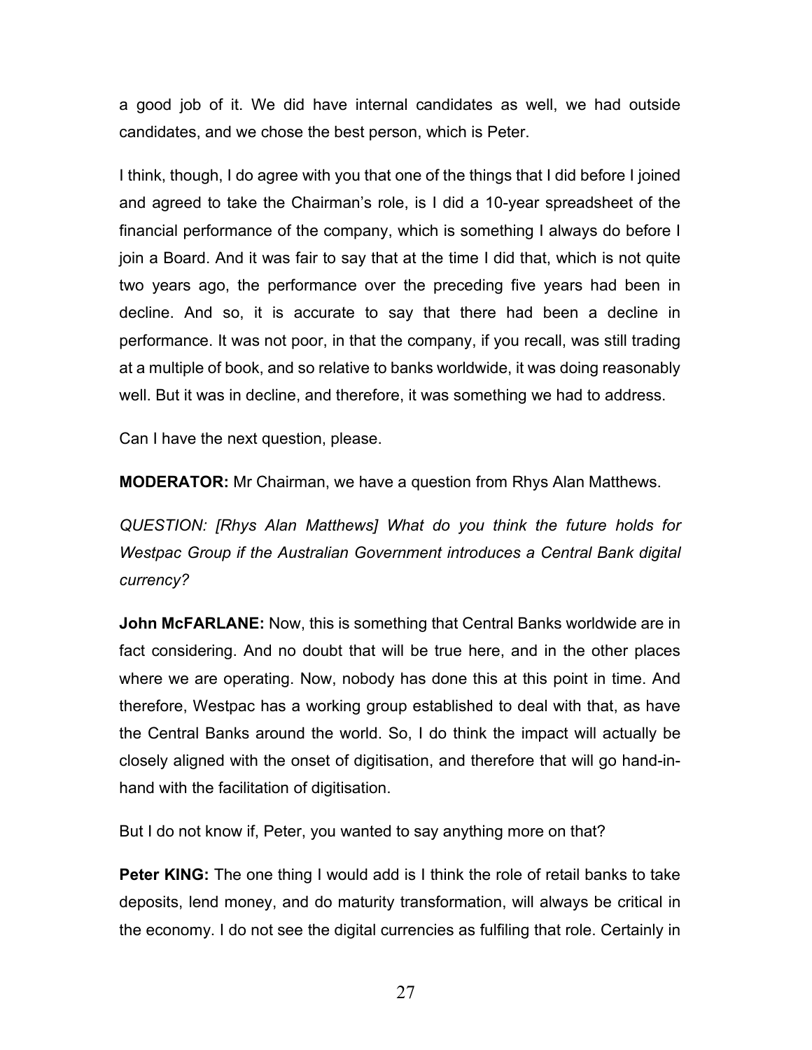a good job of it. We did have internal candidates as well, we had outside candidates, and we chose the best person, which is Peter.

I think, though, I do agree with you that one of the things that I did before I joined and agreed to take the Chairman's role, is I did a 10-year spreadsheet of the financial performance of the company, which is something I always do before I join a Board. And it was fair to say that at the time I did that, which is not quite two years ago, the performance over the preceding five years had been in decline. And so, it is accurate to say that there had been a decline in performance. It was not poor, in that the company, if you recall, was still trading at a multiple of book, and so relative to banks worldwide, it was doing reasonably well. But it was in decline, and therefore, it was something we had to address.

Can I have the next question, please.

**MODERATOR:** Mr Chairman, we have a question from Rhys Alan Matthews.

*QUESTION: [Rhys Alan Matthews] What do you think the future holds for Westpac Group if the Australian Government introduces a Central Bank digital currency?*

**John McFARLANE:** Now, this is something that Central Banks worldwide are in fact considering. And no doubt that will be true here, and in the other places where we are operating. Now, nobody has done this at this point in time. And therefore, Westpac has a working group established to deal with that, as have the Central Banks around the world. So, I do think the impact will actually be closely aligned with the onset of digitisation, and therefore that will go hand-in-hand with the facilitation of digitisation.

But I do not know if, Peter, you wanted to say anything more on that?

**Peter KING:** The one thing I would add is I think the role of retail banks to take deposits, lend money, and do maturity transformation, will always be critical in the economy. I do not see the digital currencies as fulfiling that role. Certainly in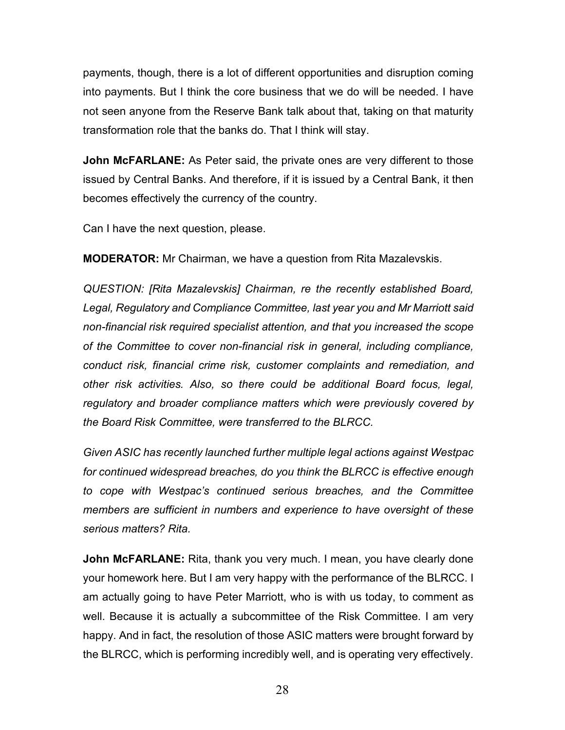payments, though, there is a lot of different opportunities and disruption coming into payments. But I think the core business that we do will be needed. I have not seen anyone from the Reserve Bank talk about that, taking on that maturity transformation role that the banks do. That I think will stay.

**John McFARLANE:** As Peter said, the private ones are very different to those issued by Central Banks. And therefore, if it is issued by a Central Bank, it then becomes effectively the currency of the country.

Can I have the next question, please.

**MODERATOR:** Mr Chairman, we have a question from Rita Mazalevskis.

*QUESTION: [Rita Mazalevskis] Chairman, re the recently established Board, Legal, Regulatory and Compliance Committee, last year you and Mr Marriott said non-financial risk required specialist attention, and that you increased the scope of the Committee to cover non-financial risk in general, including compliance, conduct risk, financial crime risk, customer complaints and remediation, and other risk activities. Also, so there could be additional Board focus, legal, regulatory and broader compliance matters which were previously covered by the Board Risk Committee, were transferred to the BLRCC.*

*Given ASIC has recently launched further multiple legal actions against Westpac for continued widespread breaches, do you think the BLRCC is effective enough to cope with Westpac's continued serious breaches, and the Committee members are sufficient in numbers and experience to have oversight of these serious matters? Rita.*

**John McFARLANE:** Rita, thank you very much. I mean, you have clearly done your homework here. But I am very happy with the performance of the BLRCC. I am actually going to have Peter Marriott, who is with us today, to comment as well. Because it is actually a subcommittee of the Risk Committee. I am very happy. And in fact, the resolution of those ASIC matters were brought forward by the BLRCC, which is performing incredibly well, and is operating very effectively.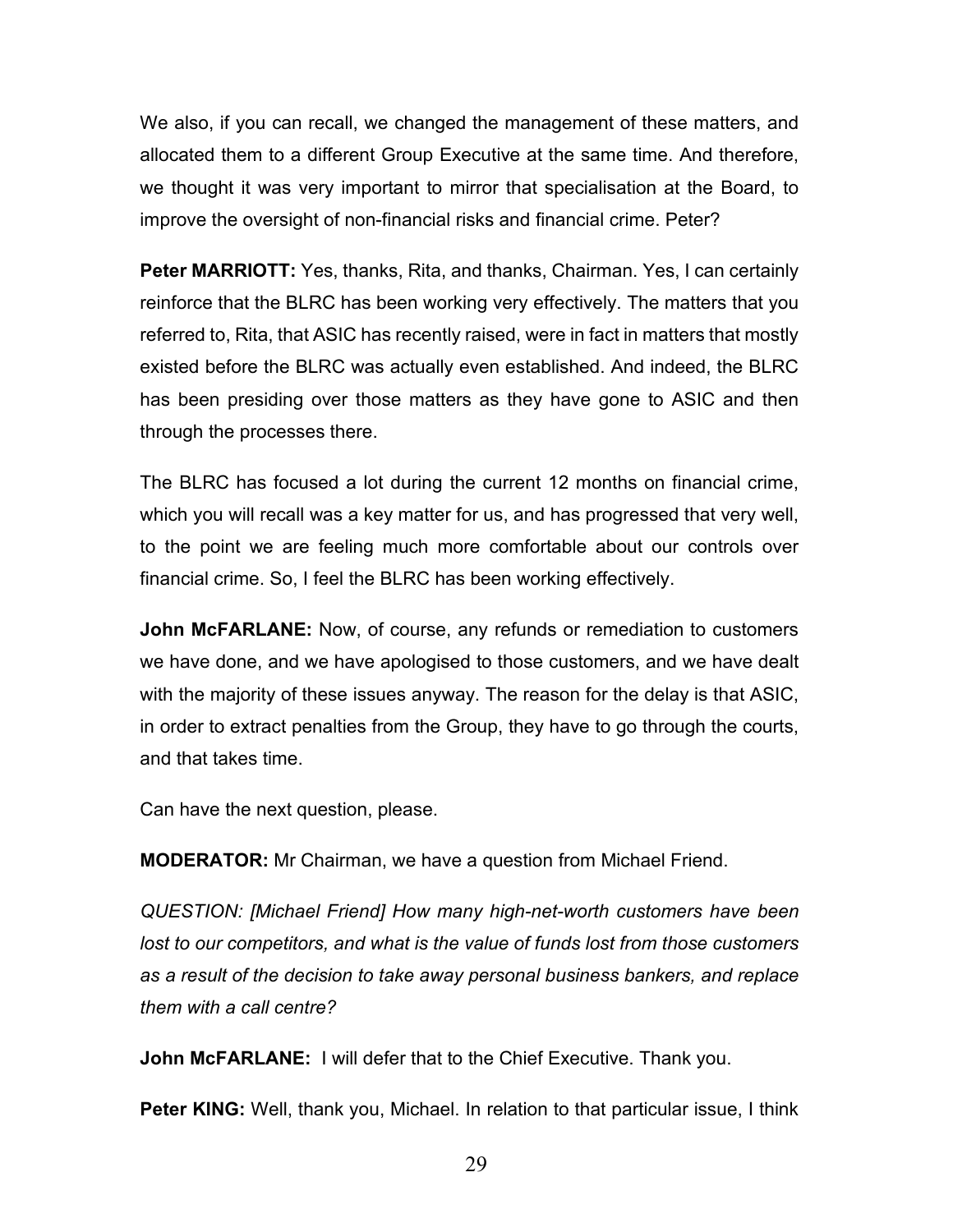We also, if you can recall, we changed the management of these matters, and allocated them to a different Group Executive at the same time. And therefore, we thought it was very important to mirror that specialisation at the Board, to improve the oversight of non-financial risks and financial crime. Peter?

**Peter MARRIOTT:** Yes, thanks, Rita, and thanks, Chairman. Yes, I can certainly reinforce that the BLRC has been working very effectively. The matters that you referred to, Rita, that ASIC has recently raised, were in fact in matters that mostly existed before the BLRC was actually even established. And indeed, the BLRC has been presiding over those matters as they have gone to ASIC and then through the processes there.

The BLRC has focused a lot during the current 12 months on financial crime, which you will recall was a key matter for us, and has progressed that very well, to the point we are feeling much more comfortable about our controls over financial crime. So, I feel the BLRC has been working effectively.

**John McFARLANE:** Now, of course, any refunds or remediation to customers we have done, and we have apologised to those customers, and we have dealt with the majority of these issues anyway. The reason for the delay is that ASIC, in order to extract penalties from the Group, they have to go through the courts, and that takes time.

Can have the next question, please.

**MODERATOR:** Mr Chairman, we have a question from Michael Friend.

*QUESTION: [Michael Friend] How many high-net-worth customers have been lost to our competitors, and what is the value of funds lost from those customers as a result of the decision to take away personal business bankers, and replace them with a call centre?*

**John McFARLANE:** I will defer that to the Chief Executive. Thank you.

**Peter KING:** Well, thank you, Michael. In relation to that particular issue, I think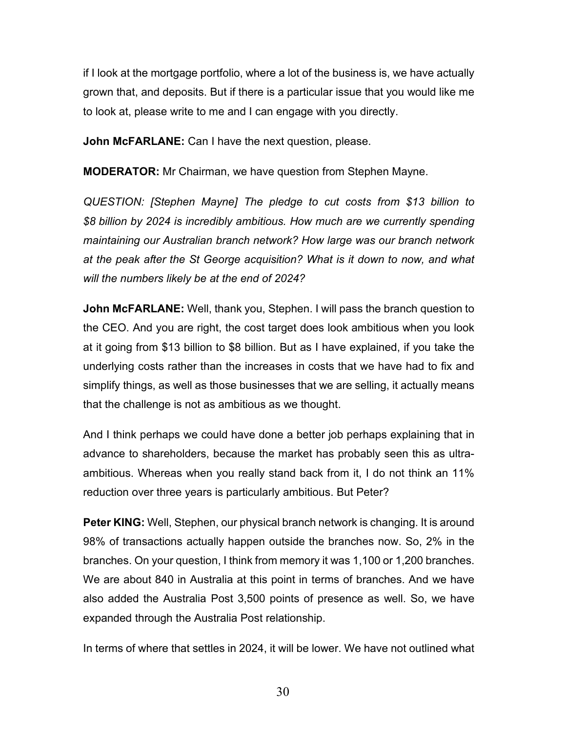if I look at the mortgage portfolio, where a lot of the business is, we have actually grown that, and deposits. But if there is a particular issue that you would like me to look at, please write to me and I can engage with you directly.

**John McFARLANE:** Can I have the next question, please.

**MODERATOR:** Mr Chairman, we have question from Stephen Mayne.

*QUESTION: [Stephen Mayne] The pledge to cut costs from $13 billion to $8 billion by 2024 is incredibly ambitious. How much are we currently spending maintaining our Australian branch network? How large was our branch network at the peak after the St George acquisition? What is it down to now, and what will the numbers likely be at the end of 2024?*

**John McFARLANE:** Well, thank you, Stephen. I will pass the branch question to the CEO. And you are right, the cost target does look ambitious when you look at it going from $13 billion to $8 billion. But as I have explained, if you take the underlying costs rather than the increases in costs that we have had to fix and simplify things, as well as those businesses that we are selling, it actually means that the challenge is not as ambitious as we thought.

And I think perhaps we could have done a better job perhaps explaining that in advance to shareholders, because the market has probably seen this as ultra-ambitious. Whereas when you really stand back from it, I do not think an 11% reduction over three years is particularly ambitious. But Peter?

**Peter KING:** Well, Stephen, our physical branch network is changing. It is around 98% of transactions actually happen outside the branches now. So, 2% in the branches. On your question, I think from memory it was 1,100 or 1,200 branches. We are about 840 in Australia at this point in terms of branches. And we have also added the Australia Post 3,500 points of presence as well. So, we have expanded through the Australia Post relationship.

In terms of where that settles in 2024, it will be lower. We have not outlined what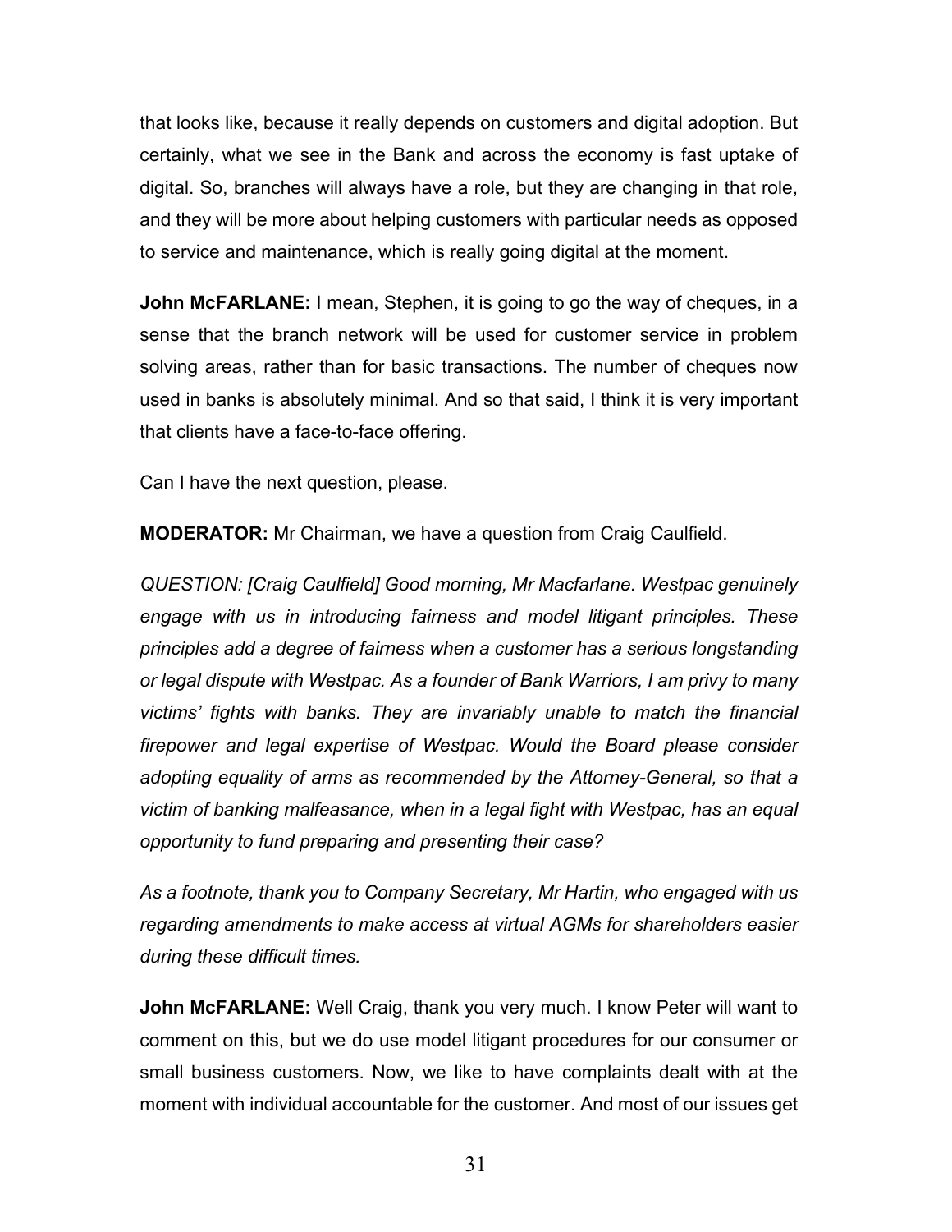that looks like, because it really depends on customers and digital adoption. But certainly, what we see in the Bank and across the economy is fast uptake of digital. So, branches will always have a role, but they are changing in that role, and they will be more about helping customers with particular needs as opposed to service and maintenance, which is really going digital at the moment.

**John McFARLANE:** I mean, Stephen, it is going to go the way of cheques, in a sense that the branch network will be used for customer service in problem solving areas, rather than for basic transactions. The number of cheques now used in banks is absolutely minimal. And so that said, I think it is very important that clients have a face-to-face offering.

Can I have the next question, please.

**MODERATOR:** Mr Chairman, we have a question from Craig Caulfield.

*QUESTION: [Craig Caulfield] Good morning, Mr Macfarlane. Westpac genuinely engage with us in introducing fairness and model litigant principles. These principles add a degree of fairness when a customer has a serious longstanding or legal dispute with Westpac. As a founder of Bank Warriors, I am privy to many victims' fights with banks. They are invariably unable to match the financial firepower and legal expertise of Westpac. Would the Board please consider adopting equality of arms as recommended by the Attorney-General, so that a victim of banking malfeasance, when in a legal fight with Westpac, has an equal opportunity to fund preparing and presenting their case?*

*As a footnote, thank you to Company Secretary, Mr Hartin, who engaged with us regarding amendments to make access at virtual AGMs for shareholders easier during these difficult times.*

**John McFARLANE:** Well Craig, thank you very much. I know Peter will want to comment on this, but we do use model litigant procedures for our consumer or small business customers. Now, we like to have complaints dealt with at the moment with individual accountable for the customer. And most of our issues get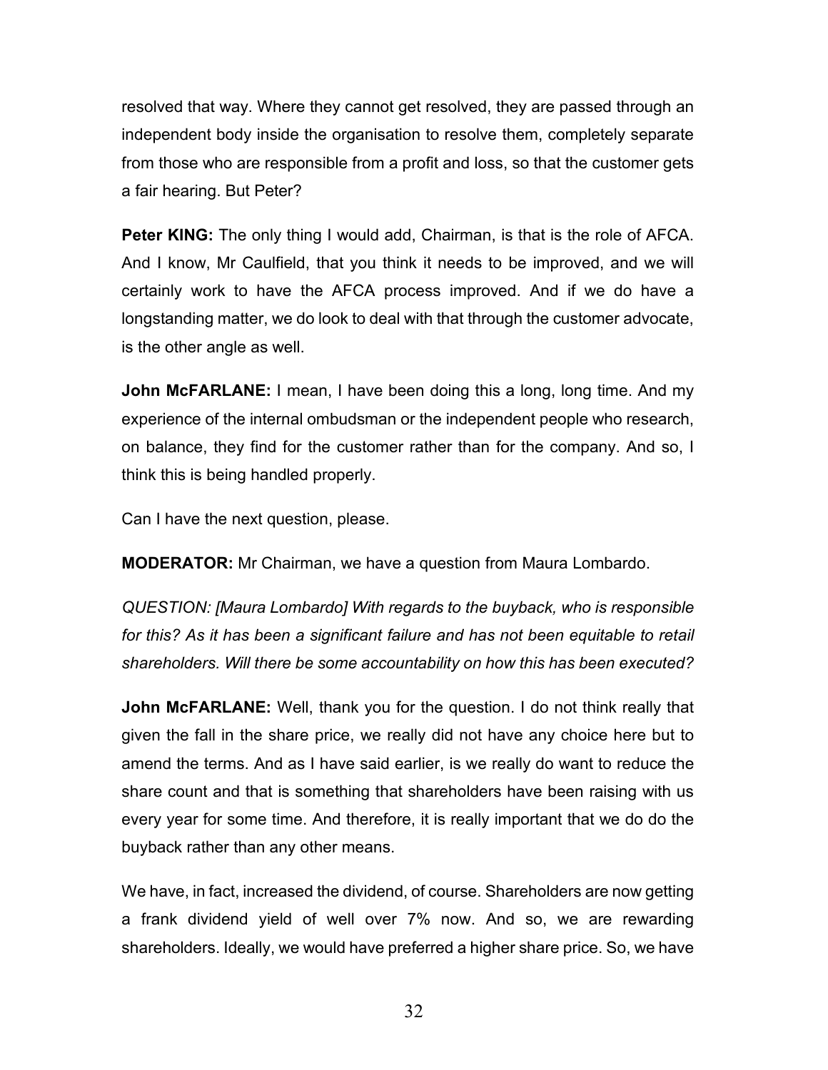resolved that way. Where they cannot get resolved, they are passed through an independent body inside the organisation to resolve them, completely separate from those who are responsible from a profit and loss, so that the customer gets a fair hearing. But Peter?

**Peter KING:** The only thing I would add, Chairman, is that is the role of AFCA. And I know, Mr Caulfield, that you think it needs to be improved, and we will certainly work to have the AFCA process improved. And if we do have a longstanding matter, we do look to deal with that through the customer advocate, is the other angle as well.

**John McFARLANE:** I mean, I have been doing this a long, long time. And my experience of the internal ombudsman or the independent people who research, on balance, they find for the customer rather than for the company. And so, I think this is being handled properly.

Can I have the next question, please.

**MODERATOR:** Mr Chairman, we have a question from Maura Lombardo.

*QUESTION: [Maura Lombardo] With regards to the buyback, who is responsible for this? As it has been a significant failure and has not been equitable to retail shareholders. Will there be some accountability on how this has been executed?*

**John McFARLANE:** Well, thank you for the question. I do not think really that given the fall in the share price, we really did not have any choice here but to amend the terms. And as I have said earlier, is we really do want to reduce the share count and that is something that shareholders have been raising with us every year for some time. And therefore, it is really important that we do do the buyback rather than any other means.

We have, in fact, increased the dividend, of course. Shareholders are now getting a frank dividend yield of well over 7% now. And so, we are rewarding shareholders. Ideally, we would have preferred a higher share price. So, we have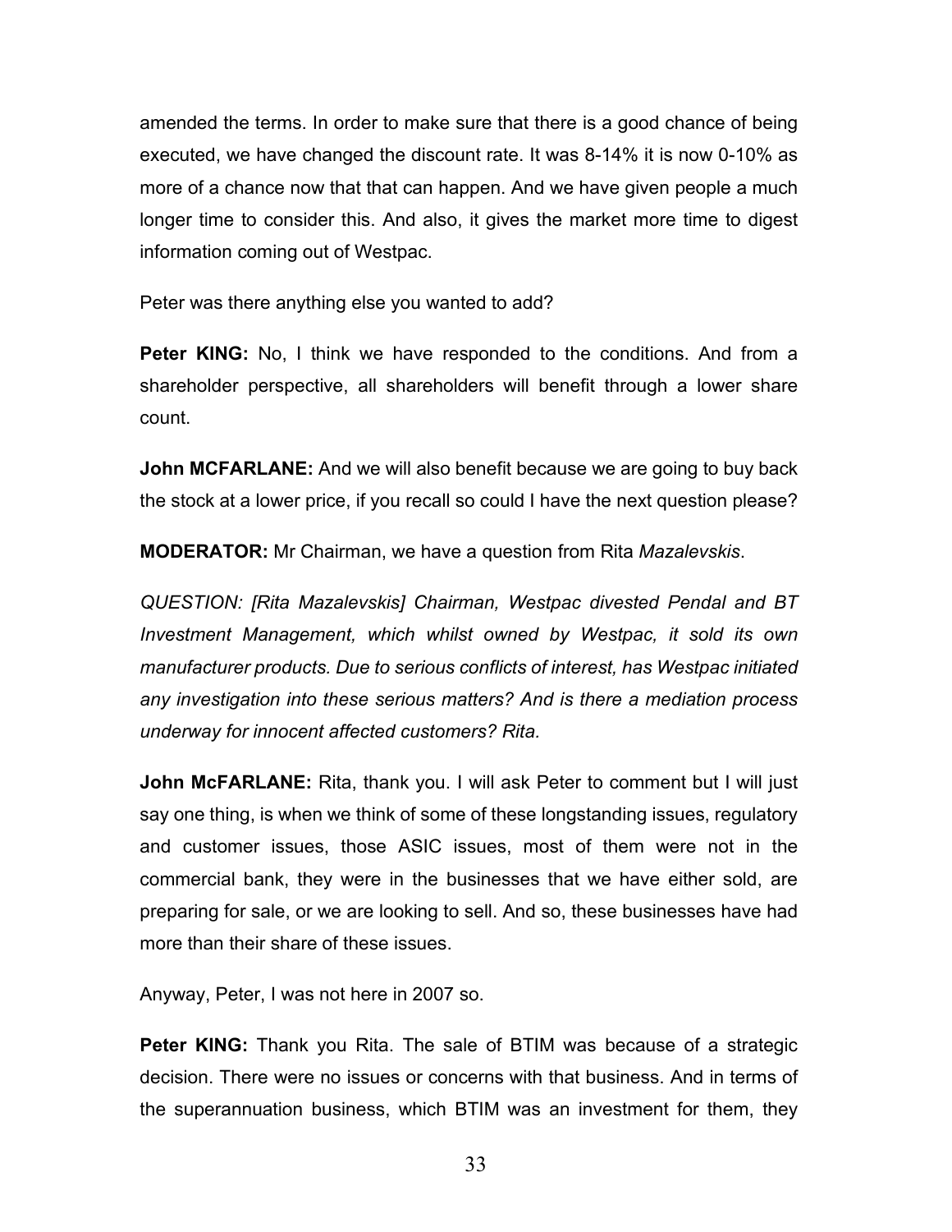amended the terms. In order to make sure that there is a good chance of being executed, we have changed the discount rate. It was 8-14% it is now 0-10% as more of a chance now that that can happen. And we have given people a much longer time to consider this. And also, it gives the market more time to digest information coming out of Westpac.

Peter was there anything else you wanted to add?

**Peter KING:** No, I think we have responded to the conditions. And from a shareholder perspective, all shareholders will benefit through a lower share count.

**John MCFARLANE:** And we will also benefit because we are going to buy back the stock at a lower price, if you recall so could I have the next question please?

**MODERATOR:** Mr Chairman, we have a question from Rita *Mazalevskis*.

*QUESTION: [Rita Mazalevskis] Chairman, Westpac divested Pendal and BT Investment Management, which whilst owned by Westpac, it sold its own manufacturer products. Due to serious conflicts of interest, has Westpac initiated any investigation into these serious matters? And is there a mediation process underway for innocent affected customers? Rita.*

**John McFARLANE:** Rita, thank you. I will ask Peter to comment but I will just say one thing, is when we think of some of these longstanding issues, regulatory and customer issues, those ASIC issues, most of them were not in the commercial bank, they were in the businesses that we have either sold, are preparing for sale, or we are looking to sell. And so, these businesses have had more than their share of these issues.

Anyway, Peter, I was not here in 2007 so.

**Peter KING:** Thank you Rita. The sale of BTIM was because of a strategic decision. There were no issues or concerns with that business. And in terms of the superannuation business, which BTIM was an investment for them, they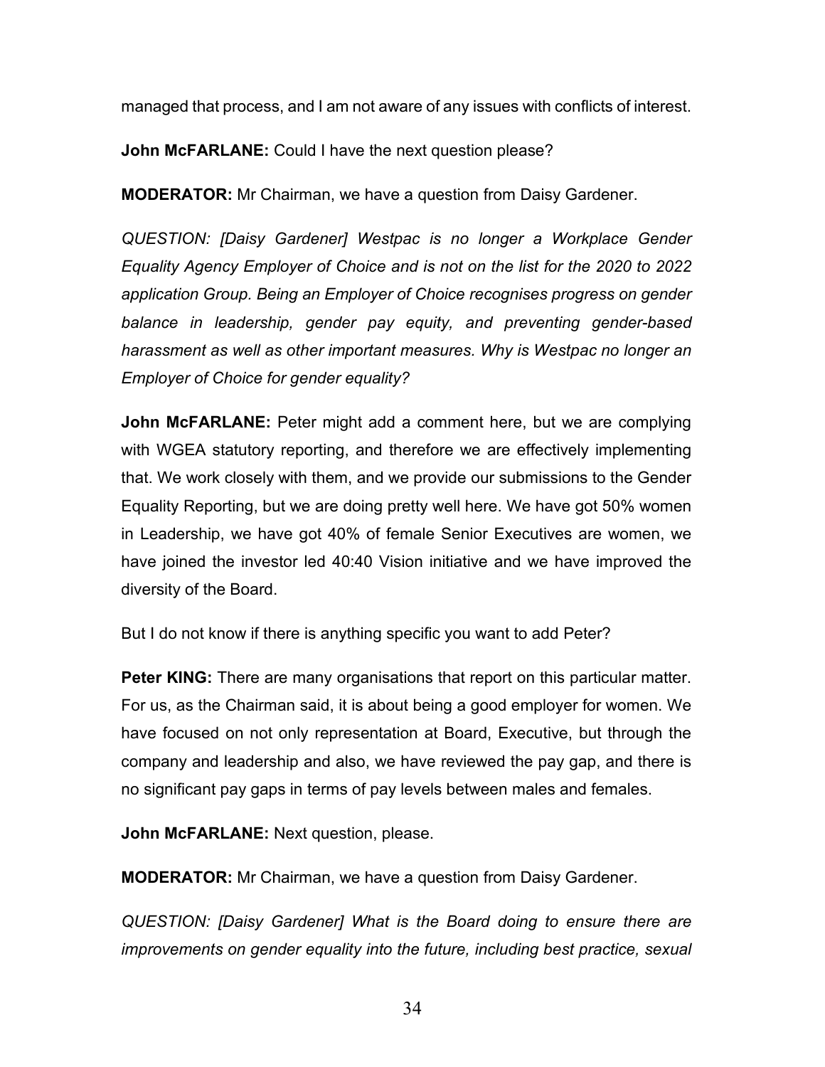managed that process, and I am not aware of any issues with conflicts of interest.

**John McFARLANE:** Could I have the next question please?

**MODERATOR:** Mr Chairman, we have a question from Daisy Gardener.

*QUESTION: [Daisy Gardener] Westpac is no longer a Workplace Gender Equality Agency Employer of Choice and is not on the list for the 2020 to 2022 application Group. Being an Employer of Choice recognises progress on gender balance in leadership, gender pay equity, and preventing gender-based harassment as well as other important measures. Why is Westpac no longer an Employer of Choice for gender equality?*

**John McFARLANE:** Peter might add a comment here, but we are complying with WGEA statutory reporting, and therefore we are effectively implementing that. We work closely with them, and we provide our submissions to the Gender Equality Reporting, but we are doing pretty well here. We have got 50% women in Leadership, we have got 40% of female Senior Executives are women, we have joined the investor led 40:40 Vision initiative and we have improved the diversity of the Board.

But I do not know if there is anything specific you want to add Peter?

**Peter KING:** There are many organisations that report on this particular matter. For us, as the Chairman said, it is about being a good employer for women. We have focused on not only representation at Board, Executive, but through the company and leadership and also, we have reviewed the pay gap, and there is no significant pay gaps in terms of pay levels between males and females.

**John McFARLANE:** Next question, please.

**MODERATOR:** Mr Chairman, we have a question from Daisy Gardener.

*QUESTION: [Daisy Gardener] What is the Board doing to ensure there are improvements on gender equality into the future, including best practice, sexual*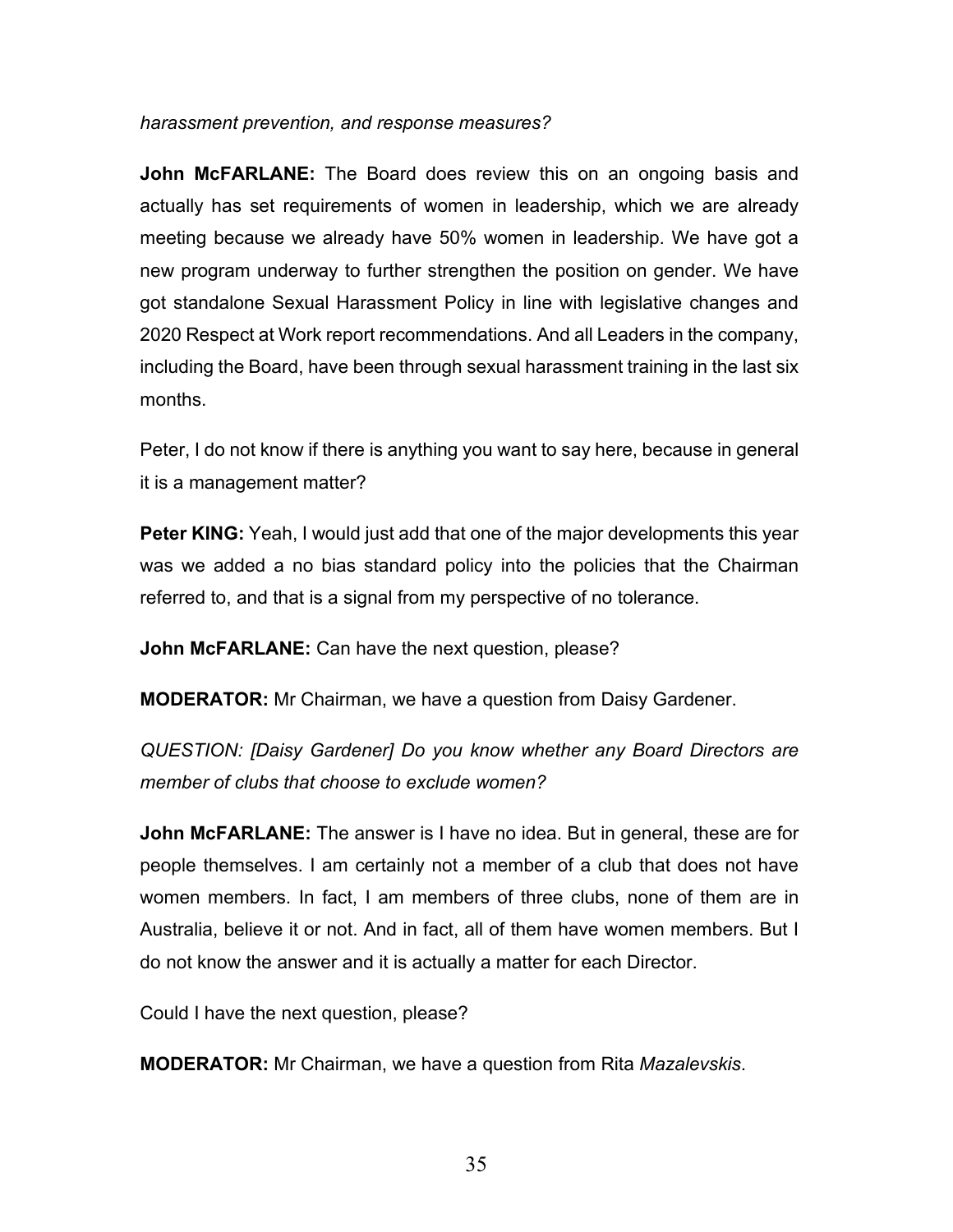*harassment prevention, and response measures?*

**John McFARLANE:** The Board does review this on an ongoing basis and actually has set requirements of women in leadership, which we are already meeting because we already have 50% women in leadership. We have got a new program underway to further strengthen the position on gender. We have got standalone Sexual Harassment Policy in line with legislative changes and 2020 Respect at Work report recommendations. And all Leaders in the company, including the Board, have been through sexual harassment training in the last six months.

Peter, I do not know if there is anything you want to say here, because in general it is a management matter?

**Peter KING:** Yeah, I would just add that one of the major developments this year was we added a no bias standard policy into the policies that the Chairman referred to, and that is a signal from my perspective of no tolerance.

**John McFARLANE:** Can have the next question, please?

**MODERATOR:** Mr Chairman, we have a question from Daisy Gardener.

*QUESTION: [Daisy Gardener] Do you know whether any Board Directors are member of clubs that choose to exclude women?*

**John McFARLANE:** The answer is I have no idea. But in general, these are for people themselves. I am certainly not a member of a club that does not have women members. In fact, I am members of three clubs, none of them are in Australia, believe it or not. And in fact, all of them have women members. But I do not know the answer and it is actually a matter for each Director.

Could I have the next question, please?

**MODERATOR:** Mr Chairman, we have a question from Rita *Mazalevskis*.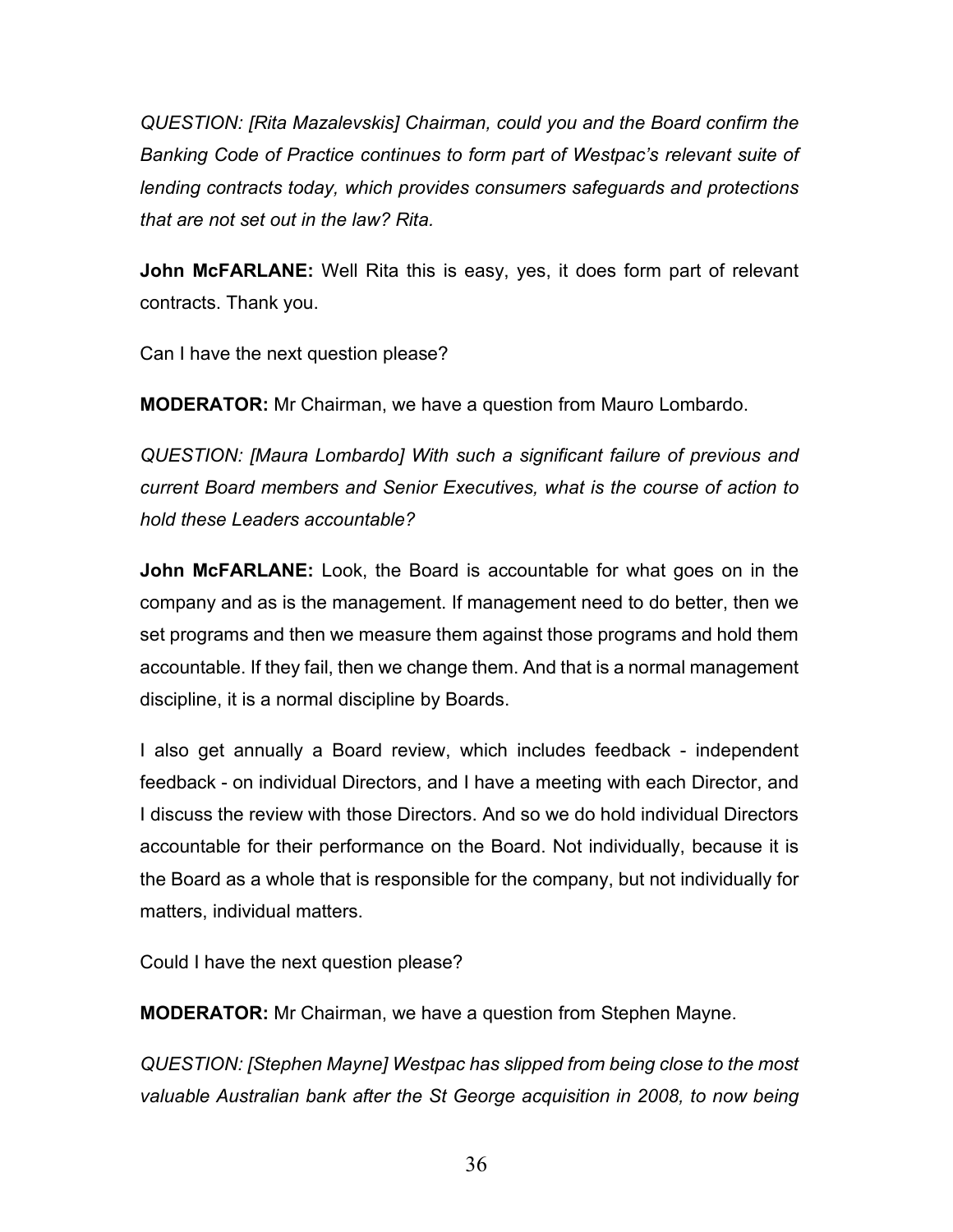*QUESTION: [Rita Mazalevskis] Chairman, could you and the Board confirm the Banking Code of Practice continues to form part of Westpac's relevant suite of lending contracts today, which provides consumers safeguards and protections that are not set out in the law? Rita.*

**John McFARLANE:** Well Rita this is easy, yes, it does form part of relevant contracts. Thank you.

Can I have the next question please?

**MODERATOR:** Mr Chairman, we have a question from Mauro Lombardo.

*QUESTION: [Maura Lombardo] With such a significant failure of previous and current Board members and Senior Executives, what is the course of action to hold these Leaders accountable?*

**John McFARLANE:** Look, the Board is accountable for what goes on in the company and as is the management. If management need to do better, then we set programs and then we measure them against those programs and hold them accountable. If they fail, then we change them. And that is a normal management discipline, it is a normal discipline by Boards.

I also get annually a Board review, which includes feedback - independent feedback - on individual Directors, and I have a meeting with each Director, and I discuss the review with those Directors. And so we do hold individual Directors accountable for their performance on the Board. Not individually, because it is the Board as a whole that is responsible for the company, but not individually for matters, individual matters.

Could I have the next question please?

**MODERATOR:** Mr Chairman, we have a question from Stephen Mayne.

*QUESTION: [Stephen Mayne] Westpac has slipped from being close to the most valuable Australian bank after the St George acquisition in 2008, to now being*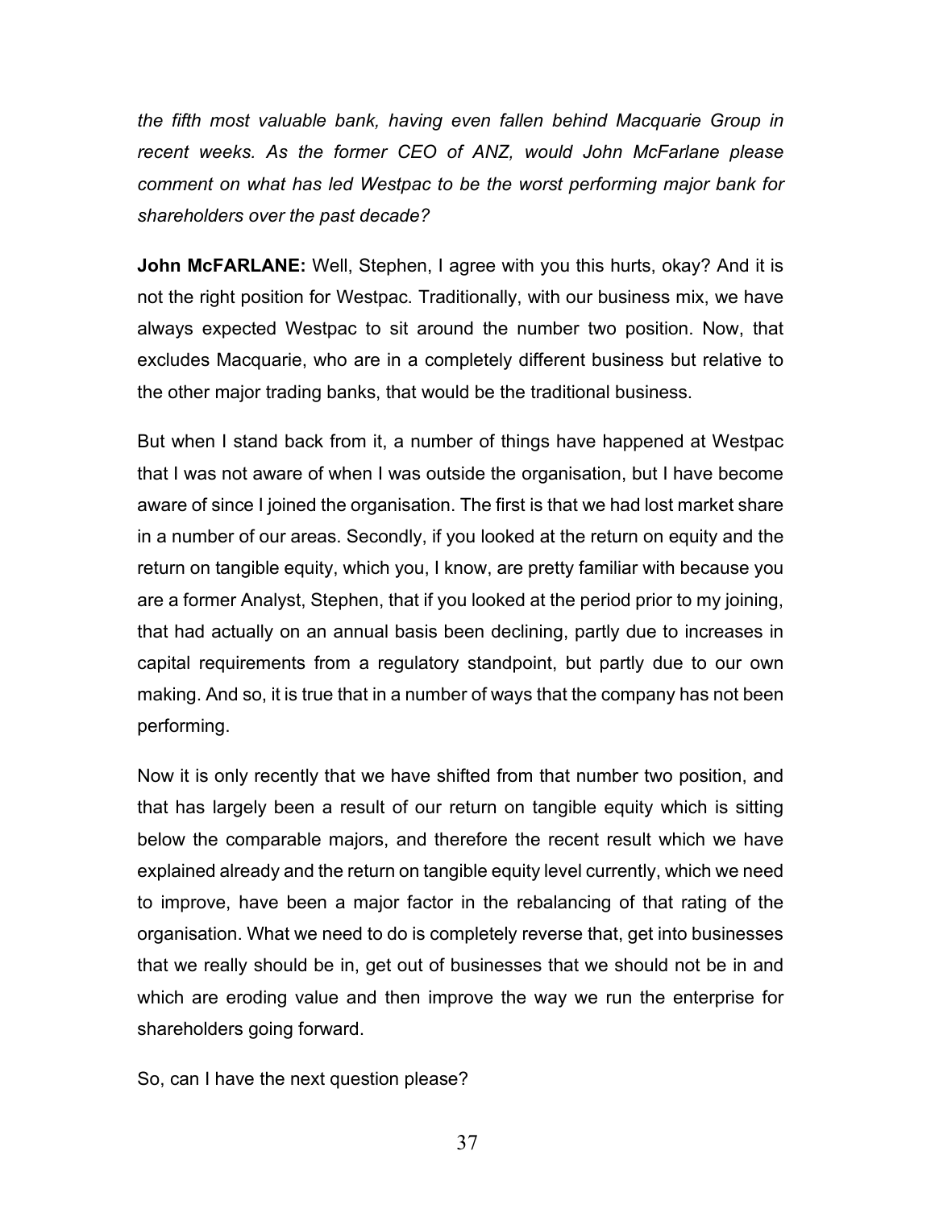*the fifth most valuable bank, having even fallen behind Macquarie Group in recent weeks. As the former CEO of ANZ, would John McFarlane please comment on what has led Westpac to be the worst performing major bank for shareholders over the past decade?*

**John McFARLANE:** Well, Stephen, I agree with you this hurts, okay? And it is not the right position for Westpac. Traditionally, with our business mix, we have always expected Westpac to sit around the number two position. Now, that excludes Macquarie, who are in a completely different business but relative to the other major trading banks, that would be the traditional business.

But when I stand back from it, a number of things have happened at Westpac that I was not aware of when I was outside the organisation, but I have become aware of since I joined the organisation. The first is that we had lost market share in a number of our areas. Secondly, if you looked at the return on equity and the return on tangible equity, which you, I know, are pretty familiar with because you are a former Analyst, Stephen, that if you looked at the period prior to my joining, that had actually on an annual basis been declining, partly due to increases in capital requirements from a regulatory standpoint, but partly due to our own making. And so, it is true that in a number of ways that the company has not been performing.

Now it is only recently that we have shifted from that number two position, and that has largely been a result of our return on tangible equity which is sitting below the comparable majors, and therefore the recent result which we have explained already and the return on tangible equity level currently, which we need to improve, have been a major factor in the rebalancing of that rating of the organisation. What we need to do is completely reverse that, get into businesses that we really should be in, get out of businesses that we should not be in and which are eroding value and then improve the way we run the enterprise for shareholders going forward.

So, can I have the next question please?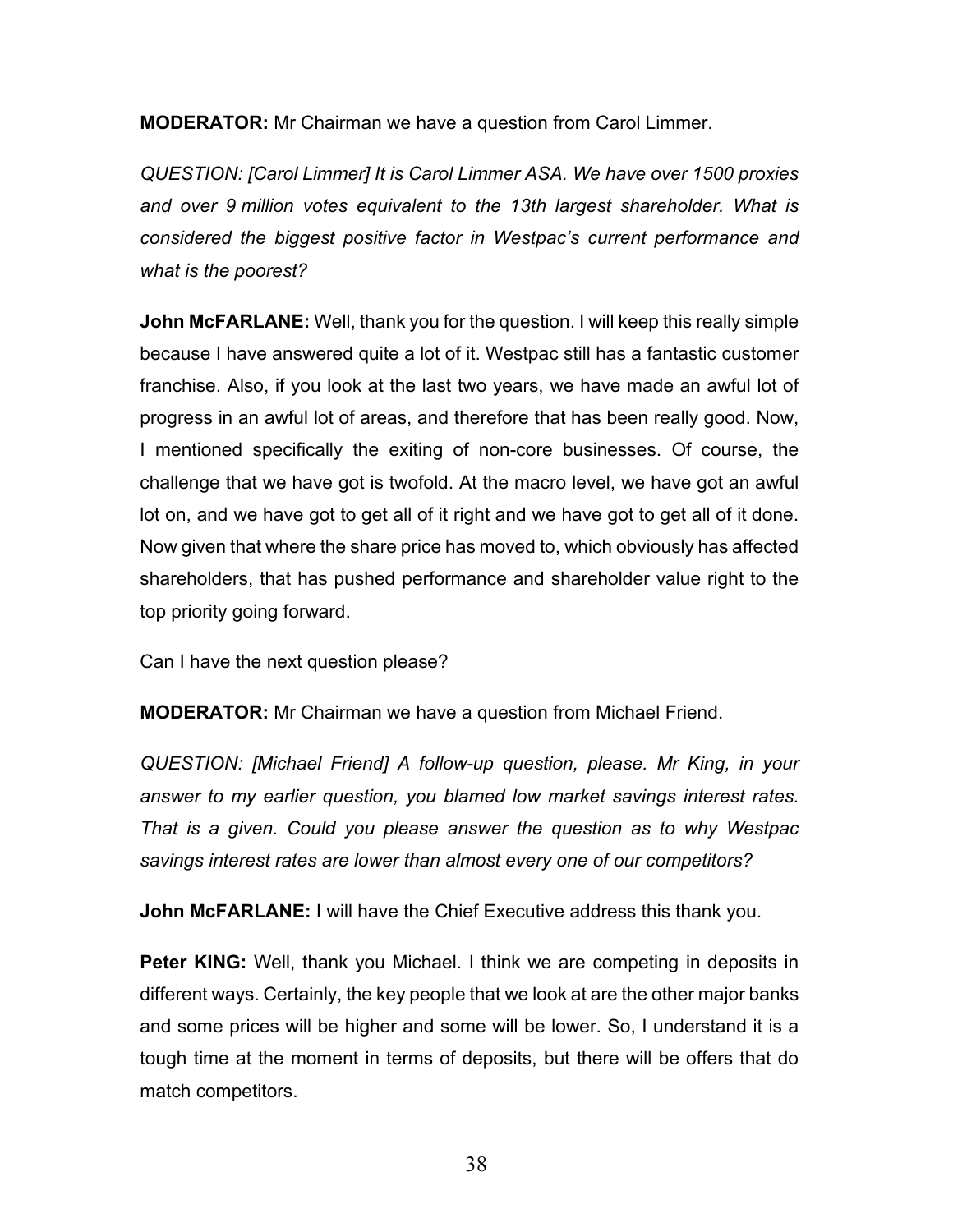**MODERATOR:** Mr Chairman we have a question from Carol Limmer.

*QUESTION: [Carol Limmer] It is Carol Limmer ASA. We have over 1500 proxies and over 9 million votes equivalent to the 13th largest shareholder. What is considered the biggest positive factor in Westpac's current performance and what is the poorest?*

**John McFARLANE:** Well, thank you for the question. I will keep this really simple because I have answered quite a lot of it. Westpac still has a fantastic customer franchise. Also, if you look at the last two years, we have made an awful lot of progress in an awful lot of areas, and therefore that has been really good. Now, I mentioned specifically the exiting of non-core businesses. Of course, the challenge that we have got is twofold. At the macro level, we have got an awful lot on, and we have got to get all of it right and we have got to get all of it done. Now given that where the share price has moved to, which obviously has affected shareholders, that has pushed performance and shareholder value right to the top priority going forward.

Can I have the next question please?

**MODERATOR:** Mr Chairman we have a question from Michael Friend.

*QUESTION: [Michael Friend] A follow-up question, please. Mr King, in your answer to my earlier question, you blamed low market savings interest rates. That is a given. Could you please answer the question as to why Westpac savings interest rates are lower than almost every one of our competitors?*

**John McFARLANE:** I will have the Chief Executive address this thank you.

**Peter KING:** Well, thank you Michael. I think we are competing in deposits in different ways. Certainly, the key people that we look at are the other major banks and some prices will be higher and some will be lower. So, I understand it is a tough time at the moment in terms of deposits, but there will be offers that do match competitors.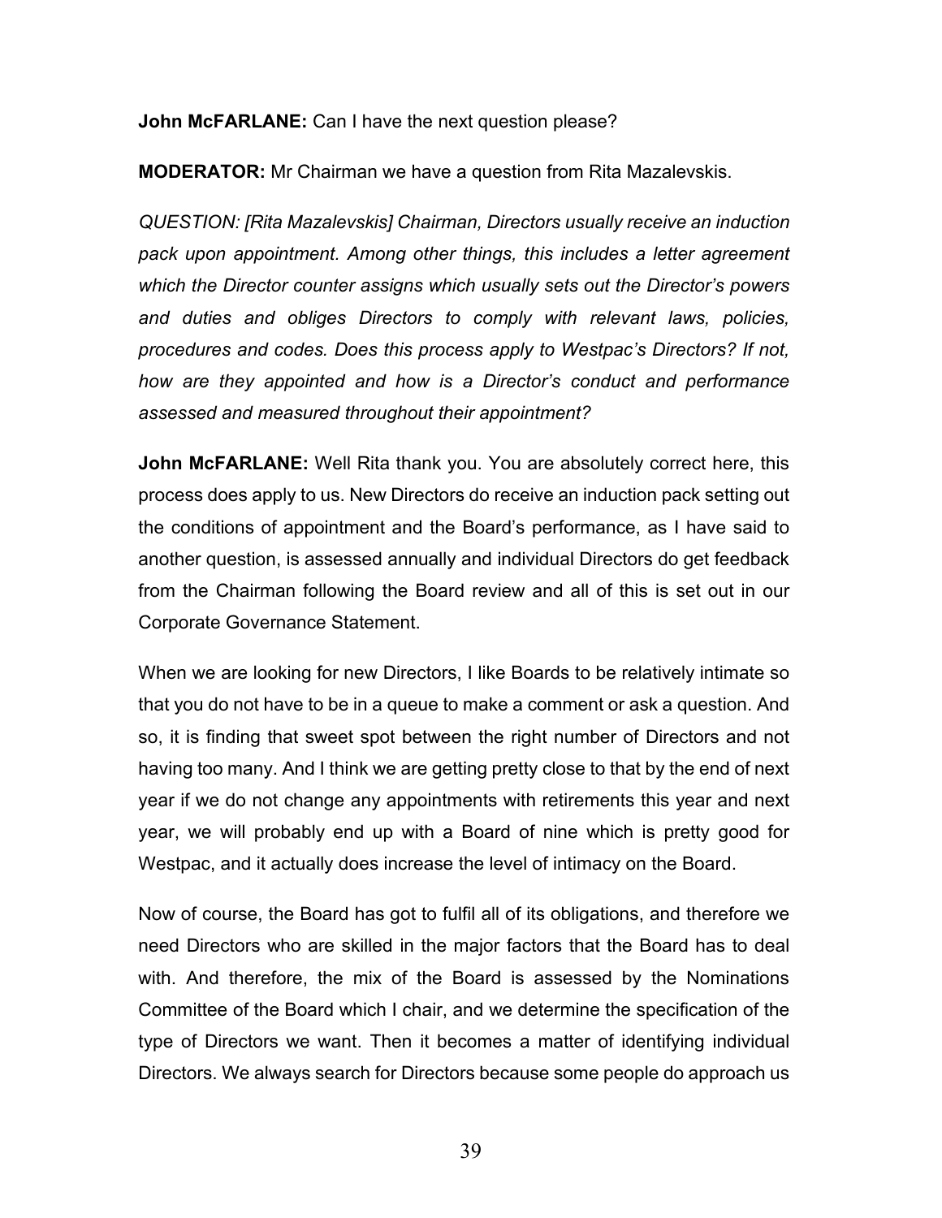**John McFARLANE:** Can I have the next question please?

**MODERATOR:** Mr Chairman we have a question from Rita Mazalevskis.

*QUESTION: [Rita Mazalevskis] Chairman, Directors usually receive an induction pack upon appointment. Among other things, this includes a letter agreement which the Director counter assigns which usually sets out the Director's powers and duties and obliges Directors to comply with relevant laws, policies, procedures and codes. Does this process apply to Westpac's Directors? If not, how are they appointed and how is a Director's conduct and performance assessed and measured throughout their appointment?*

**John McFARLANE:** Well Rita thank you. You are absolutely correct here, this process does apply to us. New Directors do receive an induction pack setting out the conditions of appointment and the Board's performance, as I have said to another question, is assessed annually and individual Directors do get feedback from the Chairman following the Board review and all of this is set out in our Corporate Governance Statement.

When we are looking for new Directors, I like Boards to be relatively intimate so that you do not have to be in a queue to make a comment or ask a question. And so, it is finding that sweet spot between the right number of Directors and not having too many. And I think we are getting pretty close to that by the end of next year if we do not change any appointments with retirements this year and next year, we will probably end up with a Board of nine which is pretty good for Westpac, and it actually does increase the level of intimacy on the Board.

Now of course, the Board has got to fulfil all of its obligations, and therefore we need Directors who are skilled in the major factors that the Board has to deal with. And therefore, the mix of the Board is assessed by the Nominations Committee of the Board which I chair, and we determine the specification of the type of Directors we want. Then it becomes a matter of identifying individual Directors. We always search for Directors because some people do approach us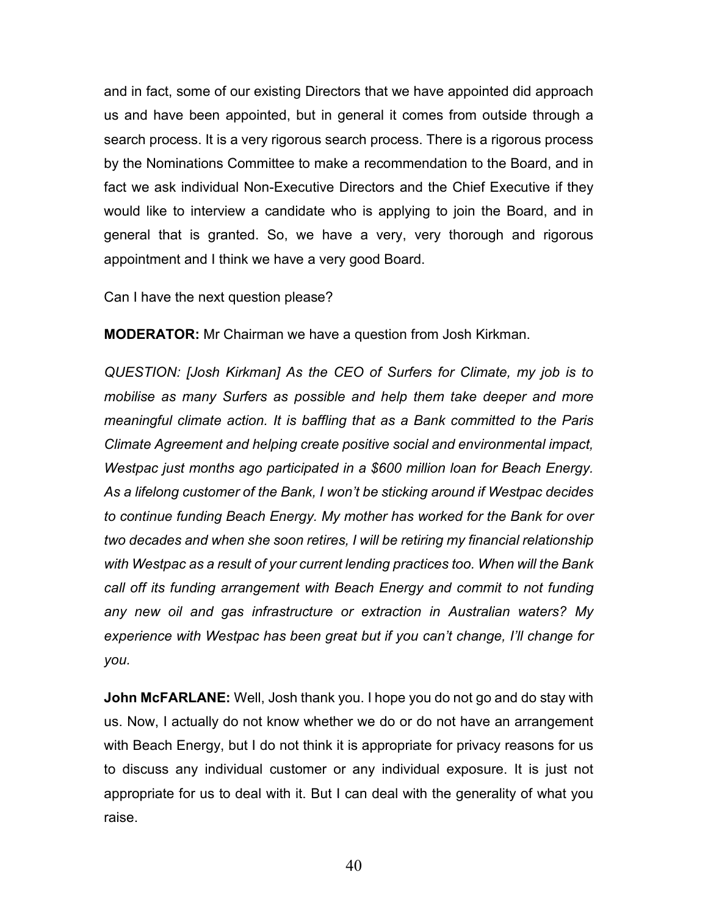and in fact, some of our existing Directors that we have appointed did approach us and have been appointed, but in general it comes from outside through a search process. It is a very rigorous search process. There is a rigorous process by the Nominations Committee to make a recommendation to the Board, and in fact we ask individual Non-Executive Directors and the Chief Executive if they would like to interview a candidate who is applying to join the Board, and in general that is granted. So, we have a very, very thorough and rigorous appointment and I think we have a very good Board.

Can I have the next question please?

**MODERATOR:** Mr Chairman we have a question from Josh Kirkman.

*QUESTION: [Josh Kirkman] As the CEO of Surfers for Climate, my job is to mobilise as many Surfers as possible and help them take deeper and more meaningful climate action. It is baffling that as a Bank committed to the Paris Climate Agreement and helping create positive social and environmental impact, Westpac just months ago participated in a $600 million loan for Beach Energy. As a lifelong customer of the Bank, I won't be sticking around if Westpac decides to continue funding Beach Energy. My mother has worked for the Bank for over two decades and when she soon retires, I will be retiring my financial relationship with Westpac as a result of your current lending practices too. When will the Bank call off its funding arrangement with Beach Energy and commit to not funding any new oil and gas infrastructure or extraction in Australian waters? My experience with Westpac has been great but if you can't change, I'll change for you.*

**John McFARLANE:** Well, Josh thank you. I hope you do not go and do stay with us. Now, I actually do not know whether we do or do not have an arrangement with Beach Energy, but I do not think it is appropriate for privacy reasons for us to discuss any individual customer or any individual exposure. It is just not appropriate for us to deal with it. But I can deal with the generality of what you raise.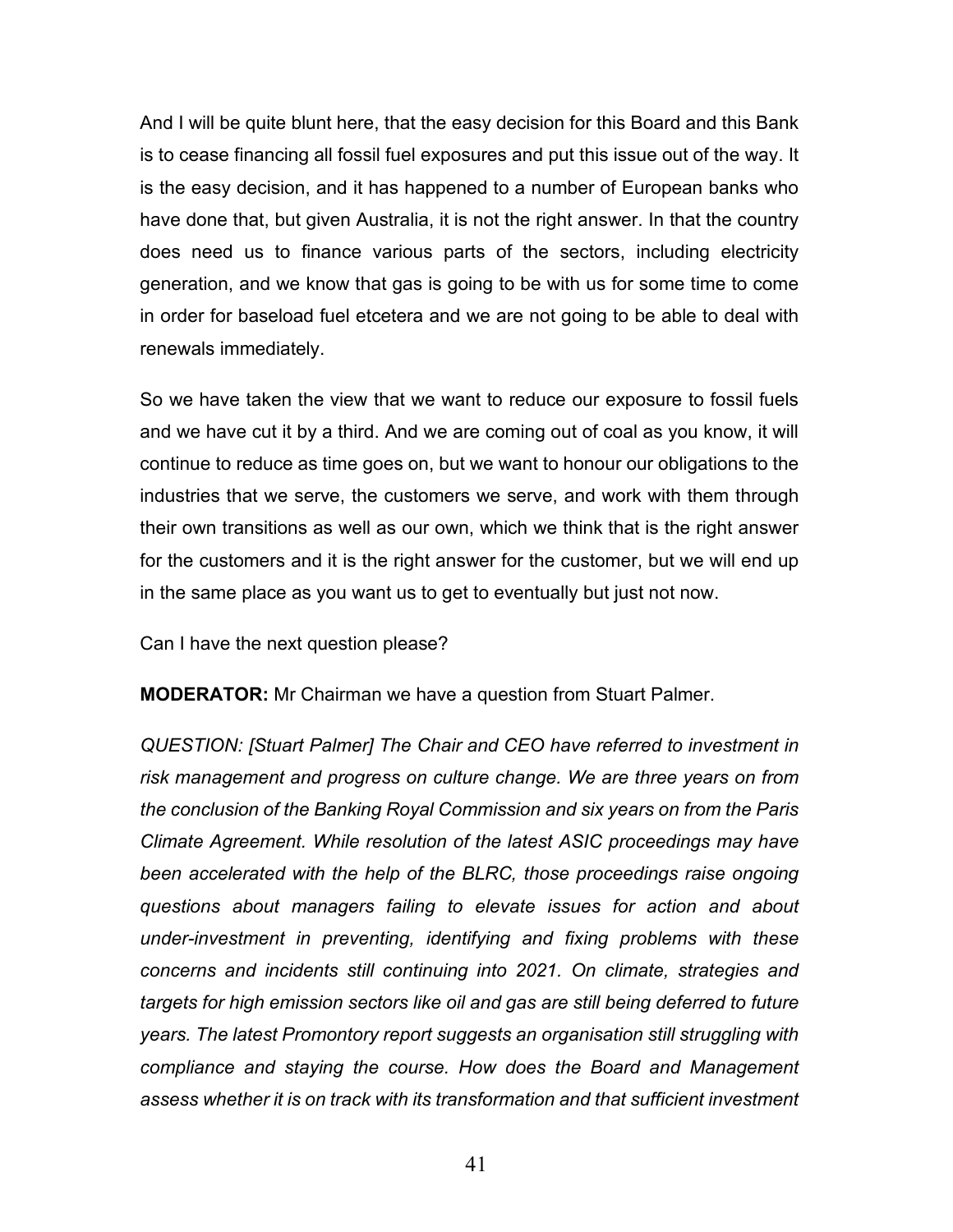And I will be quite blunt here, that the easy decision for this Board and this Bank is to cease financing all fossil fuel exposures and put this issue out of the way. It is the easy decision, and it has happened to a number of European banks who have done that, but given Australia, it is not the right answer. In that the country does need us to finance various parts of the sectors, including electricity generation, and we know that gas is going to be with us for some time to come in order for baseload fuel etcetera and we are not going to be able to deal with renewals immediately.

So we have taken the view that we want to reduce our exposure to fossil fuels and we have cut it by a third. And we are coming out of coal as you know, it will continue to reduce as time goes on, but we want to honour our obligations to the industries that we serve, the customers we serve, and work with them through their own transitions as well as our own, which we think that is the right answer for the customers and it is the right answer for the customer, but we will end up in the same place as you want us to get to eventually but just not now.

Can I have the next question please?

**MODERATOR:** Mr Chairman we have a question from Stuart Palmer.

*QUESTION: [Stuart Palmer] The Chair and CEO have referred to investment in risk management and progress on culture change. We are three years on from the conclusion of the Banking Royal Commission and six years on from the Paris Climate Agreement. While resolution of the latest ASIC proceedings may have been accelerated with the help of the BLRC, those proceedings raise ongoing questions about managers failing to elevate issues for action and about under-investment in preventing, identifying and fixing problems with these concerns and incidents still continuing into 2021. On climate, strategies and targets for high emission sectors like oil and gas are still being deferred to future years. The latest Promontory report suggests an organisation still struggling with compliance and staying the course. How does the Board and Management assess whether it is on track with its transformation and that sufficient investment*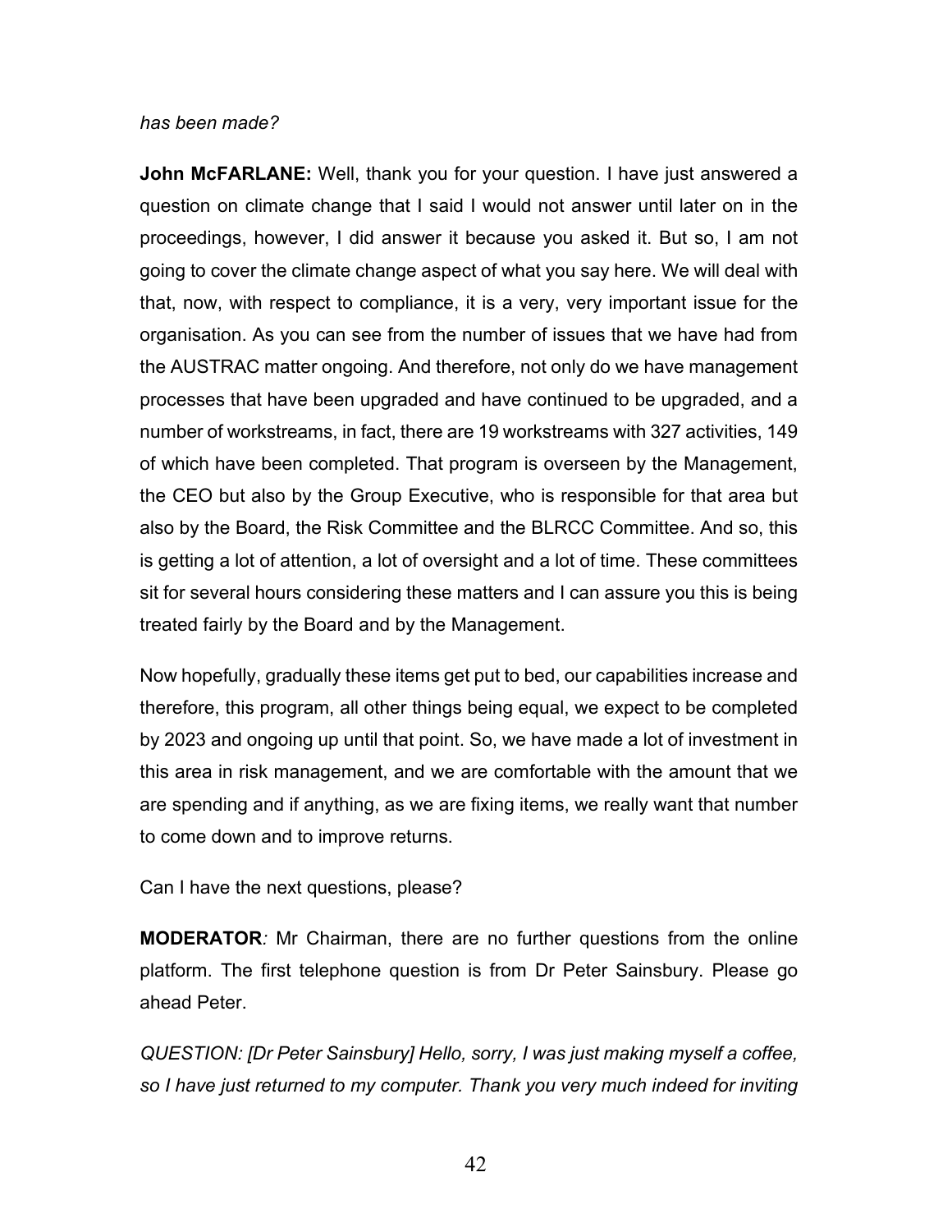*has been made?*

**John McFARLANE:** Well, thank you for your question. I have just answered a question on climate change that I said I would not answer until later on in the proceedings, however, I did answer it because you asked it. But so, I am not going to cover the climate change aspect of what you say here. We will deal with that, now, with respect to compliance, it is a very, very important issue for the organisation. As you can see from the number of issues that we have had from the AUSTRAC matter ongoing. And therefore, not only do we have management processes that have been upgraded and have continued to be upgraded, and a number of workstreams, in fact, there are 19 workstreams with 327 activities, 149 of which have been completed. That program is overseen by the Management, the CEO but also by the Group Executive, who is responsible for that area but also by the Board, the Risk Committee and the BLRCC Committee. And so, this is getting a lot of attention, a lot of oversight and a lot of time. These committees sit for several hours considering these matters and I can assure you this is being treated fairly by the Board and by the Management.

Now hopefully, gradually these items get put to bed, our capabilities increase and therefore, this program, all other things being equal, we expect to be completed by 2023 and ongoing up until that point. So, we have made a lot of investment in this area in risk management, and we are comfortable with the amount that we are spending and if anything, as we are fixing items, we really want that number to come down and to improve returns.

Can I have the next questions, please?

**MODERATOR***:* Mr Chairman, there are no further questions from the online platform. The first telephone question is from Dr Peter Sainsbury. Please go ahead Peter.

*QUESTION: [Dr Peter Sainsbury] Hello, sorry, I was just making myself a coffee, so I have just returned to my computer. Thank you very much indeed for inviting*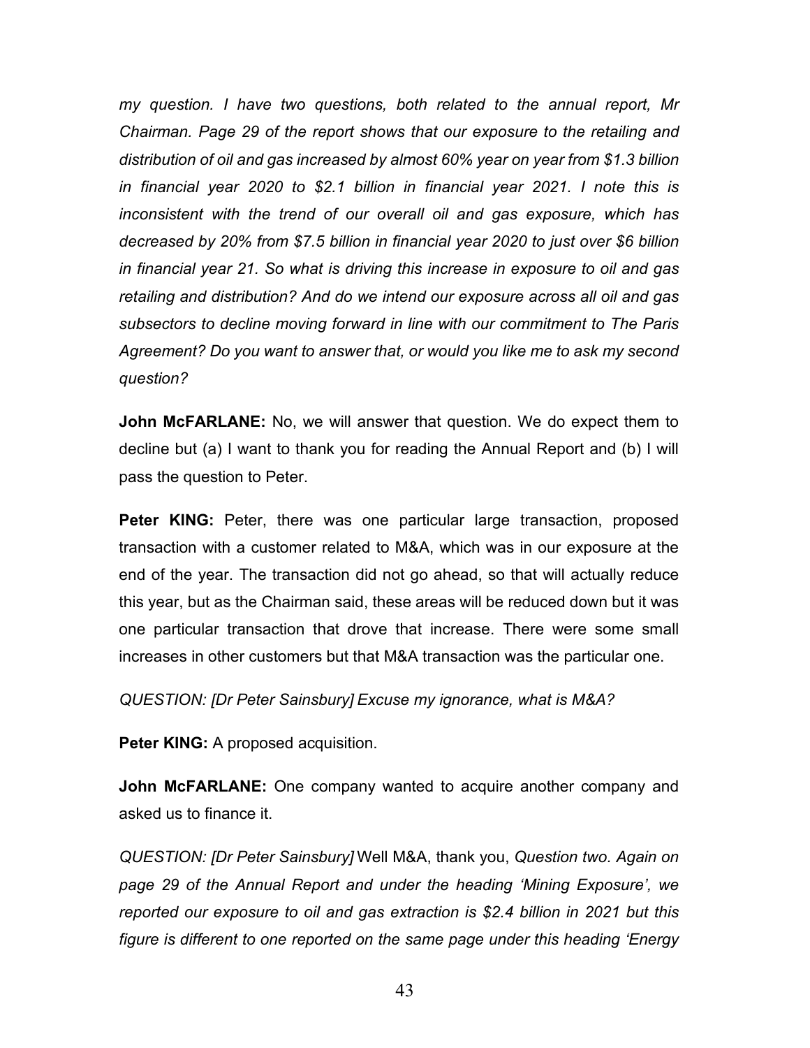*my question. I have two questions, both related to the annual report, Mr Chairman. Page 29 of the report shows that our exposure to the retailing and distribution of oil and gas increased by almost 60% year on year from $1.3 billion in financial year 2020 to $2.1 billion in financial year 2021. I note this is inconsistent with the trend of our overall oil and gas exposure, which has decreased by 20% from $7.5 billion in financial year 2020 to just over $6 billion in financial year 21. So what is driving this increase in exposure to oil and gas retailing and distribution? And do we intend our exposure across all oil and gas subsectors to decline moving forward in line with our commitment to The Paris Agreement? Do you want to answer that, or would you like me to ask my second question?*

**John McFARLANE:** No, we will answer that question. We do expect them to decline but (a) I want to thank you for reading the Annual Report and (b) I will pass the question to Peter.

**Peter KING:** Peter, there was one particular large transaction, proposed transaction with a customer related to M&A, which was in our exposure at the end of the year. The transaction did not go ahead, so that will actually reduce this year, but as the Chairman said, these areas will be reduced down but it was one particular transaction that drove that increase. There were some small increases in other customers but that M&A transaction was the particular one.

*QUESTION: [Dr Peter Sainsbury] Excuse my ignorance, what is M&A?*

**Peter KING:** A proposed acquisition.

**John McFARLANE:** One company wanted to acquire another company and asked us to finance it.

*QUESTION: [Dr Peter Sainsbury]* Well M&A, thank you, *Question two. Again on page 29 of the Annual Report and under the heading 'Mining Exposure', we reported our exposure to oil and gas extraction is $2.4 billion in 2021 but this figure is different to one reported on the same page under this heading 'Energy*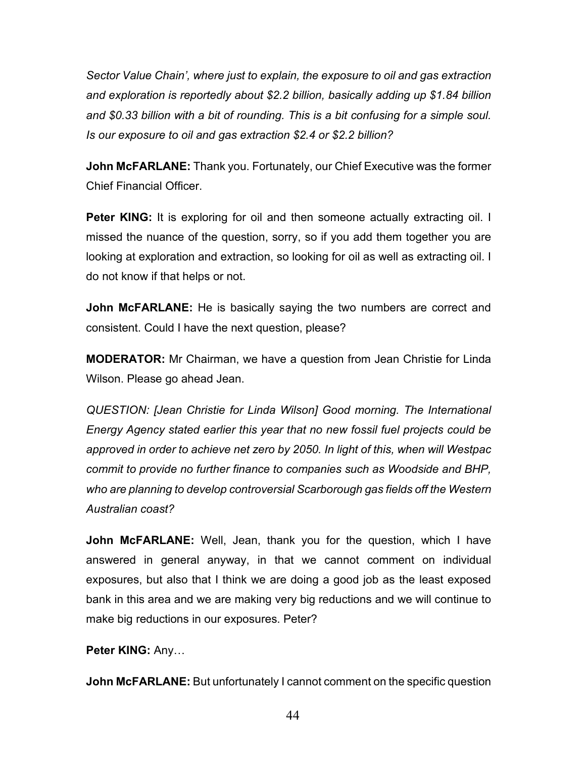*Sector Value Chain', where just to explain, the exposure to oil and gas extraction and exploration is reportedly about $2.2 billion, basically adding up $1.84 billion and $0.33 billion with a bit of rounding. This is a bit confusing for a simple soul. Is our exposure to oil and gas extraction $2.4 or $2.2 billion?*

**John McFARLANE:** Thank you. Fortunately, our Chief Executive was the former Chief Financial Officer.

**Peter KING:** It is exploring for oil and then someone actually extracting oil. I missed the nuance of the question, sorry, so if you add them together you are looking at exploration and extraction, so looking for oil as well as extracting oil. I do not know if that helps or not.

**John McFARLANE:** He is basically saying the two numbers are correct and consistent. Could I have the next question, please?

**MODERATOR:** Mr Chairman, we have a question from Jean Christie for Linda Wilson. Please go ahead Jean.

*QUESTION: [Jean Christie for Linda Wilson] Good morning. The International Energy Agency stated earlier this year that no new fossil fuel projects could be approved in order to achieve net zero by 2050. In light of this, when will Westpac commit to provide no further finance to companies such as Woodside and BHP, who are planning to develop controversial Scarborough gas fields off the Western Australian coast?*

**John McFARLANE:** Well, Jean, thank you for the question, which I have answered in general anyway, in that we cannot comment on individual exposures, but also that I think we are doing a good job as the least exposed bank in this area and we are making very big reductions and we will continue to make big reductions in our exposures. Peter?

**Peter KING:** Any…

**John McFARLANE:** But unfortunately I cannot comment on the specific question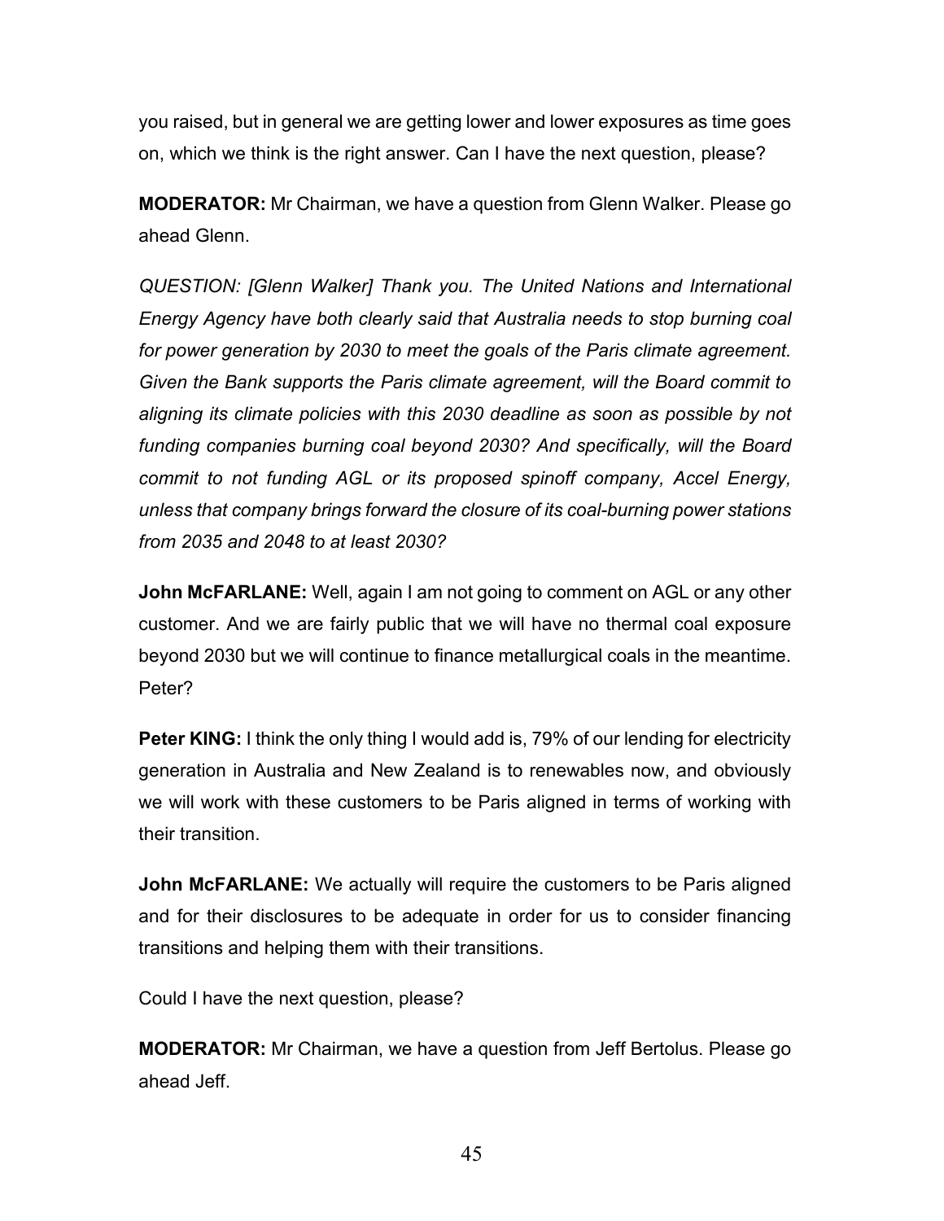you raised, but in general we are getting lower and lower exposures as time goes on, which we think is the right answer. Can I have the next question, please?

**MODERATOR:** Mr Chairman, we have a question from Glenn Walker. Please go ahead Glenn.

*QUESTION: [Glenn Walker] Thank you. The United Nations and International Energy Agency have both clearly said that Australia needs to stop burning coal for power generation by 2030 to meet the goals of the Paris climate agreement. Given the Bank supports the Paris climate agreement, will the Board commit to aligning its climate policies with this 2030 deadline as soon as possible by not funding companies burning coal beyond 2030? And specifically, will the Board commit to not funding AGL or its proposed spinoff company, Accel Energy, unless that company brings forward the closure of its coal-burning power stations from 2035 and 2048 to at least 2030?*

**John McFARLANE:** Well, again I am not going to comment on AGL or any other customer. And we are fairly public that we will have no thermal coal exposure beyond 2030 but we will continue to finance metallurgical coals in the meantime. Peter?

**Peter KING:** I think the only thing I would add is, 79% of our lending for electricity generation in Australia and New Zealand is to renewables now, and obviously we will work with these customers to be Paris aligned in terms of working with their transition.

**John McFARLANE:** We actually will require the customers to be Paris aligned and for their disclosures to be adequate in order for us to consider financing transitions and helping them with their transitions.

Could I have the next question, please?

**MODERATOR:** Mr Chairman, we have a question from Jeff Bertolus. Please go ahead Jeff.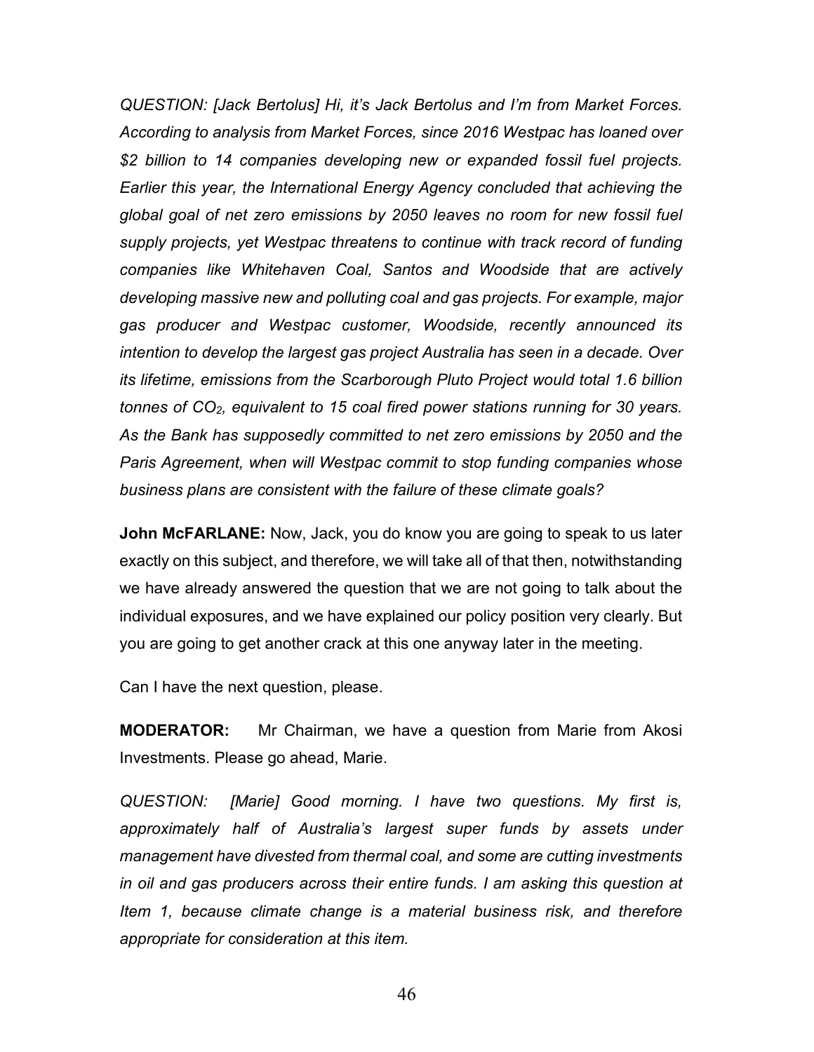*QUESTION: [Jack Bertolus] Hi, it's Jack Bertolus and I'm from Market Forces. According to analysis from Market Forces, since 2016 Westpac has loaned over $2 billion to 14 companies developing new or expanded fossil fuel projects. Earlier this year, the International Energy Agency concluded that achieving the global goal of net zero emissions by 2050 leaves no room for new fossil fuel supply projects, yet Westpac threatens to continue with track record of funding companies like Whitehaven Coal, Santos and Woodside that are actively developing massive new and polluting coal and gas projects. For example, major gas producer and Westpac customer, Woodside, recently announced its intention to develop the largest gas project Australia has seen in a decade. Over its lifetime, emissions from the Scarborough Pluto Project would total 1.6 billion tonnes of $CO_2$, equivalent to 15 coal fired power stations running for 30 years. As the Bank has supposedly committed to net zero emissions by 2050 and the Paris Agreement, when will Westpac commit to stop funding companies whose business plans are consistent with the failure of these climate goals?*

**John McFARLANE:** Now, Jack, you do know you are going to speak to us later exactly on this subject, and therefore, we will take all of that then, notwithstanding we have already answered the question that we are not going to talk about the individual exposures, and we have explained our policy position very clearly. But you are going to get another crack at this one anyway later in the meeting.

Can I have the next question, please.

**MODERATOR:** Mr Chairman, we have a question from Marie from Akosi Investments. Please go ahead, Marie.

*QUESTION: [Marie] Good morning. I have two questions. My first is, approximately half of Australia's largest super funds by assets under management have divested from thermal coal, and some are cutting investments in oil and gas producers across their entire funds. I am asking this question at Item 1, because climate change is a material business risk, and therefore appropriate for consideration at this item.*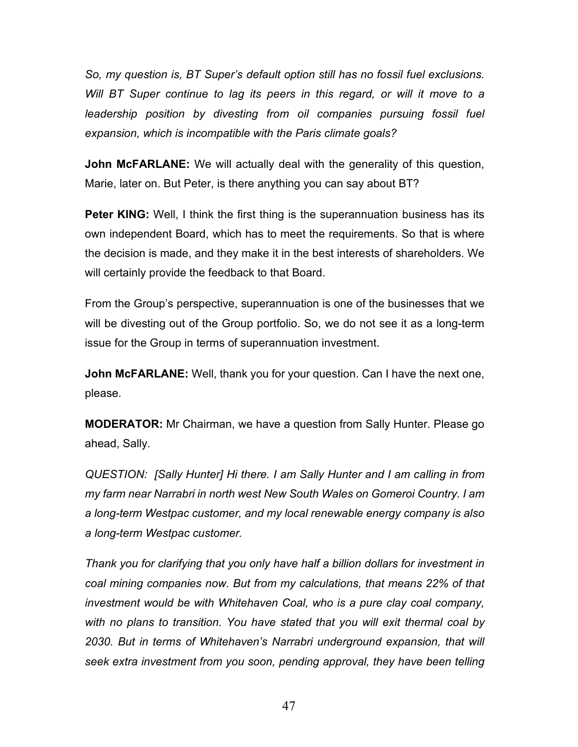*So, my question is, BT Super's default option still has no fossil fuel exclusions. Will BT Super continue to lag its peers in this regard, or will it move to a leadership position by divesting from oil companies pursuing fossil fuel expansion, which is incompatible with the Paris climate goals?*

**John McFARLANE:** We will actually deal with the generality of this question, Marie, later on. But Peter, is there anything you can say about BT?

**Peter KING:** Well, I think the first thing is the superannuation business has its own independent Board, which has to meet the requirements. So that is where the decision is made, and they make it in the best interests of shareholders. We will certainly provide the feedback to that Board.

From the Group's perspective, superannuation is one of the businesses that we will be divesting out of the Group portfolio. So, we do not see it as a long-term issue for the Group in terms of superannuation investment.

**John McFARLANE:** Well, thank you for your question. Can I have the next one, please.

**MODERATOR:** Mr Chairman, we have a question from Sally Hunter. Please go ahead, Sally.

*QUESTION: [Sally Hunter] Hi there. I am Sally Hunter and I am calling in from my farm near Narrabri in north west New South Wales on Gomeroi Country. I am a long-term Westpac customer, and my local renewable energy company is also a long-term Westpac customer.*

*Thank you for clarifying that you only have half a billion dollars for investment in coal mining companies now. But from my calculations, that means 22% of that investment would be with Whitehaven Coal, who is a pure clay coal company, with no plans to transition. You have stated that you will exit thermal coal by 2030. But in terms of Whitehaven's Narrabri underground expansion, that will seek extra investment from you soon, pending approval, they have been telling*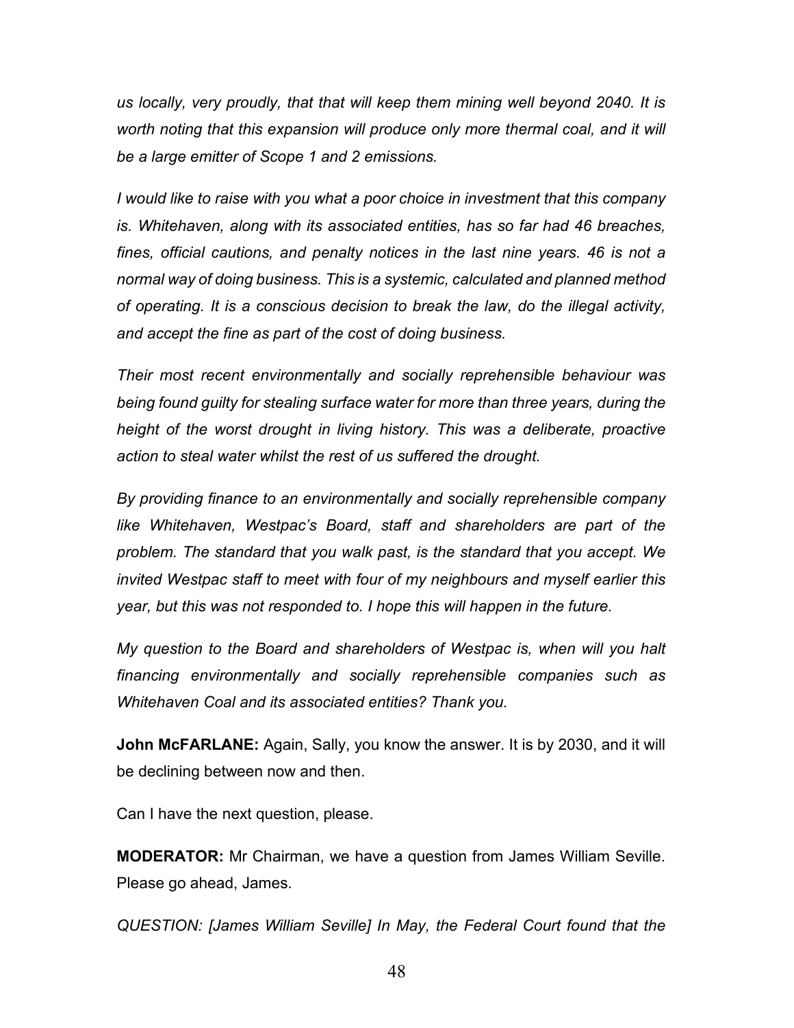*us locally, very proudly, that that will keep them mining well beyond 2040. It is worth noting that this expansion will produce only more thermal coal, and it will be a large emitter of Scope 1 and 2 emissions.*

*I would like to raise with you what a poor choice in investment that this company is. Whitehaven, along with its associated entities, has so far had 46 breaches, fines, official cautions, and penalty notices in the last nine years. 46 is not a normal way of doing business. This is a systemic, calculated and planned method of operating. It is a conscious decision to break the law, do the illegal activity, and accept the fine as part of the cost of doing business.*

*Their most recent environmentally and socially reprehensible behaviour was being found guilty for stealing surface water for more than three years, during the height of the worst drought in living history. This was a deliberate, proactive action to steal water whilst the rest of us suffered the drought.*

*By providing finance to an environmentally and socially reprehensible company like Whitehaven, Westpac's Board, staff and shareholders are part of the problem. The standard that you walk past, is the standard that you accept. We invited Westpac staff to meet with four of my neighbours and myself earlier this year, but this was not responded to. I hope this will happen in the future.*

*My question to the Board and shareholders of Westpac is, when will you halt financing environmentally and socially reprehensible companies such as Whitehaven Coal and its associated entities? Thank you.*

**John McFARLANE:** Again, Sally, you know the answer. It is by 2030, and it will be declining between now and then.

Can I have the next question, please.

**MODERATOR:** Mr Chairman, we have a question from James William Seville. Please go ahead, James.

*QUESTION: [James William Seville] In May, the Federal Court found that the*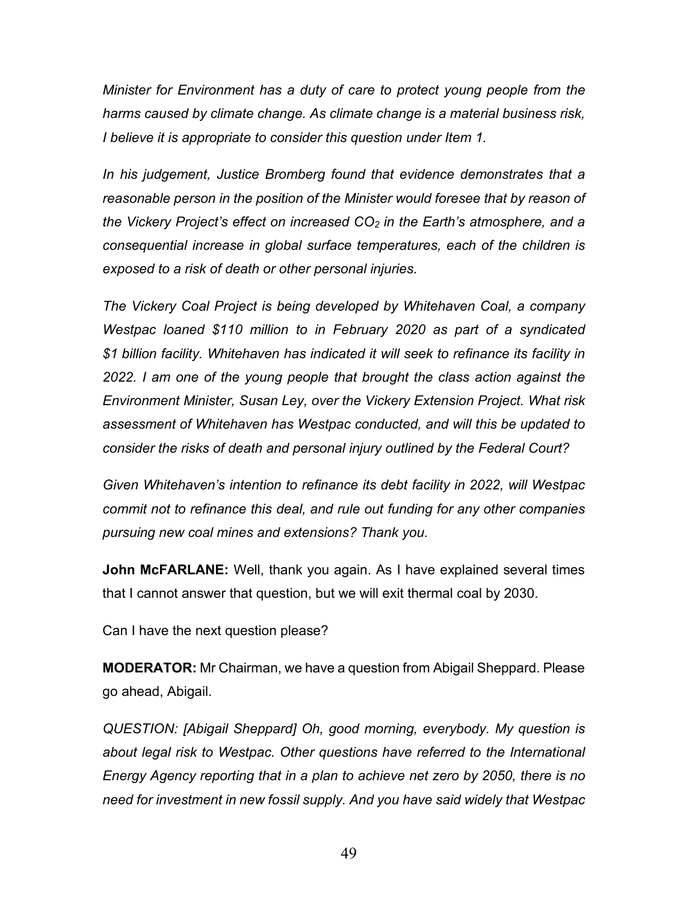*Minister for Environment has a duty of care to protect young people from the harms caused by climate change. As climate change is a material business risk, I believe it is appropriate to consider this question under Item 1.*

*In his judgement, Justice Bromberg found that evidence demonstrates that a reasonable person in the position of the Minister would foresee that by reason of the Vickery Project's effect on increased $CO_2$ in the Earth's atmosphere, and a consequential increase in global surface temperatures, each of the children is exposed to a risk of death or other personal injuries.*

*The Vickery Coal Project is being developed by Whitehaven Coal, a company Westpac loaned \$110 million to in February 2020 as part of a syndicated \$1 billion facility. Whitehaven has indicated it will seek to refinance its facility in 2022. I am one of the young people that brought the class action against the Environment Minister, Susan Ley, over the Vickery Extension Project. What risk assessment of Whitehaven has Westpac conducted, and will this be updated to consider the risks of death and personal injury outlined by the Federal Court?*

*Given Whitehaven's intention to refinance its debt facility in 2022, will Westpac commit not to refinance this deal, and rule out funding for any other companies pursuing new coal mines and extensions? Thank you.*

**John McFARLANE:** Well, thank you again. As I have explained several times that I cannot answer that question, but we will exit thermal coal by 2030.

Can I have the next question please?

**MODERATOR:** Mr Chairman, we have a question from Abigail Sheppard. Please go ahead, Abigail.

*QUESTION: [Abigail Sheppard] Oh, good morning, everybody. My question is about legal risk to Westpac. Other questions have referred to the International Energy Agency reporting that in a plan to achieve net zero by 2050, there is no need for investment in new fossil supply. And you have said widely that Westpac*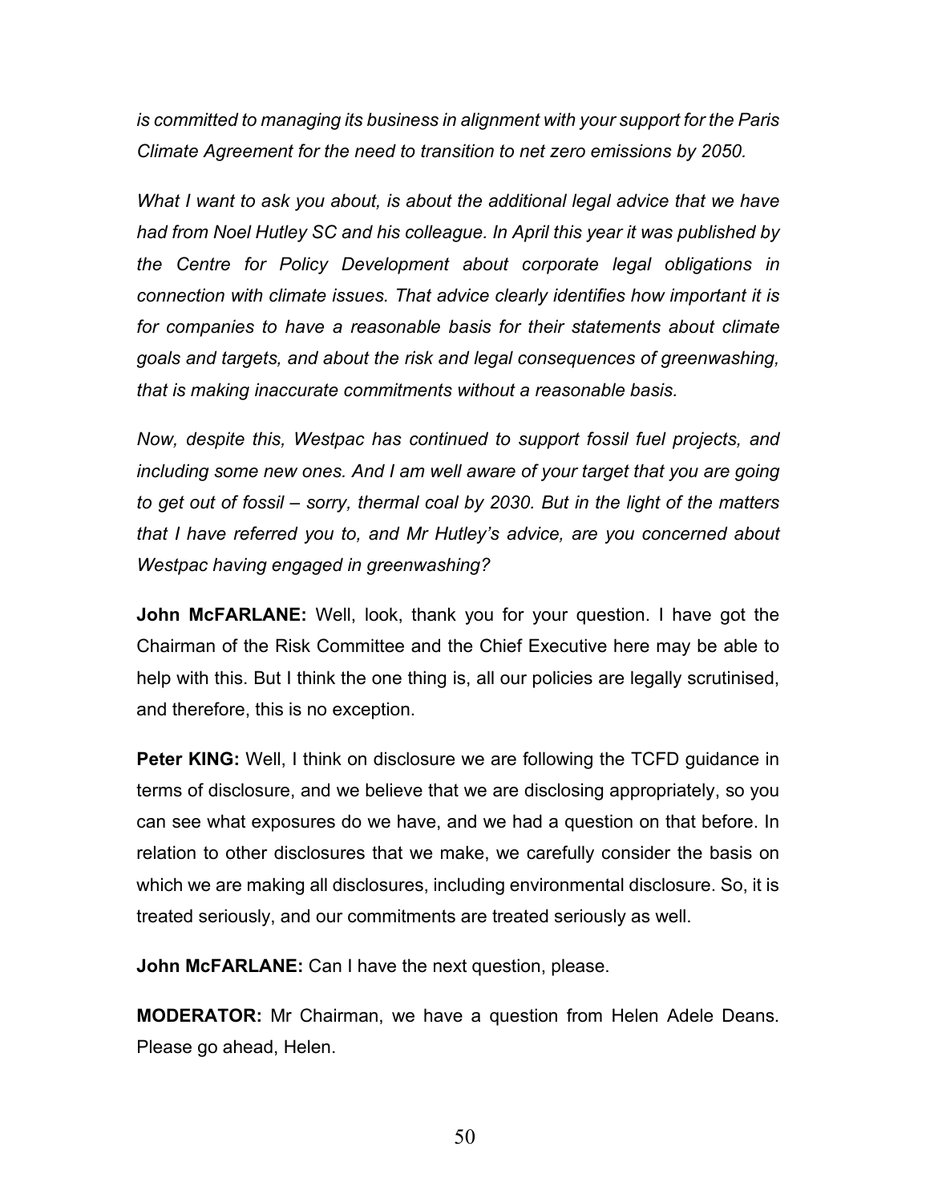*is committed to managing its business in alignment with your support for the Paris Climate Agreement for the need to transition to net zero emissions by 2050.*

*What I want to ask you about, is about the additional legal advice that we have had from Noel Hutley SC and his colleague. In April this year it was published by the Centre for Policy Development about corporate legal obligations in connection with climate issues. That advice clearly identifies how important it is for companies to have a reasonable basis for their statements about climate goals and targets, and about the risk and legal consequences of greenwashing, that is making inaccurate commitments without a reasonable basis.*

*Now, despite this, Westpac has continued to support fossil fuel projects, and including some new ones. And I am well aware of your target that you are going to get out of fossil – sorry, thermal coal by 2030. But in the light of the matters that I have referred you to, and Mr Hutley's advice, are you concerned about Westpac having engaged in greenwashing?*

**John McFARLANE:** Well, look, thank you for your question. I have got the Chairman of the Risk Committee and the Chief Executive here may be able to help with this. But I think the one thing is, all our policies are legally scrutinised, and therefore, this is no exception.

**Peter KING:** Well, I think on disclosure we are following the TCFD guidance in terms of disclosure, and we believe that we are disclosing appropriately, so you can see what exposures do we have, and we had a question on that before. In relation to other disclosures that we make, we carefully consider the basis on which we are making all disclosures, including environmental disclosure. So, it is treated seriously, and our commitments are treated seriously as well.

**John McFARLANE:** Can I have the next question, please.

**MODERATOR:** Mr Chairman, we have a question from Helen Adele Deans. Please go ahead, Helen.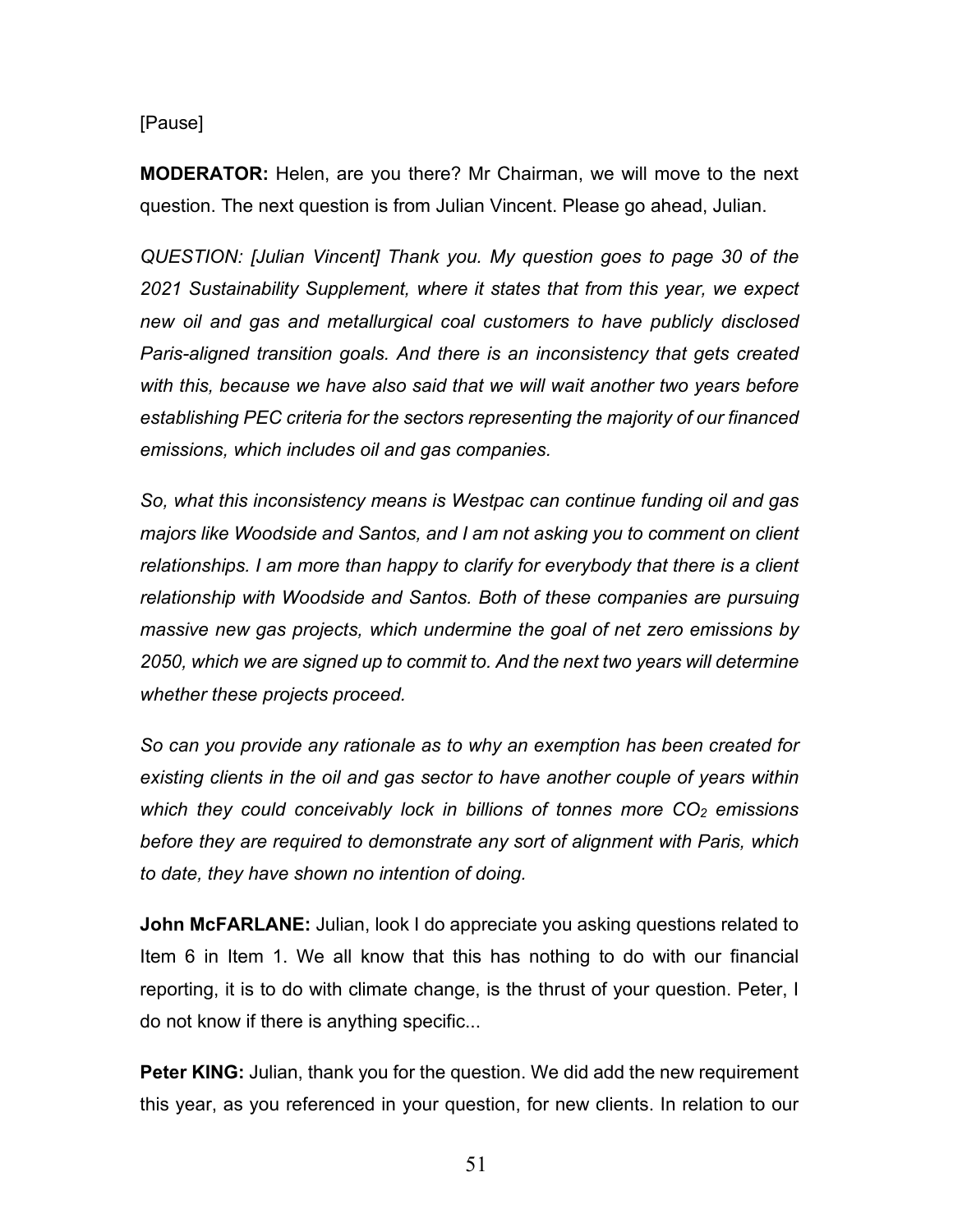[Pause]

**MODERATOR:** Helen, are you there? Mr Chairman, we will move to the next question. The next question is from Julian Vincent. Please go ahead, Julian.

*QUESTION: [Julian Vincent] Thank you. My question goes to page 30 of the 2021 Sustainability Supplement, where it states that from this year, we expect new oil and gas and metallurgical coal customers to have publicly disclosed Paris-aligned transition goals. And there is an inconsistency that gets created with this, because we have also said that we will wait another two years before establishing PEC criteria for the sectors representing the majority of our financed emissions, which includes oil and gas companies.*

*So, what this inconsistency means is Westpac can continue funding oil and gas majors like Woodside and Santos, and I am not asking you to comment on client relationships. I am more than happy to clarify for everybody that there is a client relationship with Woodside and Santos. Both of these companies are pursuing massive new gas projects, which undermine the goal of net zero emissions by 2050, which we are signed up to commit to. And the next two years will determine whether these projects proceed.*

*So can you provide any rationale as to why an exemption has been created for existing clients in the oil and gas sector to have another couple of years within which they could conceivably lock in billions of tonnes more $CO_2$ emissions before they are required to demonstrate any sort of alignment with Paris, which to date, they have shown no intention of doing.*

**John McFARLANE:** Julian, look I do appreciate you asking questions related to Item 6 in Item 1. We all know that this has nothing to do with our financial reporting, it is to do with climate change, is the thrust of your question. Peter, I do not know if there is anything specific...

**Peter KING:** Julian, thank you for the question. We did add the new requirement this year, as you referenced in your question, for new clients. In relation to our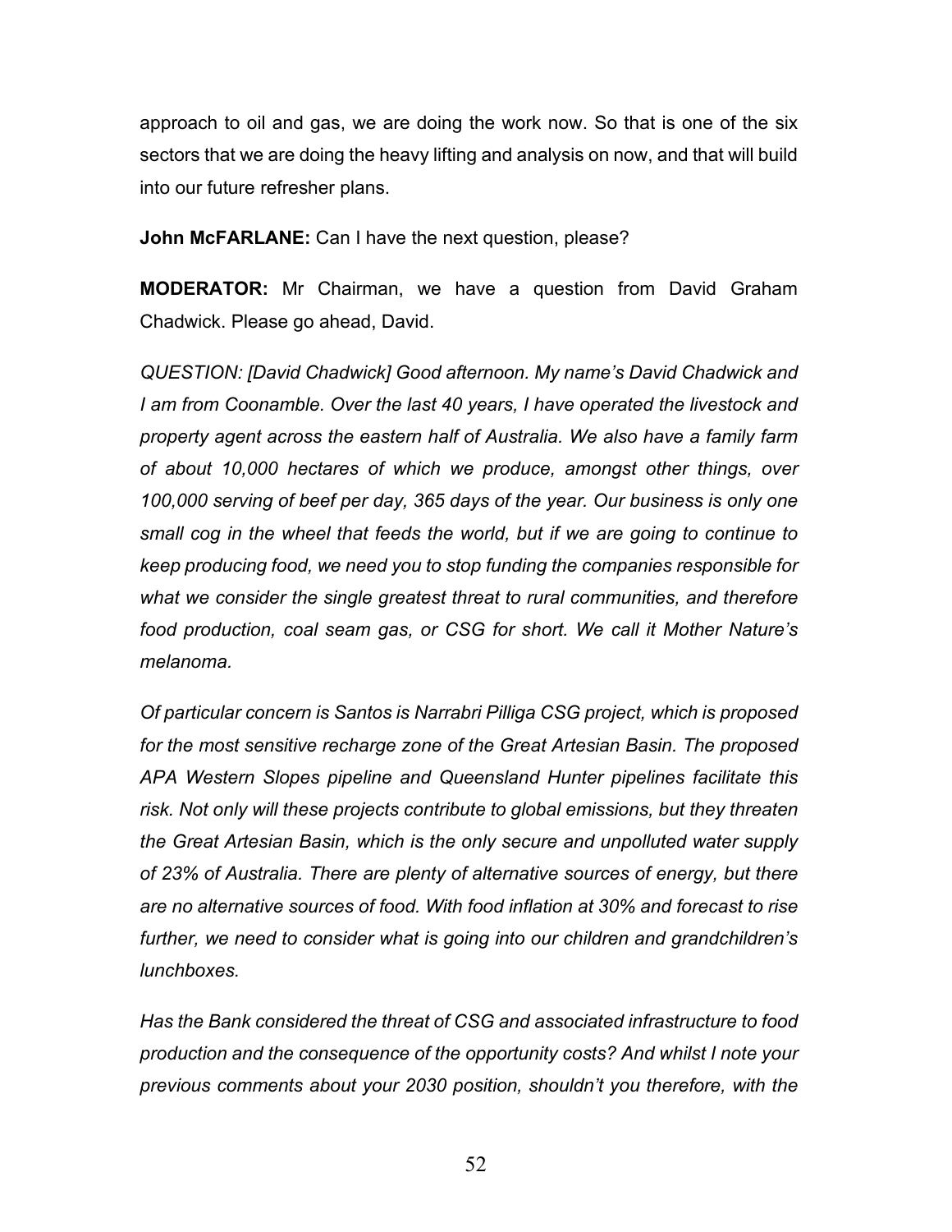approach to oil and gas, we are doing the work now. So that is one of the six sectors that we are doing the heavy lifting and analysis on now, and that will build into our future refresher plans.

**John McFARLANE:** Can I have the next question, please?

**MODERATOR:** Mr Chairman, we have a question from David Graham Chadwick. Please go ahead, David.

*QUESTION: [David Chadwick] Good afternoon. My name's David Chadwick and I am from Coonamble. Over the last 40 years, I have operated the livestock and property agent across the eastern half of Australia. We also have a family farm of about 10,000 hectares of which we produce, amongst other things, over 100,000 serving of beef per day, 365 days of the year. Our business is only one small cog in the wheel that feeds the world, but if we are going to continue to keep producing food, we need you to stop funding the companies responsible for what we consider the single greatest threat to rural communities, and therefore food production, coal seam gas, or CSG for short. We call it Mother Nature's melanoma.*

*Of particular concern is Santos is Narrabri Pilliga CSG project, which is proposed for the most sensitive recharge zone of the Great Artesian Basin. The proposed APA Western Slopes pipeline and Queensland Hunter pipelines facilitate this risk. Not only will these projects contribute to global emissions, but they threaten the Great Artesian Basin, which is the only secure and unpolluted water supply of 23% of Australia. There are plenty of alternative sources of energy, but there are no alternative sources of food. With food inflation at 30% and forecast to rise further, we need to consider what is going into our children and grandchildren's lunchboxes.*

*Has the Bank considered the threat of CSG and associated infrastructure to food production and the consequence of the opportunity costs? And whilst I note your previous comments about your 2030 position, shouldn't you therefore, with the*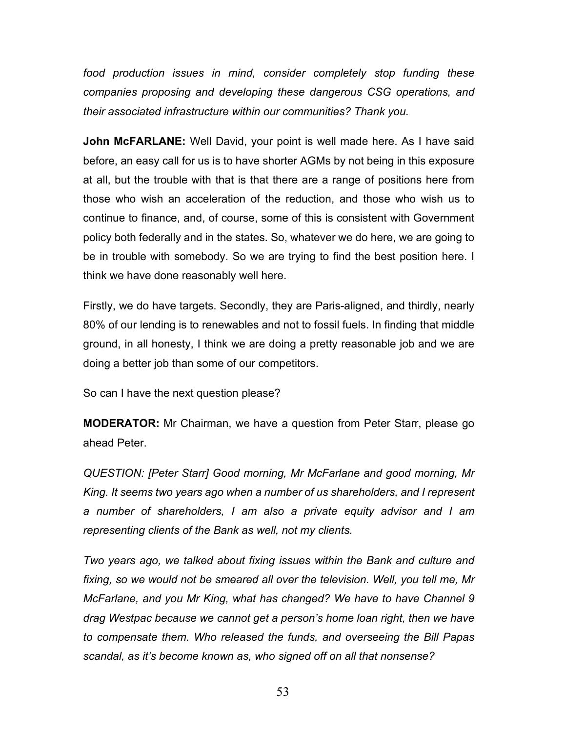*food production issues in mind, consider completely stop funding these companies proposing and developing these dangerous CSG operations, and their associated infrastructure within our communities? Thank you.*

**John McFARLANE:** Well David, your point is well made here. As I have said before, an easy call for us is to have shorter AGMs by not being in this exposure at all, but the trouble with that is that there are a range of positions here from those who wish an acceleration of the reduction, and those who wish us to continue to finance, and, of course, some of this is consistent with Government policy both federally and in the states. So, whatever we do here, we are going to be in trouble with somebody. So we are trying to find the best position here. I think we have done reasonably well here.

Firstly, we do have targets. Secondly, they are Paris-aligned, and thirdly, nearly 80% of our lending is to renewables and not to fossil fuels. In finding that middle ground, in all honesty, I think we are doing a pretty reasonable job and we are doing a better job than some of our competitors.

So can I have the next question please?

**MODERATOR:** Mr Chairman, we have a question from Peter Starr, please go ahead Peter.

*QUESTION: [Peter Starr] Good morning, Mr McFarlane and good morning, Mr King. It seems two years ago when a number of us shareholders, and I represent a number of shareholders, I am also a private equity advisor and I am representing clients of the Bank as well, not my clients.*

*Two years ago, we talked about fixing issues within the Bank and culture and fixing, so we would not be smeared all over the television. Well, you tell me, Mr McFarlane, and you Mr King, what has changed? We have to have Channel 9 drag Westpac because we cannot get a person's home loan right, then we have to compensate them. Who released the funds, and overseeing the Bill Papas scandal, as it's become known as, who signed off on all that nonsense?*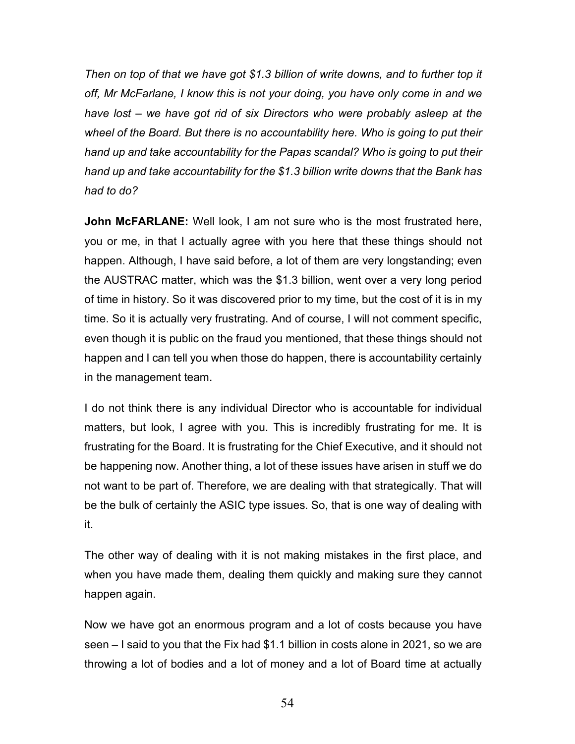*Then on top of that we have got $1.3 billion of write downs, and to further top it off, Mr McFarlane, I know this is not your doing, you have only come in and we have lost – we have got rid of six Directors who were probably asleep at the wheel of the Board. But there is no accountability here. Who is going to put their hand up and take accountability for the Papas scandal? Who is going to put their hand up and take accountability for the $1.3 billion write downs that the Bank has had to do?*

**John McFARLANE:** Well look, I am not sure who is the most frustrated here, you or me, in that I actually agree with you here that these things should not happen. Although, I have said before, a lot of them are very longstanding; even the AUSTRAC matter, which was the $1.3 billion, went over a very long period of time in history. So it was discovered prior to my time, but the cost of it is in my time. So it is actually very frustrating. And of course, I will not comment specific, even though it is public on the fraud you mentioned, that these things should not happen and I can tell you when those do happen, there is accountability certainly in the management team.

I do not think there is any individual Director who is accountable for individual matters, but look, I agree with you. This is incredibly frustrating for me. It is frustrating for the Board. It is frustrating for the Chief Executive, and it should not be happening now. Another thing, a lot of these issues have arisen in stuff we do not want to be part of. Therefore, we are dealing with that strategically. That will be the bulk of certainly the ASIC type issues. So, that is one way of dealing with it.

The other way of dealing with it is not making mistakes in the first place, and when you have made them, dealing them quickly and making sure they cannot happen again.

Now we have got an enormous program and a lot of costs because you have seen – I said to you that the Fix had $1.1 billion in costs alone in 2021, so we are throwing a lot of bodies and a lot of money and a lot of Board time at actually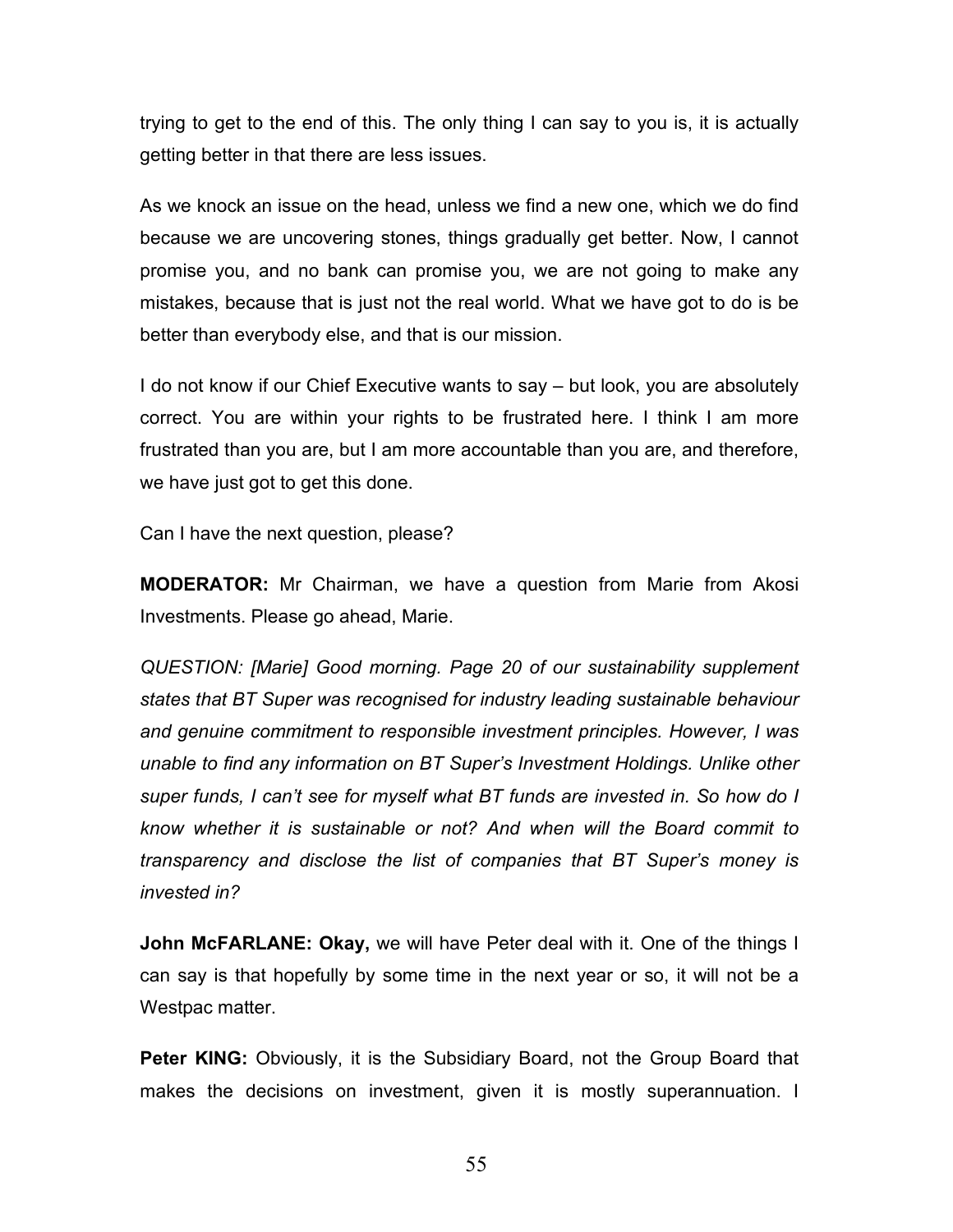trying to get to the end of this. The only thing I can say to you is, it is actually getting better in that there are less issues.

As we knock an issue on the head, unless we find a new one, which we do find because we are uncovering stones, things gradually get better. Now, I cannot promise you, and no bank can promise you, we are not going to make any mistakes, because that is just not the real world. What we have got to do is be better than everybody else, and that is our mission.

I do not know if our Chief Executive wants to say – but look, you are absolutely correct. You are within your rights to be frustrated here. I think I am more frustrated than you are, but I am more accountable than you are, and therefore, we have just got to get this done.

Can I have the next question, please?

**MODERATOR:** Mr Chairman, we have a question from Marie from Akosi Investments. Please go ahead, Marie.

*QUESTION: [Marie] Good morning. Page 20 of our sustainability supplement states that BT Super was recognised for industry leading sustainable behaviour and genuine commitment to responsible investment principles. However, I was unable to find any information on BT Super's Investment Holdings. Unlike other super funds, I can't see for myself what BT funds are invested in. So how do I know whether it is sustainable or not? And when will the Board commit to transparency and disclose the list of companies that BT Super's money is invested in?*

**John McFARLANE: Okay,** we will have Peter deal with it. One of the things I can say is that hopefully by some time in the next year or so, it will not be a Westpac matter.

**Peter KING:** Obviously, it is the Subsidiary Board, not the Group Board that makes the decisions on investment, given it is mostly superannuation. I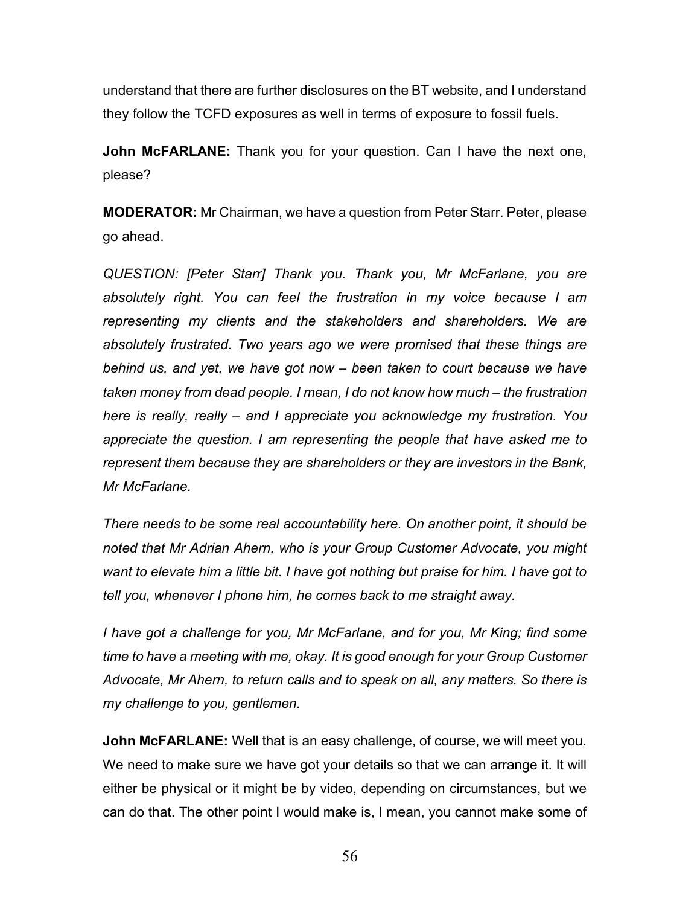understand that there are further disclosures on the BT website, and I understand they follow the TCFD exposures as well in terms of exposure to fossil fuels.

**John McFARLANE:** Thank you for your question. Can I have the next one, please?

**MODERATOR:** Mr Chairman, we have a question from Peter Starr. Peter, please go ahead.

*QUESTION: [Peter Starr] Thank you. Thank you, Mr McFarlane, you are absolutely right. You can feel the frustration in my voice because I am representing my clients and the stakeholders and shareholders. We are absolutely frustrated. Two years ago we were promised that these things are behind us, and yet, we have got now – been taken to court because we have taken money from dead people. I mean, I do not know how much – the frustration here is really, really – and I appreciate you acknowledge my frustration. You appreciate the question. I am representing the people that have asked me to represent them because they are shareholders or they are investors in the Bank, Mr McFarlane.*

*There needs to be some real accountability here. On another point, it should be noted that Mr Adrian Ahern, who is your Group Customer Advocate, you might want to elevate him a little bit. I have got nothing but praise for him. I have got to tell you, whenever I phone him, he comes back to me straight away.*

*I have got a challenge for you, Mr McFarlane, and for you, Mr King; find some time to have a meeting with me, okay. It is good enough for your Group Customer Advocate, Mr Ahern, to return calls and to speak on all, any matters. So there is my challenge to you, gentlemen.*

**John McFARLANE:** Well that is an easy challenge, of course, we will meet you. We need to make sure we have got your details so that we can arrange it. It will either be physical or it might be by video, depending on circumstances, but we can do that. The other point I would make is, I mean, you cannot make some of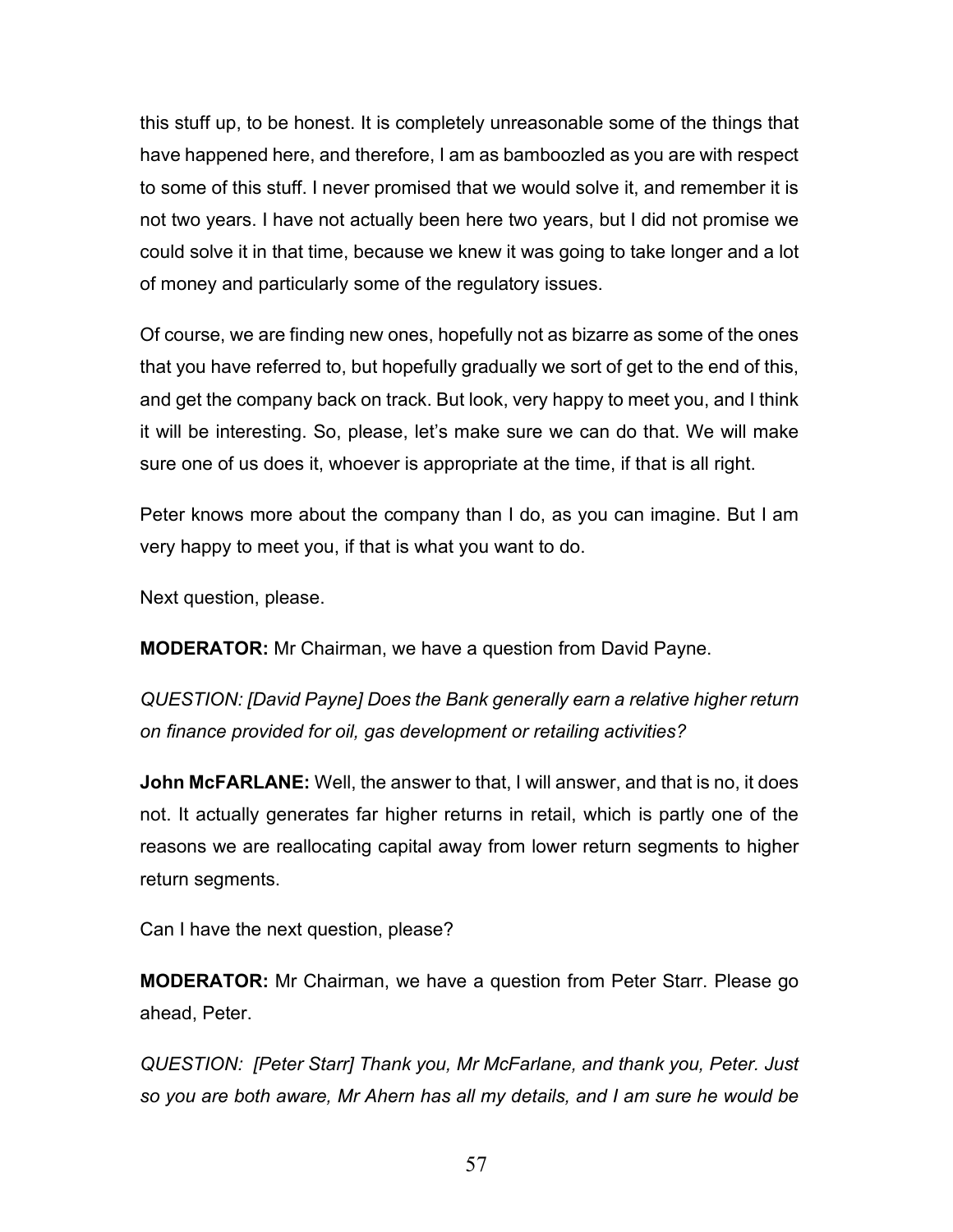this stuff up, to be honest. It is completely unreasonable some of the things that have happened here, and therefore, I am as bamboozled as you are with respect to some of this stuff. I never promised that we would solve it, and remember it is not two years. I have not actually been here two years, but I did not promise we could solve it in that time, because we knew it was going to take longer and a lot of money and particularly some of the regulatory issues.

Of course, we are finding new ones, hopefully not as bizarre as some of the ones that you have referred to, but hopefully gradually we sort of get to the end of this, and get the company back on track. But look, very happy to meet you, and I think it will be interesting. So, please, let's make sure we can do that. We will make sure one of us does it, whoever is appropriate at the time, if that is all right.

Peter knows more about the company than I do, as you can imagine. But I am very happy to meet you, if that is what you want to do.

Next question, please.

**MODERATOR:** Mr Chairman, we have a question from David Payne.

*QUESTION: [David Payne] Does the Bank generally earn a relative higher return on finance provided for oil, gas development or retailing activities?*

**John McFARLANE:** Well, the answer to that, I will answer, and that is no, it does not. It actually generates far higher returns in retail, which is partly one of the reasons we are reallocating capital away from lower return segments to higher return segments.

Can I have the next question, please?

**MODERATOR:** Mr Chairman, we have a question from Peter Starr. Please go ahead, Peter.

*QUESTION: [Peter Starr] Thank you, Mr McFarlane, and thank you, Peter. Just so you are both aware, Mr Ahern has all my details, and I am sure he would be*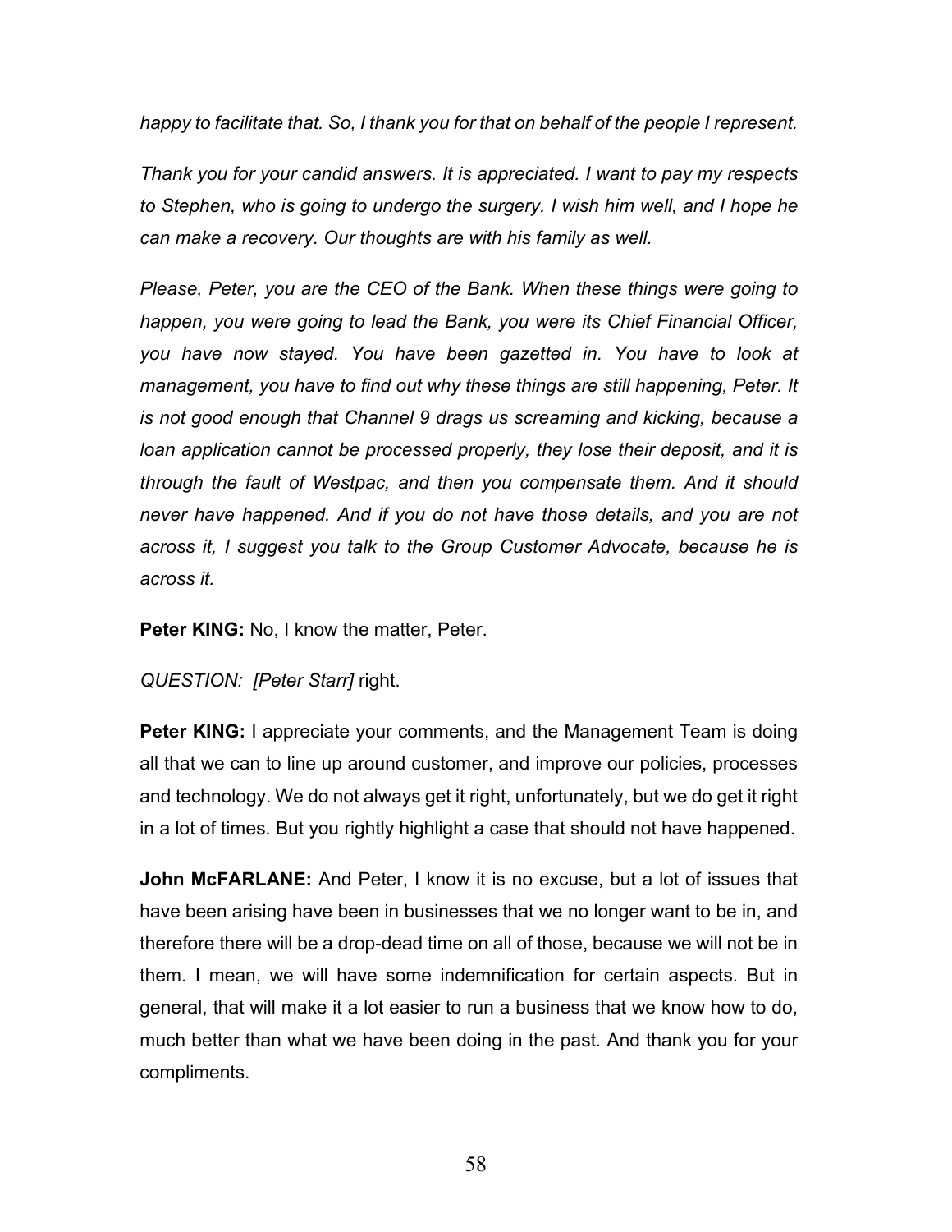*happy to facilitate that. So, I thank you for that on behalf of the people I represent.*

*Thank you for your candid answers. It is appreciated. I want to pay my respects to Stephen, who is going to undergo the surgery. I wish him well, and I hope he can make a recovery. Our thoughts are with his family as well.*

*Please, Peter, you are the CEO of the Bank. When these things were going to happen, you were going to lead the Bank, you were its Chief Financial Officer, you have now stayed. You have been gazetted in. You have to look at management, you have to find out why these things are still happening, Peter. It is not good enough that Channel 9 drags us screaming and kicking, because a loan application cannot be processed properly, they lose their deposit, and it is through the fault of Westpac, and then you compensate them. And it should never have happened. And if you do not have those details, and you are not across it, I suggest you talk to the Group Customer Advocate, because he is across it.*

**Peter KING:** No, I know the matter, Peter.

*QUESTION: [Peter Starr]* right.

**Peter KING:** I appreciate your comments, and the Management Team is doing all that we can to line up around customer, and improve our policies, processes and technology. We do not always get it right, unfortunately, but we do get it right in a lot of times. But you rightly highlight a case that should not have happened.

**John McFARLANE:** And Peter, I know it is no excuse, but a lot of issues that have been arising have been in businesses that we no longer want to be in, and therefore there will be a drop-dead time on all of those, because we will not be in them. I mean, we will have some indemnification for certain aspects. But in general, that will make it a lot easier to run a business that we know how to do, much better than what we have been doing in the past. And thank you for your compliments.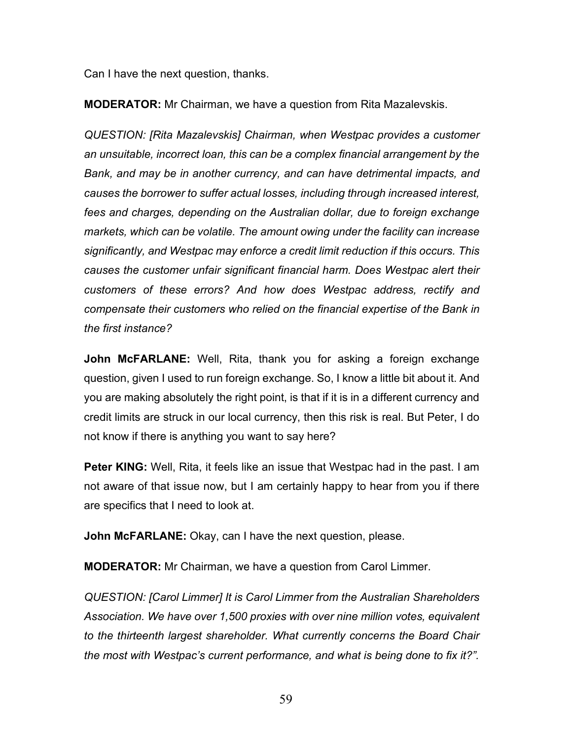Can I have the next question, thanks.

**MODERATOR:** Mr Chairman, we have a question from Rita Mazalevskis.

*QUESTION: [Rita Mazalevskis] Chairman, when Westpac provides a customer an unsuitable, incorrect loan, this can be a complex financial arrangement by the Bank, and may be in another currency, and can have detrimental impacts, and causes the borrower to suffer actual losses, including through increased interest, fees and charges, depending on the Australian dollar, due to foreign exchange markets, which can be volatile. The amount owing under the facility can increase significantly, and Westpac may enforce a credit limit reduction if this occurs. This causes the customer unfair significant financial harm. Does Westpac alert their customers of these errors? And how does Westpac address, rectify and compensate their customers who relied on the financial expertise of the Bank in the first instance?*

**John McFARLANE:** Well, Rita, thank you for asking a foreign exchange question, given I used to run foreign exchange. So, I know a little bit about it. And you are making absolutely the right point, is that if it is in a different currency and credit limits are struck in our local currency, then this risk is real. But Peter, I do not know if there is anything you want to say here?

**Peter KING:** Well, Rita, it feels like an issue that Westpac had in the past. I am not aware of that issue now, but I am certainly happy to hear from you if there are specifics that I need to look at.

**John McFARLANE:** Okay, can I have the next question, please.

**MODERATOR:** Mr Chairman, we have a question from Carol Limmer.

*QUESTION: [Carol Limmer] It is Carol Limmer from the Australian Shareholders Association. We have over 1,500 proxies with over nine million votes, equivalent to the thirteenth largest shareholder. What currently concerns the Board Chair the most with Westpac's current performance, and what is being done to fix it?".*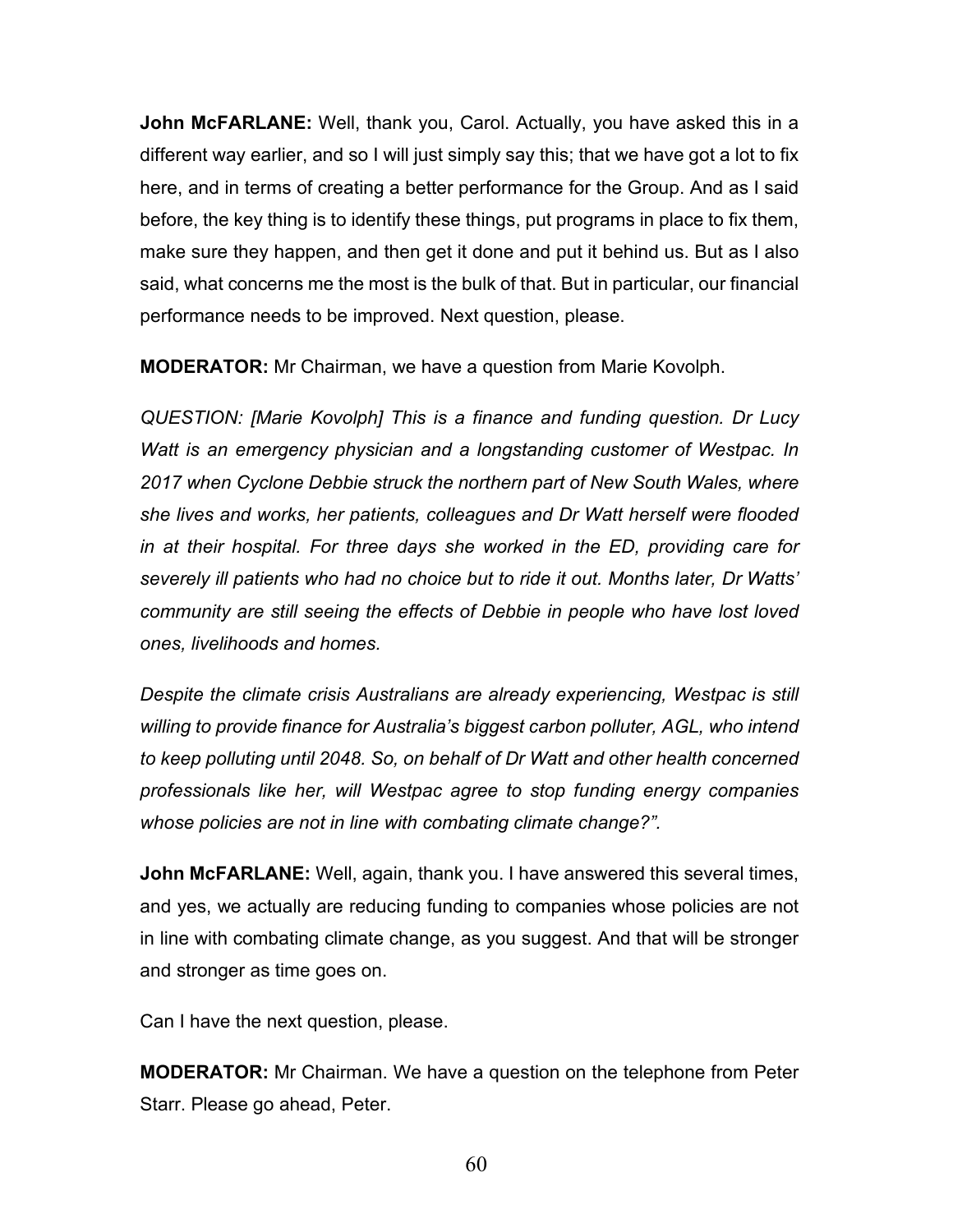**John McFARLANE:** Well, thank you, Carol. Actually, you have asked this in a different way earlier, and so I will just simply say this; that we have got a lot to fix here, and in terms of creating a better performance for the Group. And as I said before, the key thing is to identify these things, put programs in place to fix them, make sure they happen, and then get it done and put it behind us. But as I also said, what concerns me the most is the bulk of that. But in particular, our financial performance needs to be improved. Next question, please.

**MODERATOR:** Mr Chairman, we have a question from Marie Kovolph.

*QUESTION: [Marie Kovolph] This is a finance and funding question. Dr Lucy Watt is an emergency physician and a longstanding customer of Westpac. In 2017 when Cyclone Debbie struck the northern part of New South Wales, where she lives and works, her patients, colleagues and Dr Watt herself were flooded in at their hospital. For three days she worked in the ED, providing care for severely ill patients who had no choice but to ride it out. Months later, Dr Watts' community are still seeing the effects of Debbie in people who have lost loved ones, livelihoods and homes.*

*Despite the climate crisis Australians are already experiencing, Westpac is still willing to provide finance for Australia's biggest carbon polluter, AGL, who intend to keep polluting until 2048. So, on behalf of Dr Watt and other health concerned professionals like her, will Westpac agree to stop funding energy companies whose policies are not in line with combating climate change?".*

**John McFARLANE:** Well, again, thank you. I have answered this several times, and yes, we actually are reducing funding to companies whose policies are not in line with combating climate change, as you suggest. And that will be stronger and stronger as time goes on.

Can I have the next question, please.

**MODERATOR:** Mr Chairman. We have a question on the telephone from Peter Starr. Please go ahead, Peter.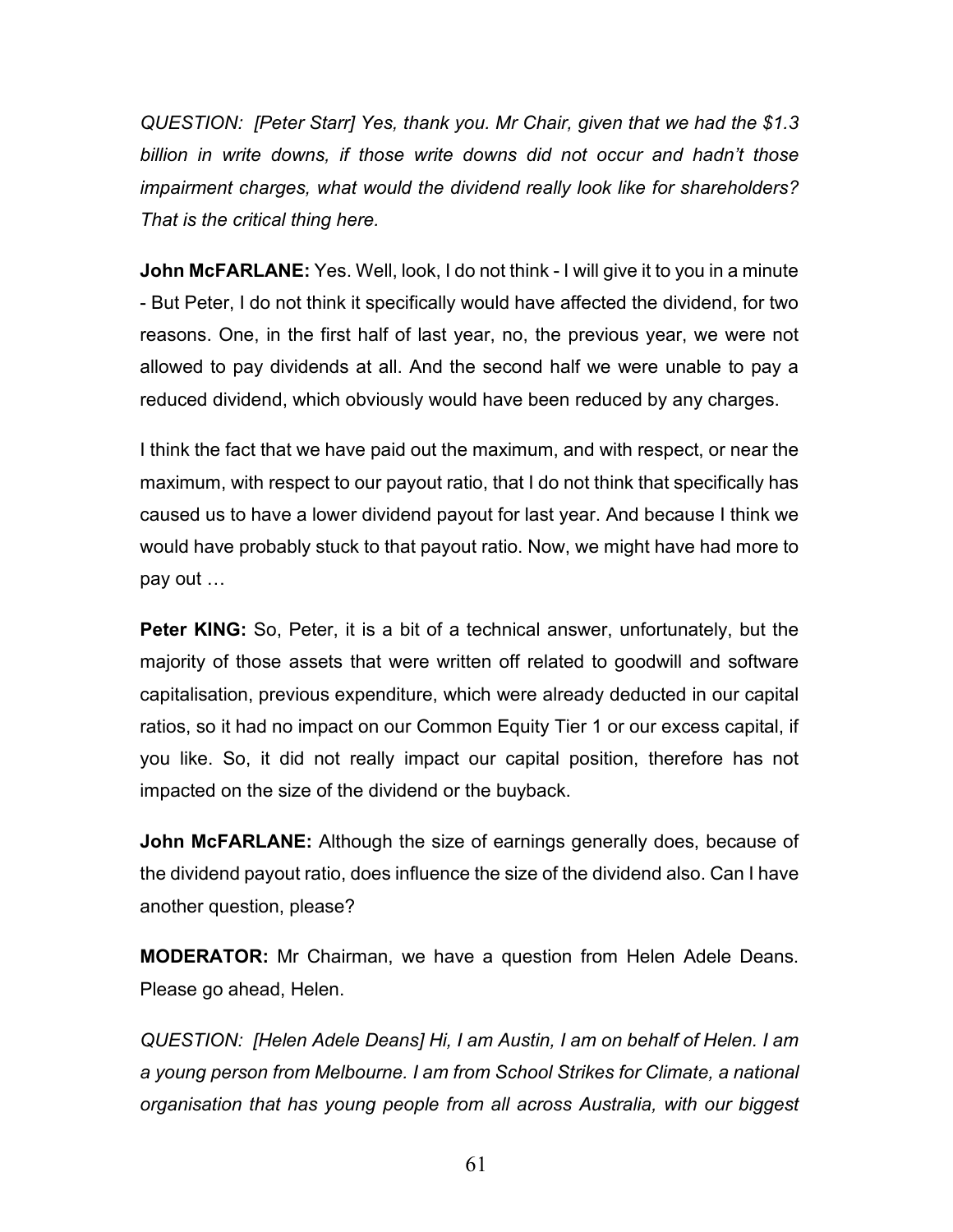*QUESTION: [Peter Starr] Yes, thank you. Mr Chair, given that we had the $1.3 billion in write downs, if those write downs did not occur and hadn't those impairment charges, what would the dividend really look like for shareholders? That is the critical thing here.*

**John McFARLANE:** Yes. Well, look, I do not think - I will give it to you in a minute - But Peter, I do not think it specifically would have affected the dividend, for two reasons. One, in the first half of last year, no, the previous year, we were not allowed to pay dividends at all. And the second half we were unable to pay a reduced dividend, which obviously would have been reduced by any charges.

I think the fact that we have paid out the maximum, and with respect, or near the maximum, with respect to our payout ratio, that I do not think that specifically has caused us to have a lower dividend payout for last year. And because I think we would have probably stuck to that payout ratio. Now, we might have had more to pay out …

**Peter KING:** So, Peter, it is a bit of a technical answer, unfortunately, but the majority of those assets that were written off related to goodwill and software capitalisation, previous expenditure, which were already deducted in our capital ratios, so it had no impact on our Common Equity Tier 1 or our excess capital, if you like. So, it did not really impact our capital position, therefore has not impacted on the size of the dividend or the buyback.

**John McFARLANE:** Although the size of earnings generally does, because of the dividend payout ratio, does influence the size of the dividend also. Can I have another question, please?

**MODERATOR:** Mr Chairman, we have a question from Helen Adele Deans. Please go ahead, Helen.

*QUESTION: [Helen Adele Deans] Hi, I am Austin, I am on behalf of Helen. I am a young person from Melbourne. I am from School Strikes for Climate, a national organisation that has young people from all across Australia, with our biggest*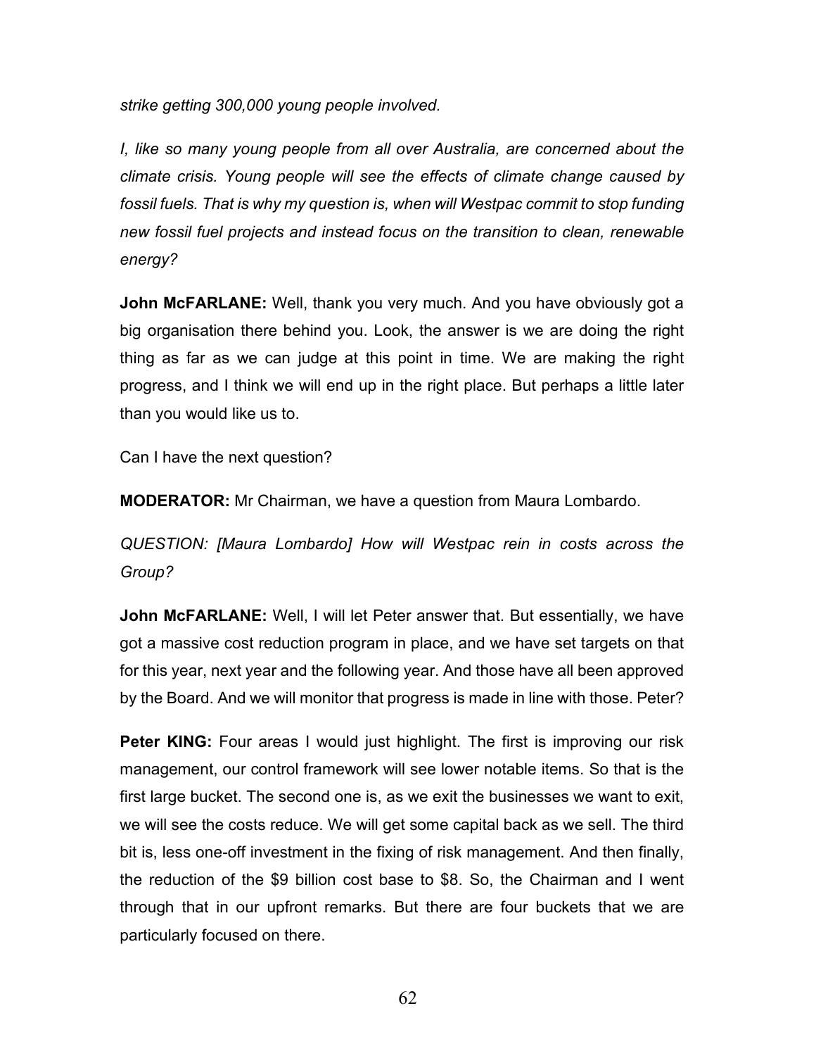*strike getting 300,000 young people involved.*

*I, like so many young people from all over Australia, are concerned about the climate crisis. Young people will see the effects of climate change caused by fossil fuels. That is why my question is, when will Westpac commit to stop funding new fossil fuel projects and instead focus on the transition to clean, renewable energy?*

**John McFARLANE:** Well, thank you very much. And you have obviously got a big organisation there behind you. Look, the answer is we are doing the right thing as far as we can judge at this point in time. We are making the right progress, and I think we will end up in the right place. But perhaps a little later than you would like us to.

Can I have the next question?

**MODERATOR:** Mr Chairman, we have a question from Maura Lombardo.

*QUESTION: [Maura Lombardo] How will Westpac rein in costs across the Group?*

**John McFARLANE:** Well, I will let Peter answer that. But essentially, we have got a massive cost reduction program in place, and we have set targets on that for this year, next year and the following year. And those have all been approved by the Board. And we will monitor that progress is made in line with those. Peter?

**Peter KING:** Four areas I would just highlight. The first is improving our risk management, our control framework will see lower notable items. So that is the first large bucket. The second one is, as we exit the businesses we want to exit, we will see the costs reduce. We will get some capital back as we sell. The third bit is, less one-off investment in the fixing of risk management. And then finally, the reduction of the $9 billion cost base to $8. So, the Chairman and I went through that in our upfront remarks. But there are four buckets that we are particularly focused on there.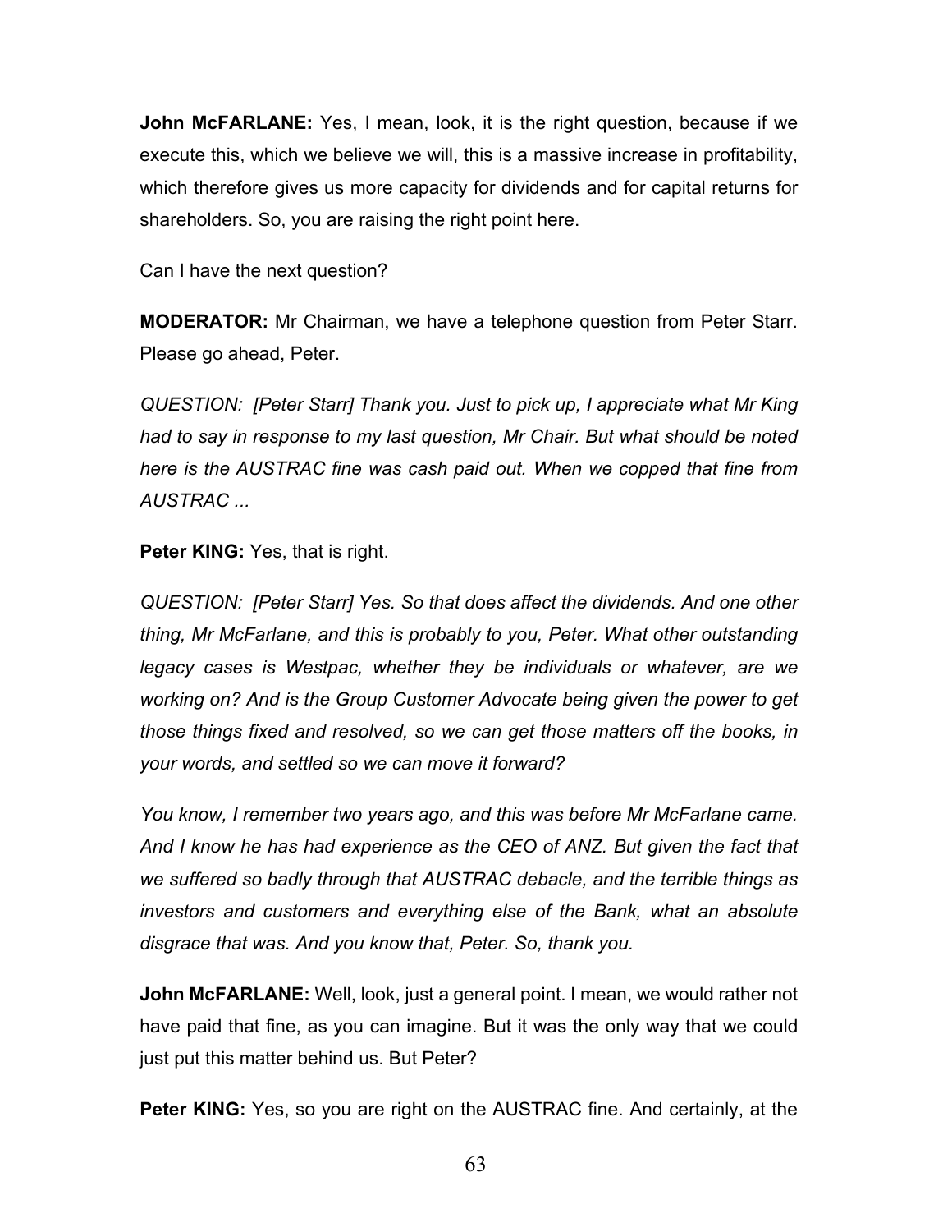**John McFARLANE:** Yes, I mean, look, it is the right question, because if we execute this, which we believe we will, this is a massive increase in profitability, which therefore gives us more capacity for dividends and for capital returns for shareholders. So, you are raising the right point here.

Can I have the next question?

**MODERATOR:** Mr Chairman, we have a telephone question from Peter Starr. Please go ahead, Peter.

*QUESTION: [Peter Starr] Thank you. Just to pick up, I appreciate what Mr King had to say in response to my last question, Mr Chair. But what should be noted here is the AUSTRAC fine was cash paid out. When we copped that fine from AUSTRAC ...*

**Peter KING:** Yes, that is right.

*QUESTION: [Peter Starr] Yes. So that does affect the dividends. And one other thing, Mr McFarlane, and this is probably to you, Peter. What other outstanding legacy cases is Westpac, whether they be individuals or whatever, are we working on? And is the Group Customer Advocate being given the power to get those things fixed and resolved, so we can get those matters off the books, in your words, and settled so we can move it forward?*

*You know, I remember two years ago, and this was before Mr McFarlane came. And I know he has had experience as the CEO of ANZ. But given the fact that we suffered so badly through that AUSTRAC debacle, and the terrible things as investors and customers and everything else of the Bank, what an absolute disgrace that was. And you know that, Peter. So, thank you.*

**John McFARLANE:** Well, look, just a general point. I mean, we would rather not have paid that fine, as you can imagine. But it was the only way that we could just put this matter behind us. But Peter?

**Peter KING:** Yes, so you are right on the AUSTRAC fine. And certainly, at the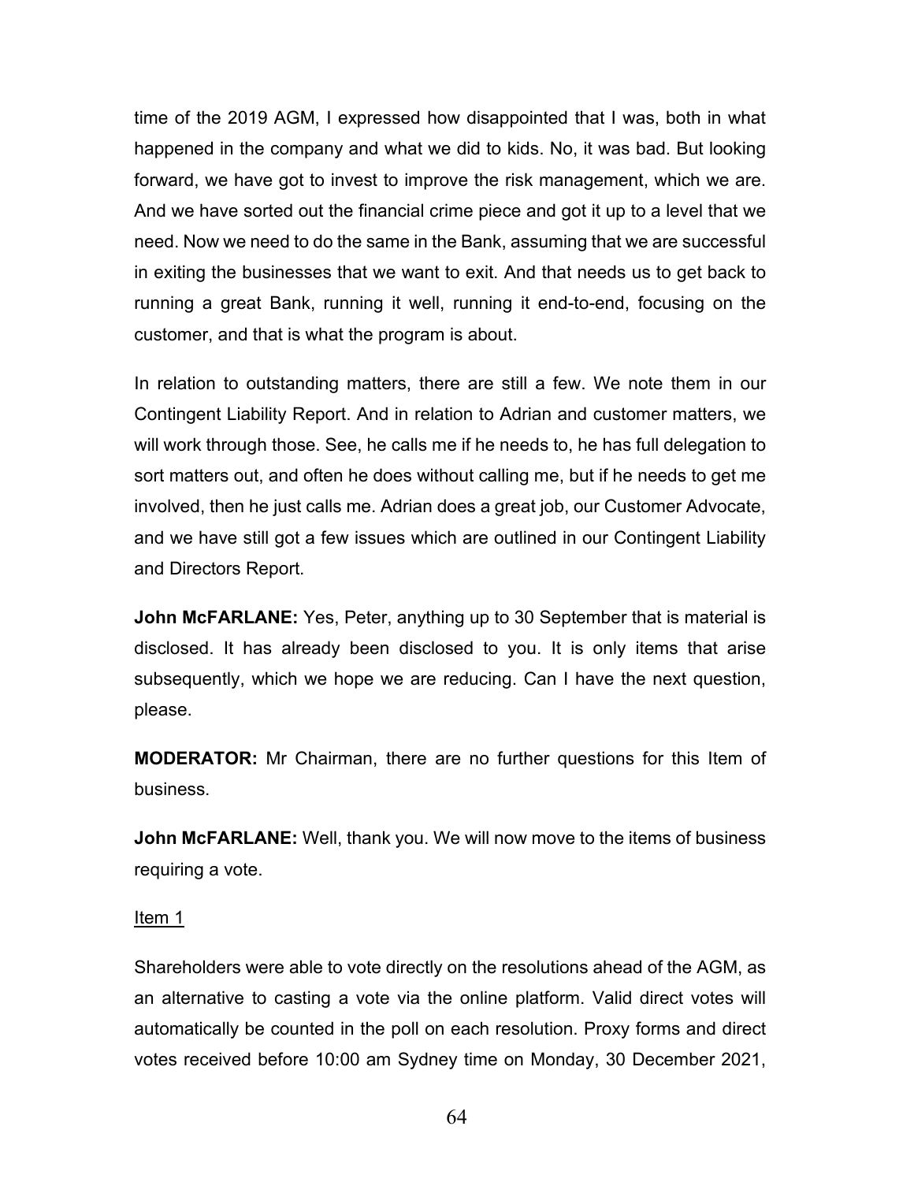time of the 2019 AGM, I expressed how disappointed that I was, both in what happened in the company and what we did to kids. No, it was bad. But looking forward, we have got to invest to improve the risk management, which we are. And we have sorted out the financial crime piece and got it up to a level that we need. Now we need to do the same in the Bank, assuming that we are successful in exiting the businesses that we want to exit. And that needs us to get back to running a great Bank, running it well, running it end-to-end, focusing on the customer, and that is what the program is about.

In relation to outstanding matters, there are still a few. We note them in our Contingent Liability Report. And in relation to Adrian and customer matters, we will work through those. See, he calls me if he needs to, he has full delegation to sort matters out, and often he does without calling me, but if he needs to get me involved, then he just calls me. Adrian does a great job, our Customer Advocate, and we have still got a few issues which are outlined in our Contingent Liability and Directors Report.

**John McFARLANE:** Yes, Peter, anything up to 30 September that is material is disclosed. It has already been disclosed to you. It is only items that arise subsequently, which we hope we are reducing. Can I have the next question, please.

**MODERATOR:** Mr Chairman, there are no further questions for this Item of business.

**John McFARLANE:** Well, thank you. We will now move to the items of business requiring a vote.

Item 1

Shareholders were able to vote directly on the resolutions ahead of the AGM, as an alternative to casting a vote via the online platform. Valid direct votes will automatically be counted in the poll on each resolution. Proxy forms and direct votes received before 10:00 am Sydney time on Monday, 30 December 2021,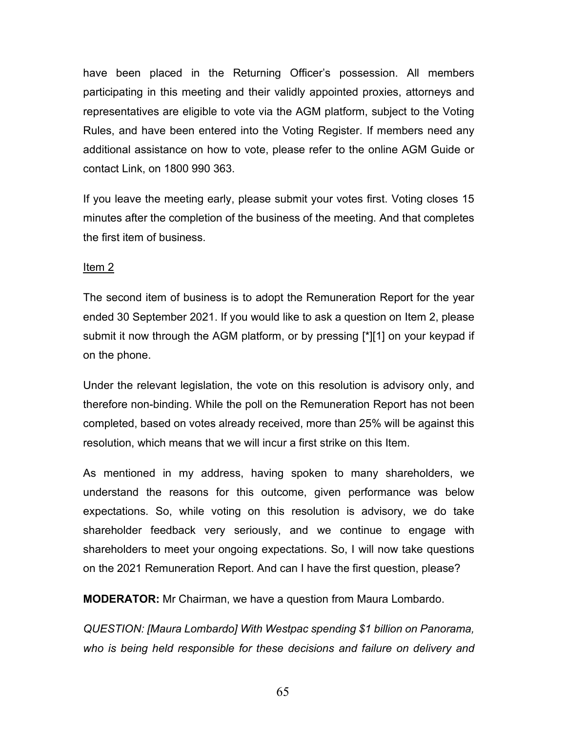have been placed in the Returning Officer's possession. All members participating in this meeting and their validly appointed proxies, attorneys and representatives are eligible to vote via the AGM platform, subject to the Voting Rules, and have been entered into the Voting Register. If members need any additional assistance on how to vote, please refer to the online AGM Guide or contact Link, on 1800 990 363.

If you leave the meeting early, please submit your votes first. Voting closes 15 minutes after the completion of the business of the meeting. And that completes the first item of business.

<u>Item 2</u>

The second item of business is to adopt the Remuneration Report for the year ended 30 September 2021. If you would like to ask a question on Item 2, please submit it now through the AGM platform, or by pressing [*][1] on your keypad if on the phone.

Under the relevant legislation, the vote on this resolution is advisory only, and therefore non-binding. While the poll on the Remuneration Report has not been completed, based on votes already received, more than 25% will be against this resolution, which means that we will incur a first strike on this Item.

As mentioned in my address, having spoken to many shareholders, we understand the reasons for this outcome, given performance was below expectations. So, while voting on this resolution is advisory, we do take shareholder feedback very seriously, and we continue to engage with shareholders to meet your ongoing expectations. So, I will now take questions on the 2021 Remuneration Report. And can I have the first question, please?

**MODERATOR:** Mr Chairman, we have a question from Maura Lombardo.

*QUESTION: [Maura Lombardo] With Westpac spending $1 billion on Panorama, who is being held responsible for these decisions and failure on delivery and*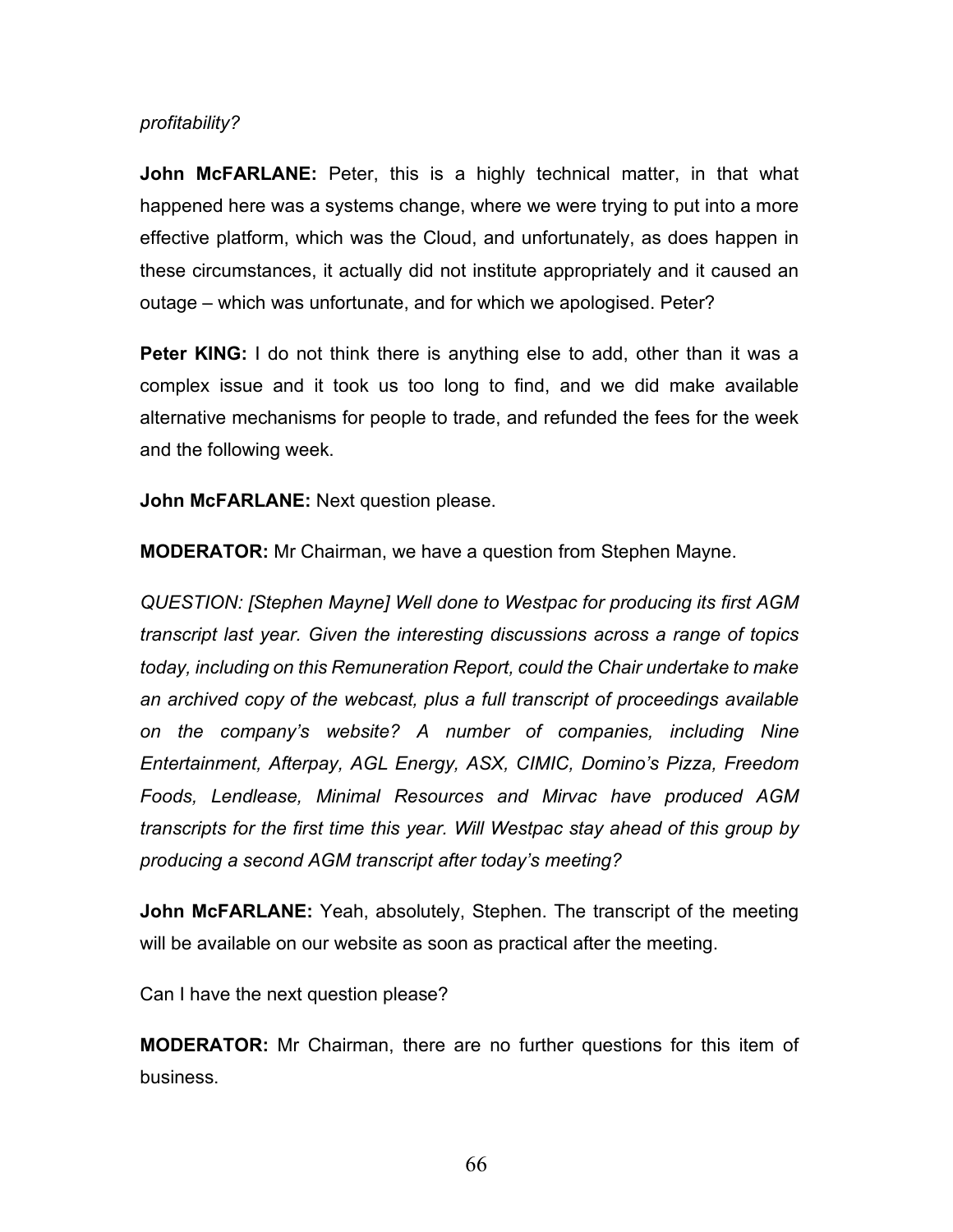*profitability?*

**John McFARLANE:** Peter, this is a highly technical matter, in that what happened here was a systems change, where we were trying to put into a more effective platform, which was the Cloud, and unfortunately, as does happen in these circumstances, it actually did not institute appropriately and it caused an outage – which was unfortunate, and for which we apologised. Peter?

**Peter KING:** I do not think there is anything else to add, other than it was a complex issue and it took us too long to find, and we did make available alternative mechanisms for people to trade, and refunded the fees for the week and the following week.

**John McFARLANE:** Next question please.

**MODERATOR:** Mr Chairman, we have a question from Stephen Mayne.

*QUESTION: [Stephen Mayne] Well done to Westpac for producing its first AGM transcript last year. Given the interesting discussions across a range of topics today, including on this Remuneration Report, could the Chair undertake to make an archived copy of the webcast, plus a full transcript of proceedings available on the company's website? A number of companies, including Nine Entertainment, Afterpay, AGL Energy, ASX, CIMIC, Domino's Pizza, Freedom Foods, Lendlease, Minimal Resources and Mirvac have produced AGM transcripts for the first time this year. Will Westpac stay ahead of this group by producing a second AGM transcript after today's meeting?*

**John McFARLANE:** Yeah, absolutely, Stephen. The transcript of the meeting will be available on our website as soon as practical after the meeting.

Can I have the next question please?

**MODERATOR:** Mr Chairman, there are no further questions for this item of business.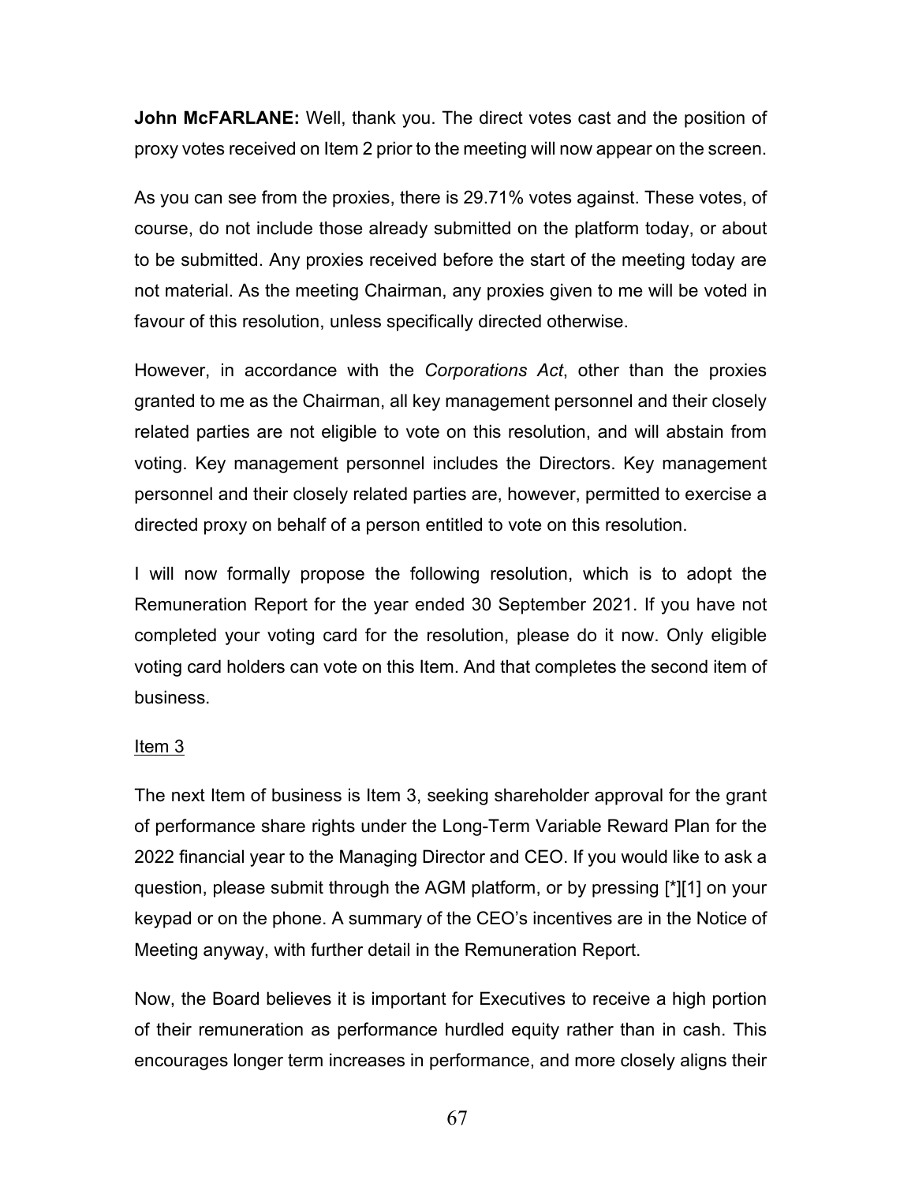**John McFARLANE:** Well, thank you. The direct votes cast and the position of proxy votes received on Item 2 prior to the meeting will now appear on the screen.

As you can see from the proxies, there is 29.71% votes against. These votes, of course, do not include those already submitted on the platform today, or about to be submitted. Any proxies received before the start of the meeting today are not material. As the meeting Chairman, any proxies given to me will be voted in favour of this resolution, unless specifically directed otherwise.

However, in accordance with the *Corporations Act*, other than the proxies granted to me as the Chairman, all key management personnel and their closely related parties are not eligible to vote on this resolution, and will abstain from voting. Key management personnel includes the Directors. Key management personnel and their closely related parties are, however, permitted to exercise a directed proxy on behalf of a person entitled to vote on this resolution.

I will now formally propose the following resolution, which is to adopt the Remuneration Report for the year ended 30 September 2021. If you have not completed your voting card for the resolution, please do it now. Only eligible voting card holders can vote on this Item. And that completes the second item of business.

<u>Item 3</u>

The next Item of business is Item 3, seeking shareholder approval for the grant of performance share rights under the Long-Term Variable Reward Plan for the 2022 financial year to the Managing Director and CEO. If you would like to ask a question, please submit through the AGM platform, or by pressing [*][1] on your keypad or on the phone. A summary of the CEO's incentives are in the Notice of Meeting anyway, with further detail in the Remuneration Report.

Now, the Board believes it is important for Executives to receive a high portion of their remuneration as performance hurdled equity rather than in cash. This encourages longer term increases in performance, and more closely aligns their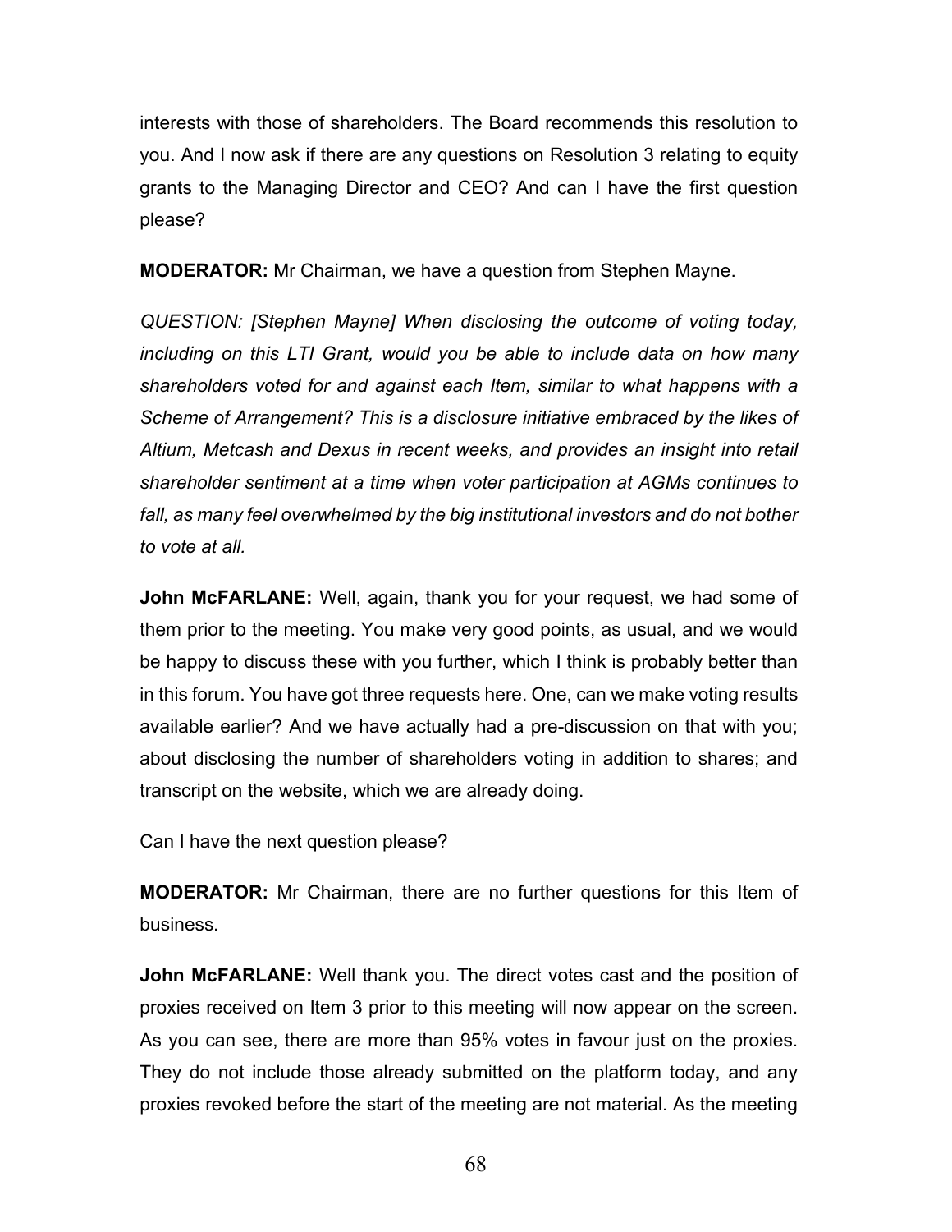interests with those of shareholders. The Board recommends this resolution to you. And I now ask if there are any questions on Resolution 3 relating to equity grants to the Managing Director and CEO? And can I have the first question please?

**MODERATOR:** Mr Chairman, we have a question from Stephen Mayne.

*QUESTION: [Stephen Mayne] When disclosing the outcome of voting today, including on this LTI Grant, would you be able to include data on how many shareholders voted for and against each Item, similar to what happens with a Scheme of Arrangement? This is a disclosure initiative embraced by the likes of Altium, Metcash and Dexus in recent weeks, and provides an insight into retail shareholder sentiment at a time when voter participation at AGMs continues to fall, as many feel overwhelmed by the big institutional investors and do not bother to vote at all.*

**John McFARLANE:** Well, again, thank you for your request, we had some of them prior to the meeting. You make very good points, as usual, and we would be happy to discuss these with you further, which I think is probably better than in this forum. You have got three requests here. One, can we make voting results available earlier? And we have actually had a pre-discussion on that with you; about disclosing the number of shareholders voting in addition to shares; and transcript on the website, which we are already doing.

Can I have the next question please?

**MODERATOR:** Mr Chairman, there are no further questions for this Item of business.

**John McFARLANE:** Well thank you. The direct votes cast and the position of proxies received on Item 3 prior to this meeting will now appear on the screen. As you can see, there are more than 95% votes in favour just on the proxies. They do not include those already submitted on the platform today, and any proxies revoked before the start of the meeting are not material. As the meeting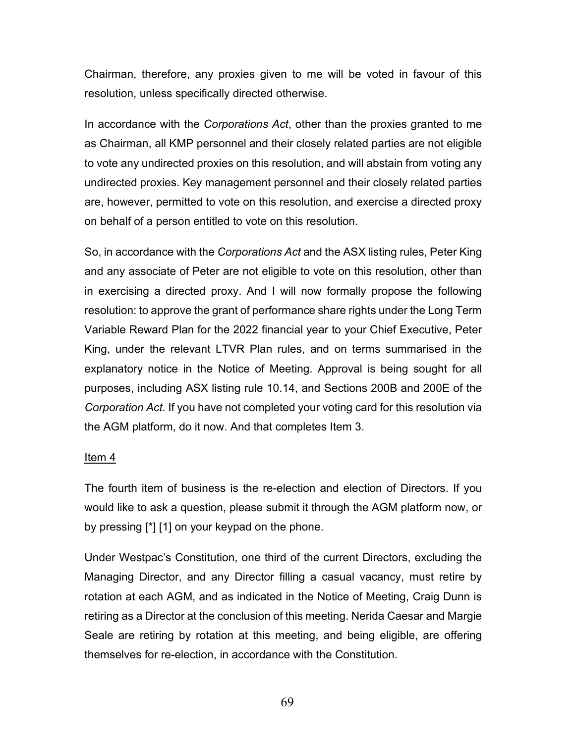Chairman, therefore, any proxies given to me will be voted in favour of this resolution, unless specifically directed otherwise.

In accordance with the *Corporations Act*, other than the proxies granted to me as Chairman, all KMP personnel and their closely related parties are not eligible to vote any undirected proxies on this resolution, and will abstain from voting any undirected proxies. Key management personnel and their closely related parties are, however, permitted to vote on this resolution, and exercise a directed proxy on behalf of a person entitled to vote on this resolution.

So, in accordance with the *Corporations Act* and the ASX listing rules, Peter King and any associate of Peter are not eligible to vote on this resolution, other than in exercising a directed proxy. And I will now formally propose the following resolution: to approve the grant of performance share rights under the Long Term Variable Reward Plan for the 2022 financial year to your Chief Executive, Peter King, under the relevant LTVR Plan rules, and on terms summarised in the explanatory notice in the Notice of Meeting. Approval is being sought for all purposes, including ASX listing rule 10.14, and Sections 200B and 200E of the *Corporation Act*. If you have not completed your voting card for this resolution via the AGM platform, do it now. And that completes Item 3.

<u>Item 4</u>

The fourth item of business is the re-election and election of Directors. If you would like to ask a question, please submit it through the AGM platform now, or by pressing [*] [1] on your keypad on the phone.

Under Westpac's Constitution, one third of the current Directors, excluding the Managing Director, and any Director filling a casual vacancy, must retire by rotation at each AGM, and as indicated in the Notice of Meeting, Craig Dunn is retiring as a Director at the conclusion of this meeting. Nerida Caesar and Margie Seale are retiring by rotation at this meeting, and being eligible, are offering themselves for re-election, in accordance with the Constitution.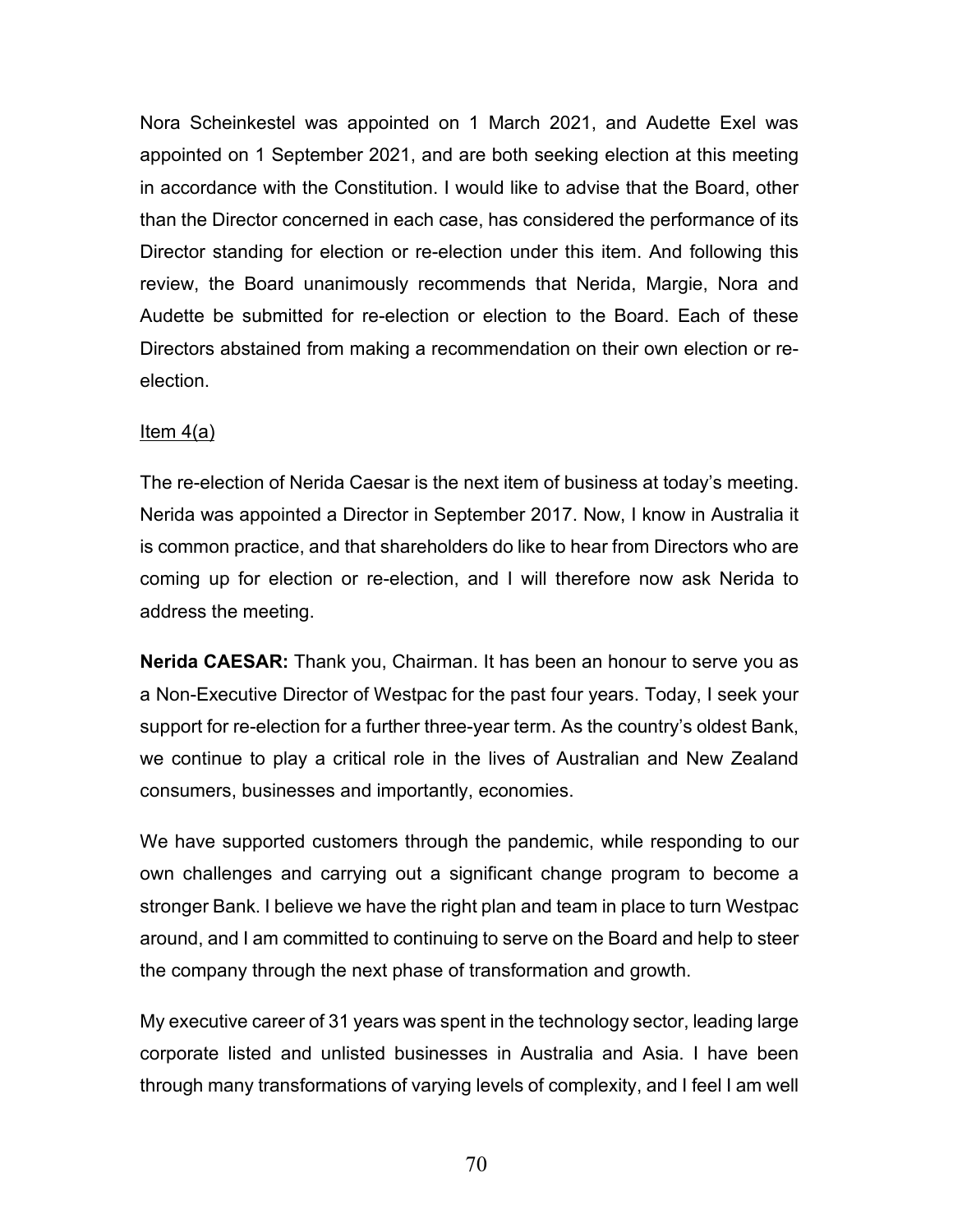Nora Scheinkestel was appointed on 1 March 2021, and Audette Exel was appointed on 1 September 2021, and are both seeking election at this meeting in accordance with the Constitution. I would like to advise that the Board, other than the Director concerned in each case, has considered the performance of its Director standing for election or re-election under this item. And following this review, the Board unanimously recommends that Nerida, Margie, Nora and Audette be submitted for re-election or election to the Board. Each of these Directors abstained from making a recommendation on their own election or re-election.

<u>Item 4(a)</u>

The re-election of Nerida Caesar is the next item of business at today's meeting. Nerida was appointed a Director in September 2017. Now, I know in Australia it is common practice, and that shareholders do like to hear from Directors who are coming up for election or re-election, and I will therefore now ask Nerida to address the meeting.

**Nerida CAESAR:** Thank you, Chairman. It has been an honour to serve you as a Non-Executive Director of Westpac for the past four years. Today, I seek your support for re-election for a further three-year term. As the country's oldest Bank, we continue to play a critical role in the lives of Australian and New Zealand consumers, businesses and importantly, economies.

We have supported customers through the pandemic, while responding to our own challenges and carrying out a significant change program to become a stronger Bank. I believe we have the right plan and team in place to turn Westpac around, and I am committed to continuing to serve on the Board and help to steer the company through the next phase of transformation and growth.

My executive career of 31 years was spent in the technology sector, leading large corporate listed and unlisted businesses in Australia and Asia. I have been through many transformations of varying levels of complexity, and I feel I am well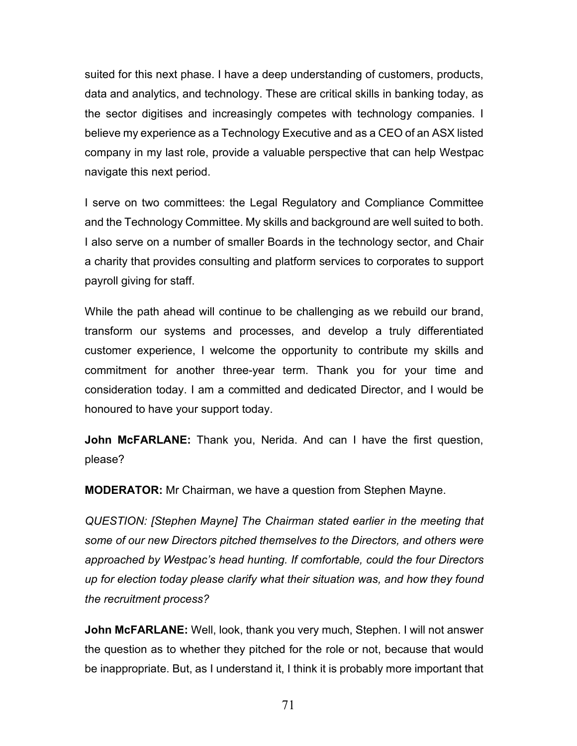suited for this next phase. I have a deep understanding of customers, products, data and analytics, and technology. These are critical skills in banking today, as the sector digitises and increasingly competes with technology companies. I believe my experience as a Technology Executive and as a CEO of an ASX listed company in my last role, provide a valuable perspective that can help Westpac navigate this next period.

I serve on two committees: the Legal Regulatory and Compliance Committee and the Technology Committee. My skills and background are well suited to both. I also serve on a number of smaller Boards in the technology sector, and Chair a charity that provides consulting and platform services to corporates to support payroll giving for staff.

While the path ahead will continue to be challenging as we rebuild our brand, transform our systems and processes, and develop a truly differentiated customer experience, I welcome the opportunity to contribute my skills and commitment for another three-year term. Thank you for your time and consideration today. I am a committed and dedicated Director, and I would be honoured to have your support today.

**John McFARLANE:** Thank you, Nerida. And can I have the first question, please?

**MODERATOR:** Mr Chairman, we have a question from Stephen Mayne.

*QUESTION: [Stephen Mayne] The Chairman stated earlier in the meeting that some of our new Directors pitched themselves to the Directors, and others were approached by Westpac's head hunting. If comfortable, could the four Directors up for election today please clarify what their situation was, and how they found the recruitment process?*

**John McFARLANE:** Well, look, thank you very much, Stephen. I will not answer the question as to whether they pitched for the role or not, because that would be inappropriate. But, as I understand it, I think it is probably more important that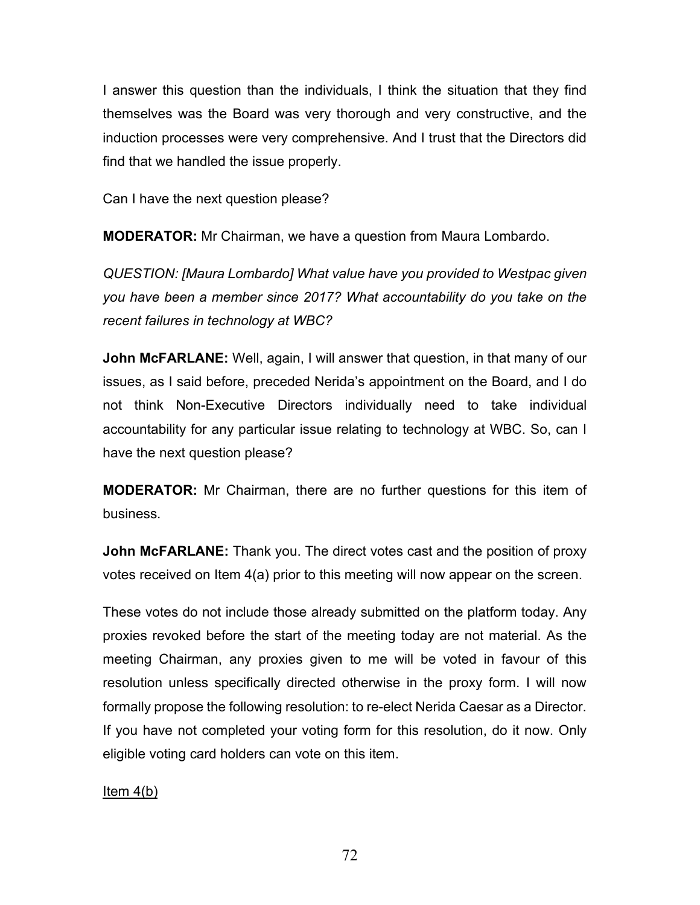I answer this question than the individuals, I think the situation that they find themselves was the Board was very thorough and very constructive, and the induction processes were very comprehensive. And I trust that the Directors did find that we handled the issue properly.

Can I have the next question please?

**MODERATOR:** Mr Chairman, we have a question from Maura Lombardo.

*QUESTION: [Maura Lombardo] What value have you provided to Westpac given you have been a member since 2017? What accountability do you take on the recent failures in technology at WBC?*

**John McFARLANE:** Well, again, I will answer that question, in that many of our issues, as I said before, preceded Nerida's appointment on the Board, and I do not think Non-Executive Directors individually need to take individual accountability for any particular issue relating to technology at WBC. So, can I have the next question please?

**MODERATOR:** Mr Chairman, there are no further questions for this item of business.

**John McFARLANE:** Thank you. The direct votes cast and the position of proxy votes received on Item 4(a) prior to this meeting will now appear on the screen.

These votes do not include those already submitted on the platform today. Any proxies revoked before the start of the meeting today are not material. As the meeting Chairman, any proxies given to me will be voted in favour of this resolution unless specifically directed otherwise in the proxy form. I will now formally propose the following resolution: to re-elect Nerida Caesar as a Director. If you have not completed your voting form for this resolution, do it now. Only eligible voting card holders can vote on this item.

<u>Item 4(b)</u>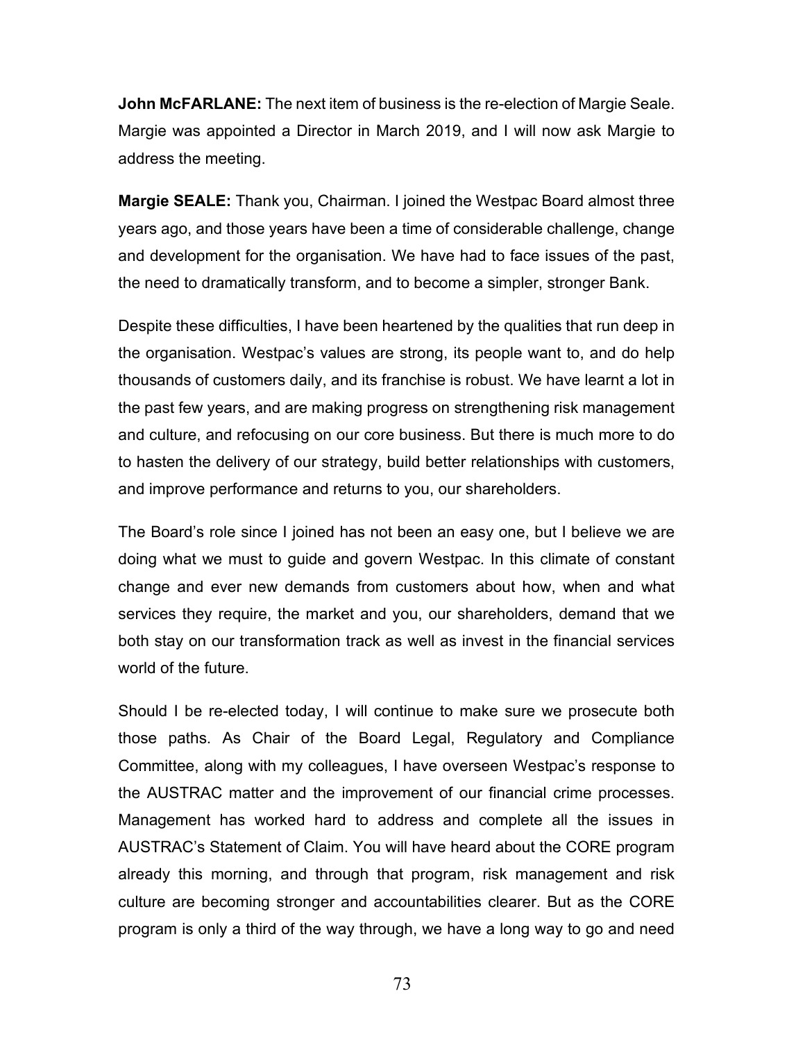**John McFARLANE:** The next item of business is the re-election of Margie Seale. Margie was appointed a Director in March 2019, and I will now ask Margie to address the meeting.

**Margie SEALE:** Thank you, Chairman. I joined the Westpac Board almost three years ago, and those years have been a time of considerable challenge, change and development for the organisation. We have had to face issues of the past, the need to dramatically transform, and to become a simpler, stronger Bank.

Despite these difficulties, I have been heartened by the qualities that run deep in the organisation. Westpac's values are strong, its people want to, and do help thousands of customers daily, and its franchise is robust. We have learnt a lot in the past few years, and are making progress on strengthening risk management and culture, and refocusing on our core business. But there is much more to do to hasten the delivery of our strategy, build better relationships with customers, and improve performance and returns to you, our shareholders.

The Board's role since I joined has not been an easy one, but I believe we are doing what we must to guide and govern Westpac. In this climate of constant change and ever new demands from customers about how, when and what services they require, the market and you, our shareholders, demand that we both stay on our transformation track as well as invest in the financial services world of the future.

Should I be re-elected today, I will continue to make sure we prosecute both those paths. As Chair of the Board Legal, Regulatory and Compliance Committee, along with my colleagues, I have overseen Westpac's response to the AUSTRAC matter and the improvement of our financial crime processes. Management has worked hard to address and complete all the issues in AUSTRAC's Statement of Claim. You will have heard about the CORE program already this morning, and through that program, risk management and risk culture are becoming stronger and accountabilities clearer. But as the CORE program is only a third of the way through, we have a long way to go and need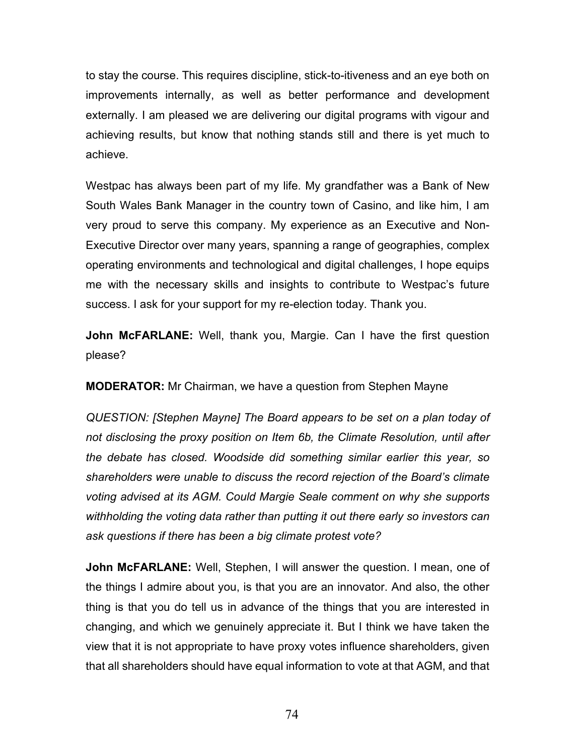to stay the course. This requires discipline, stick-to-itiveness and an eye both on improvements internally, as well as better performance and development externally. I am pleased we are delivering our digital programs with vigour and achieving results, but know that nothing stands still and there is yet much to achieve.

Westpac has always been part of my life. My grandfather was a Bank of New South Wales Bank Manager in the country town of Casino, and like him, I am very proud to serve this company. My experience as an Executive and Non-Executive Director over many years, spanning a range of geographies, complex operating environments and technological and digital challenges, I hope equips me with the necessary skills and insights to contribute to Westpac's future success. I ask for your support for my re-election today. Thank you.

**John McFARLANE:** Well, thank you, Margie. Can I have the first question please?

**MODERATOR:** Mr Chairman, we have a question from Stephen Mayne

*QUESTION: [Stephen Mayne] The Board appears to be set on a plan today of not disclosing the proxy position on Item 6b, the Climate Resolution, until after the debate has closed. Woodside did something similar earlier this year, so shareholders were unable to discuss the record rejection of the Board's climate voting advised at its AGM. Could Margie Seale comment on why she supports withholding the voting data rather than putting it out there early so investors can ask questions if there has been a big climate protest vote?*

**John McFARLANE:** Well, Stephen, I will answer the question. I mean, one of the things I admire about you, is that you are an innovator. And also, the other thing is that you do tell us in advance of the things that you are interested in changing, and which we genuinely appreciate it. But I think we have taken the view that it is not appropriate to have proxy votes influence shareholders, given that all shareholders should have equal information to vote at that AGM, and that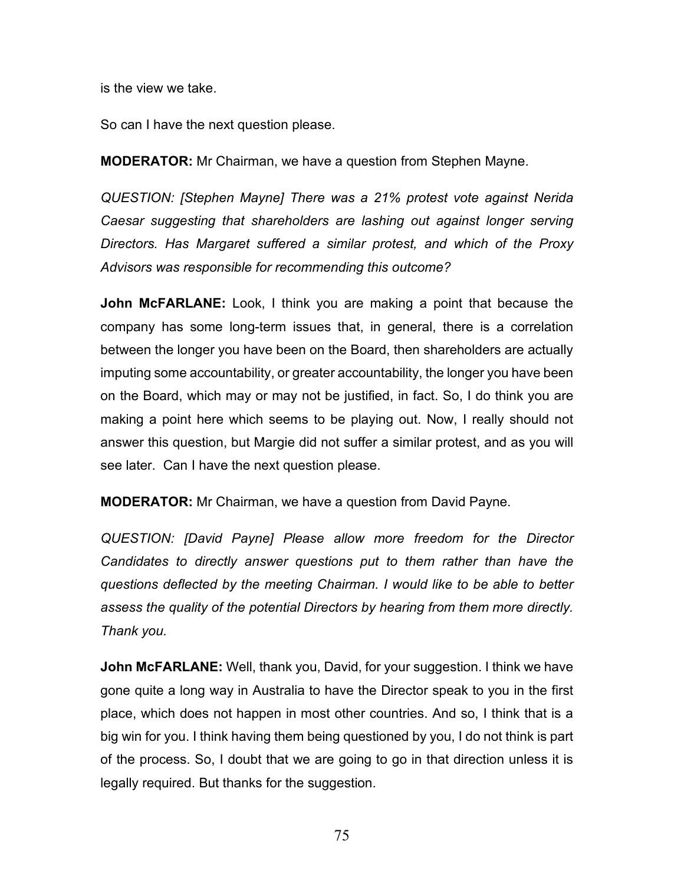is the view we take.

So can I have the next question please.

**MODERATOR:** Mr Chairman, we have a question from Stephen Mayne.

*QUESTION: [Stephen Mayne] There was a 21% protest vote against Nerida Caesar suggesting that shareholders are lashing out against longer serving Directors. Has Margaret suffered a similar protest, and which of the Proxy Advisors was responsible for recommending this outcome?*

**John McFARLANE:** Look, I think you are making a point that because the company has some long-term issues that, in general, there is a correlation between the longer you have been on the Board, then shareholders are actually imputing some accountability, or greater accountability, the longer you have been on the Board, which may or may not be justified, in fact. So, I do think you are making a point here which seems to be playing out. Now, I really should not answer this question, but Margie did not suffer a similar protest, and as you will see later. Can I have the next question please.

**MODERATOR:** Mr Chairman, we have a question from David Payne.

*QUESTION: [David Payne] Please allow more freedom for the Director Candidates to directly answer questions put to them rather than have the questions deflected by the meeting Chairman. I would like to be able to better assess the quality of the potential Directors by hearing from them more directly. Thank you.*

**John McFARLANE:** Well, thank you, David, for your suggestion. I think we have gone quite a long way in Australia to have the Director speak to you in the first place, which does not happen in most other countries. And so, I think that is a big win for you. I think having them being questioned by you, I do not think is part of the process. So, I doubt that we are going to go in that direction unless it is legally required. But thanks for the suggestion.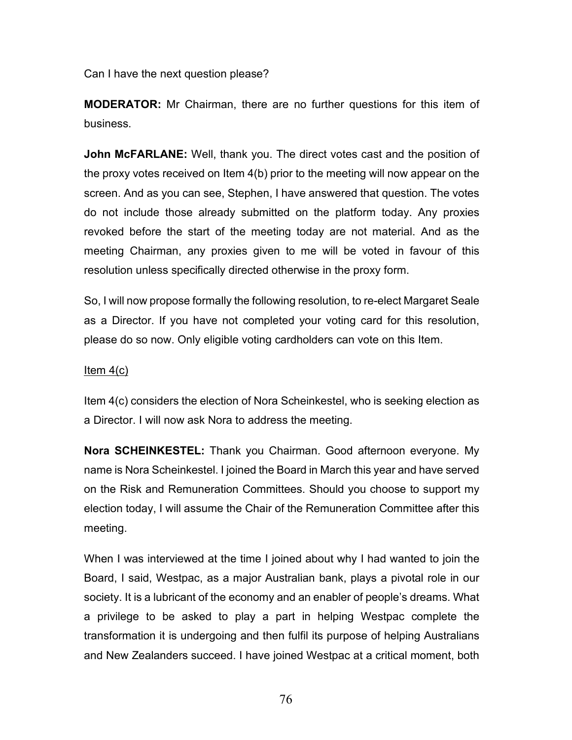Can I have the next question please?

**MODERATOR:** Mr Chairman, there are no further questions for this item of business.

**John McFARLANE:** Well, thank you. The direct votes cast and the position of the proxy votes received on Item 4(b) prior to the meeting will now appear on the screen. And as you can see, Stephen, I have answered that question. The votes do not include those already submitted on the platform today. Any proxies revoked before the start of the meeting today are not material. And as the meeting Chairman, any proxies given to me will be voted in favour of this resolution unless specifically directed otherwise in the proxy form.

So, I will now propose formally the following resolution, to re-elect Margaret Seale as a Director. If you have not completed your voting card for this resolution, please do so now. Only eligible voting cardholders can vote on this Item.

<u>Item 4(c)</u>

Item 4(c) considers the election of Nora Scheinkestel, who is seeking election as a Director. I will now ask Nora to address the meeting.

**Nora SCHEINKESTEL:** Thank you Chairman. Good afternoon everyone. My name is Nora Scheinkestel. I joined the Board in March this year and have served on the Risk and Remuneration Committees. Should you choose to support my election today, I will assume the Chair of the Remuneration Committee after this meeting.

When I was interviewed at the time I joined about why I had wanted to join the Board, I said, Westpac, as a major Australian bank, plays a pivotal role in our society. It is a lubricant of the economy and an enabler of people's dreams. What a privilege to be asked to play a part in helping Westpac complete the transformation it is undergoing and then fulfil its purpose of helping Australians and New Zealanders succeed. I have joined Westpac at a critical moment, both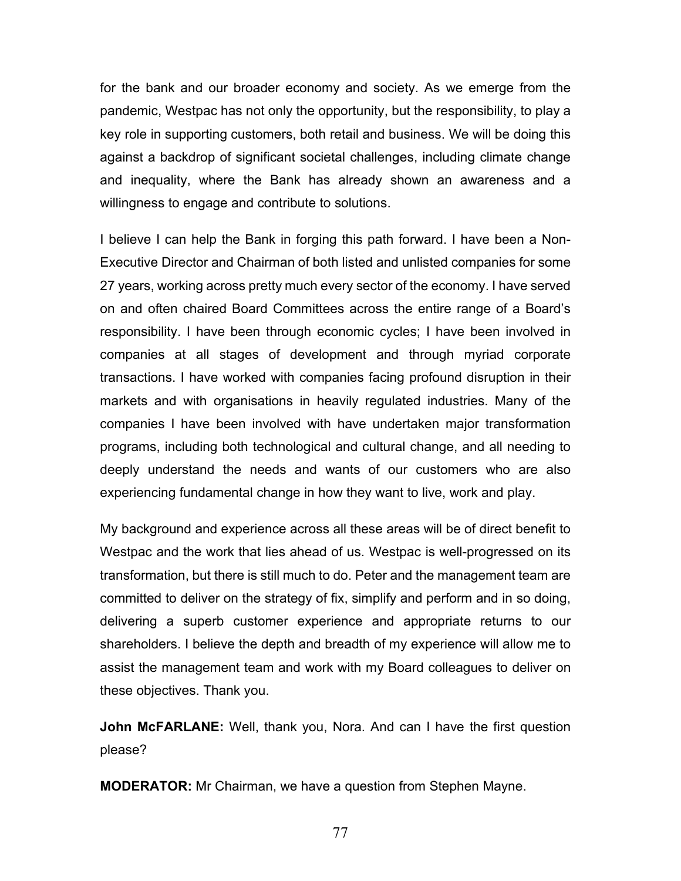for the bank and our broader economy and society. As we emerge from the pandemic, Westpac has not only the opportunity, but the responsibility, to play a key role in supporting customers, both retail and business. We will be doing this against a backdrop of significant societal challenges, including climate change and inequality, where the Bank has already shown an awareness and a willingness to engage and contribute to solutions.

I believe I can help the Bank in forging this path forward. I have been a Non-Executive Director and Chairman of both listed and unlisted companies for some 27 years, working across pretty much every sector of the economy. I have served on and often chaired Board Committees across the entire range of a Board's responsibility. I have been through economic cycles; I have been involved in companies at all stages of development and through myriad corporate transactions. I have worked with companies facing profound disruption in their markets and with organisations in heavily regulated industries. Many of the companies I have been involved with have undertaken major transformation programs, including both technological and cultural change, and all needing to deeply understand the needs and wants of our customers who are also experiencing fundamental change in how they want to live, work and play.

My background and experience across all these areas will be of direct benefit to Westpac and the work that lies ahead of us. Westpac is well-progressed on its transformation, but there is still much to do. Peter and the management team are committed to deliver on the strategy of fix, simplify and perform and in so doing, delivering a superb customer experience and appropriate returns to our shareholders. I believe the depth and breadth of my experience will allow me to assist the management team and work with my Board colleagues to deliver on these objectives. Thank you.

**John McFARLANE:** Well, thank you, Nora. And can I have the first question please?

**MODERATOR:** Mr Chairman, we have a question from Stephen Mayne.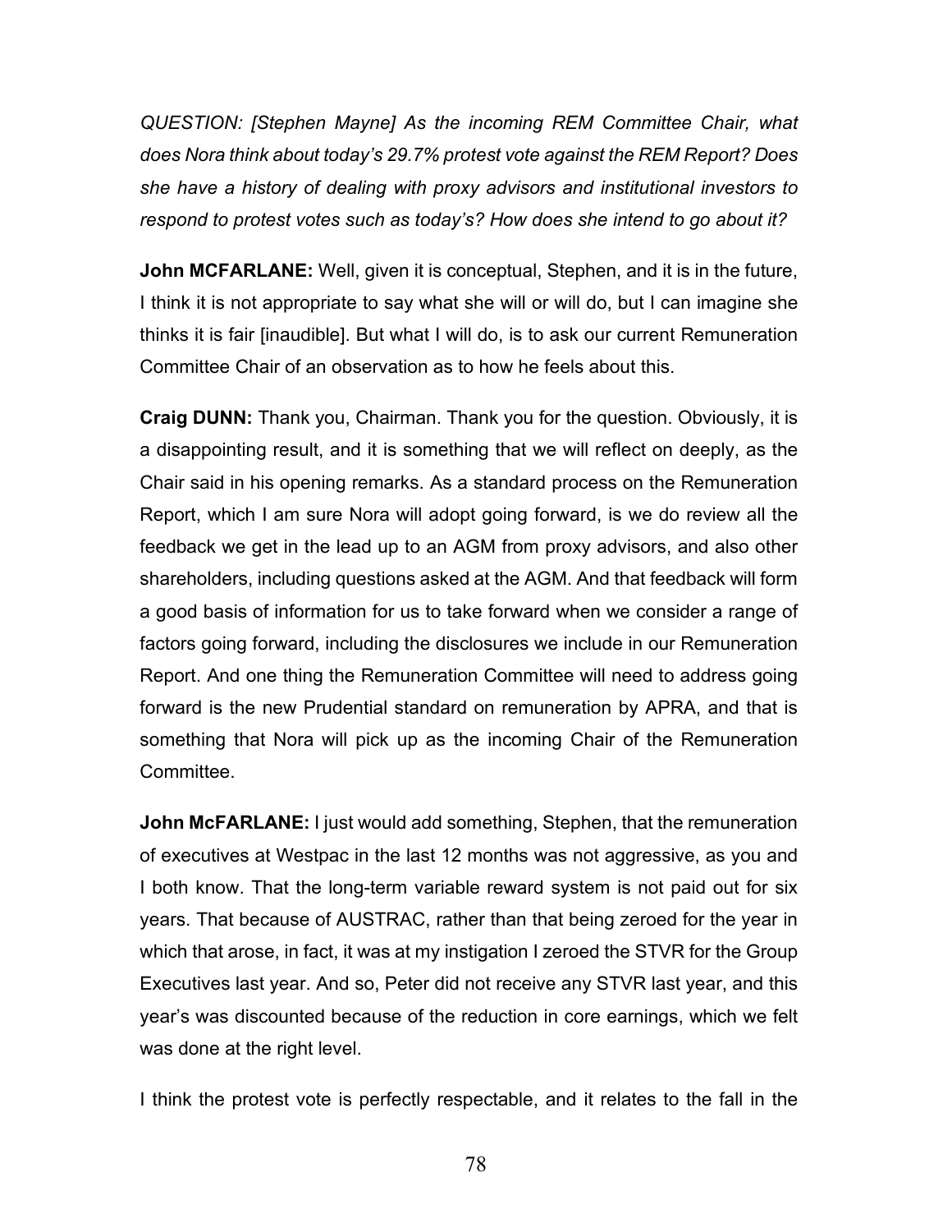*QUESTION: [Stephen Mayne] As the incoming REM Committee Chair, what does Nora think about today's 29.7% protest vote against the REM Report? Does she have a history of dealing with proxy advisors and institutional investors to respond to protest votes such as today's? How does she intend to go about it?*

**John MCFARLANE:** Well, given it is conceptual, Stephen, and it is in the future, I think it is not appropriate to say what she will or will do, but I can imagine she thinks it is fair [inaudible]. But what I will do, is to ask our current Remuneration Committee Chair of an observation as to how he feels about this.

**Craig DUNN:** Thank you, Chairman. Thank you for the question. Obviously, it is a disappointing result, and it is something that we will reflect on deeply, as the Chair said in his opening remarks. As a standard process on the Remuneration Report, which I am sure Nora will adopt going forward, is we do review all the feedback we get in the lead up to an AGM from proxy advisors, and also other shareholders, including questions asked at the AGM. And that feedback will form a good basis of information for us to take forward when we consider a range of factors going forward, including the disclosures we include in our Remuneration Report. And one thing the Remuneration Committee will need to address going forward is the new Prudential standard on remuneration by APRA, and that is something that Nora will pick up as the incoming Chair of the Remuneration Committee.

**John McFARLANE:** I just would add something, Stephen, that the remuneration of executives at Westpac in the last 12 months was not aggressive, as you and I both know. That the long-term variable reward system is not paid out for six years. That because of AUSTRAC, rather than that being zeroed for the year in which that arose, in fact, it was at my instigation I zeroed the STVR for the Group Executives last year. And so, Peter did not receive any STVR last year, and this year's was discounted because of the reduction in core earnings, which we felt was done at the right level.

I think the protest vote is perfectly respectable, and it relates to the fall in the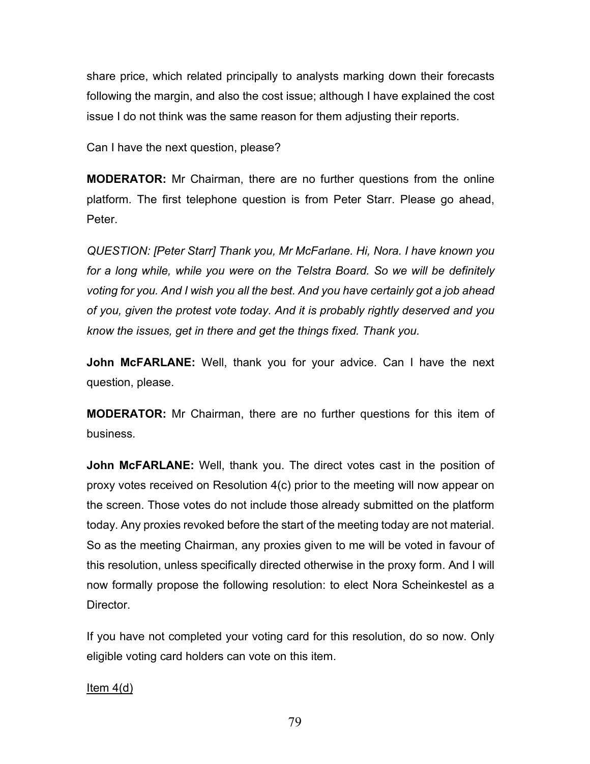share price, which related principally to analysts marking down their forecasts following the margin, and also the cost issue; although I have explained the cost issue I do not think was the same reason for them adjusting their reports.

Can I have the next question, please?

**MODERATOR:** Mr Chairman, there are no further questions from the online platform. The first telephone question is from Peter Starr. Please go ahead, Peter.

*QUESTION: [Peter Starr] Thank you, Mr McFarlane. Hi, Nora. I have known you for a long while, while you were on the Telstra Board. So we will be definitely voting for you. And I wish you all the best. And you have certainly got a job ahead of you, given the protest vote today. And it is probably rightly deserved and you know the issues, get in there and get the things fixed. Thank you.*

**John McFARLANE:** Well, thank you for your advice. Can I have the next question, please.

**MODERATOR:** Mr Chairman, there are no further questions for this item of business.

**John McFARLANE:** Well, thank you. The direct votes cast in the position of proxy votes received on Resolution 4(c) prior to the meeting will now appear on the screen. Those votes do not include those already submitted on the platform today. Any proxies revoked before the start of the meeting today are not material. So as the meeting Chairman, any proxies given to me will be voted in favour of this resolution, unless specifically directed otherwise in the proxy form. And I will now formally propose the following resolution: to elect Nora Scheinkestel as a Director.

If you have not completed your voting card for this resolution, do so now. Only eligible voting card holders can vote on this item.

<u>Item 4(d)</u>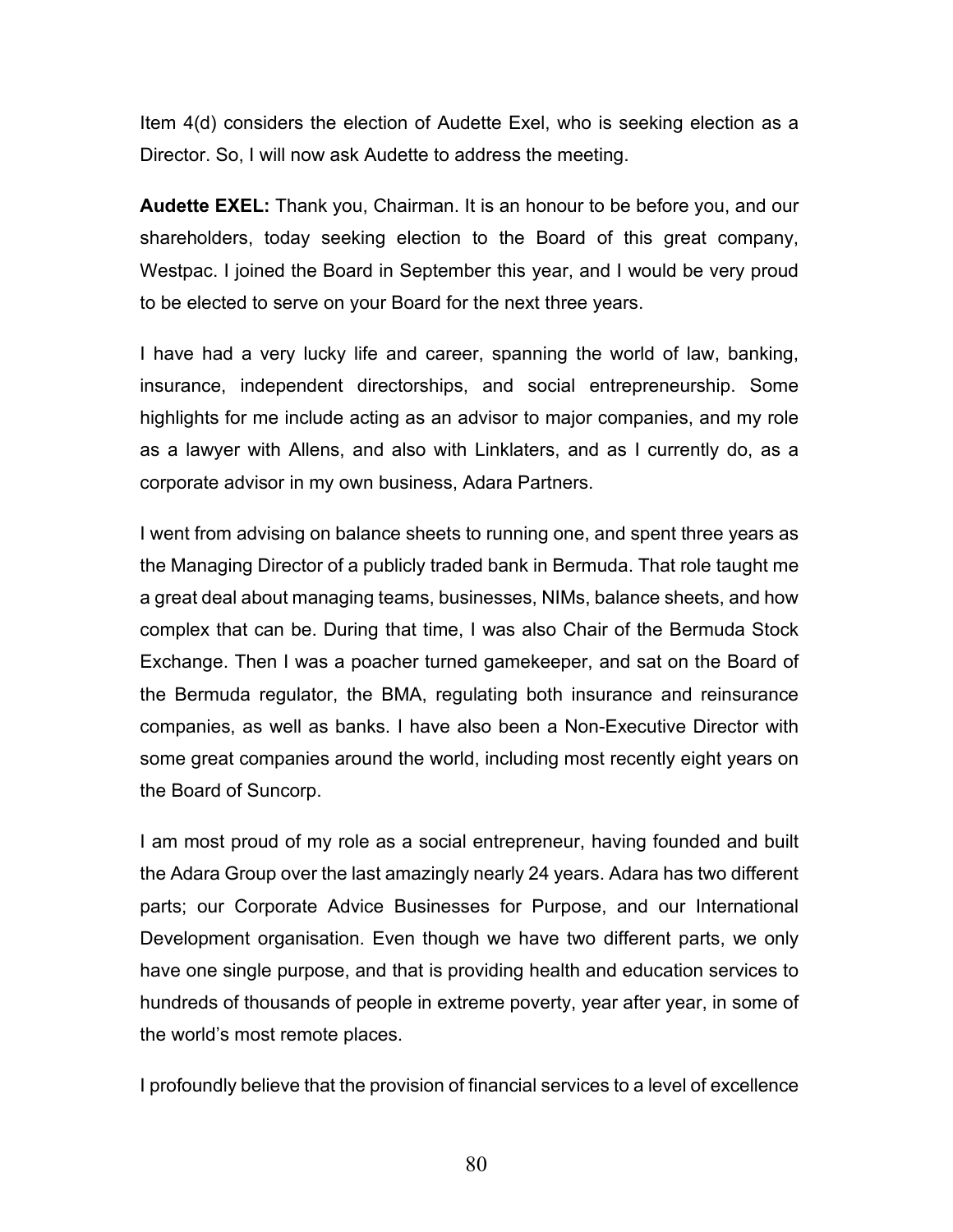Item 4(d) considers the election of Audette Exel, who is seeking election as a Director. So, I will now ask Audette to address the meeting.

**Audette EXEL:** Thank you, Chairman. It is an honour to be before you, and our shareholders, today seeking election to the Board of this great company, Westpac. I joined the Board in September this year, and I would be very proud to be elected to serve on your Board for the next three years.

I have had a very lucky life and career, spanning the world of law, banking, insurance, independent directorships, and social entrepreneurship. Some highlights for me include acting as an advisor to major companies, and my role as a lawyer with Allens, and also with Linklaters, and as I currently do, as a corporate advisor in my own business, Adara Partners.

I went from advising on balance sheets to running one, and spent three years as the Managing Director of a publicly traded bank in Bermuda. That role taught me a great deal about managing teams, businesses, NIMs, balance sheets, and how complex that can be. During that time, I was also Chair of the Bermuda Stock Exchange. Then I was a poacher turned gamekeeper, and sat on the Board of the Bermuda regulator, the BMA, regulating both insurance and reinsurance companies, as well as banks. I have also been a Non-Executive Director with some great companies around the world, including most recently eight years on the Board of Suncorp.

I am most proud of my role as a social entrepreneur, having founded and built the Adara Group over the last amazingly nearly 24 years. Adara has two different parts; our Corporate Advice Businesses for Purpose, and our International Development organisation. Even though we have two different parts, we only have one single purpose, and that is providing health and education services to hundreds of thousands of people in extreme poverty, year after year, in some of the world's most remote places.

I profoundly believe that the provision of financial services to a level of excellence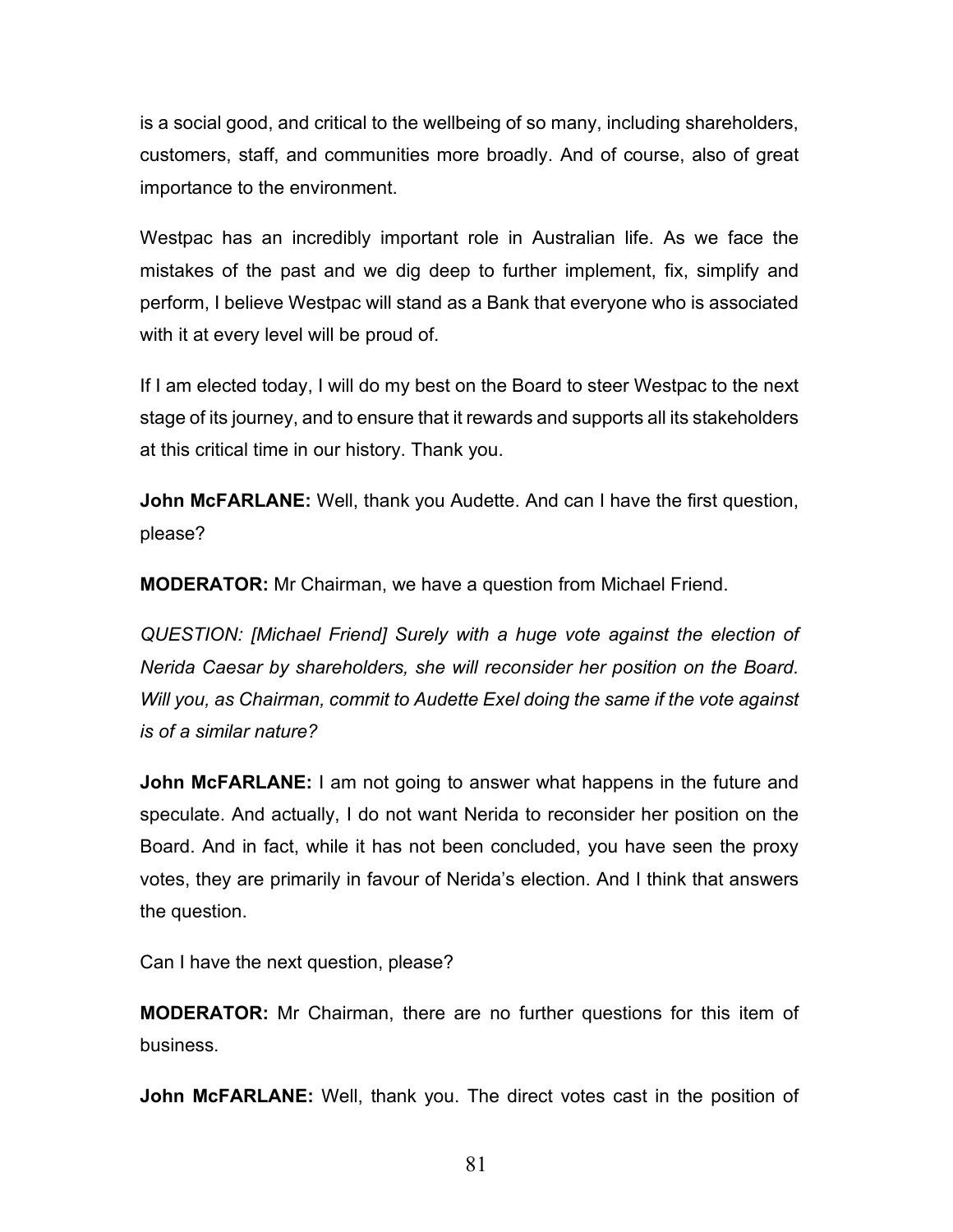is a social good, and critical to the wellbeing of so many, including shareholders, customers, staff, and communities more broadly. And of course, also of great importance to the environment.

Westpac has an incredibly important role in Australian life. As we face the mistakes of the past and we dig deep to further implement, fix, simplify and perform, I believe Westpac will stand as a Bank that everyone who is associated with it at every level will be proud of.

If I am elected today, I will do my best on the Board to steer Westpac to the next stage of its journey, and to ensure that it rewards and supports all its stakeholders at this critical time in our history. Thank you.

**John McFARLANE:** Well, thank you Audette. And can I have the first question, please?

**MODERATOR:** Mr Chairman, we have a question from Michael Friend.

*QUESTION: [Michael Friend] Surely with a huge vote against the election of Nerida Caesar by shareholders, she will reconsider her position on the Board. Will you, as Chairman, commit to Audette Exel doing the same if the vote against is of a similar nature?*

**John McFARLANE:** I am not going to answer what happens in the future and speculate. And actually, I do not want Nerida to reconsider her position on the Board. And in fact, while it has not been concluded, you have seen the proxy votes, they are primarily in favour of Nerida's election. And I think that answers the question.

Can I have the next question, please?

**MODERATOR:** Mr Chairman, there are no further questions for this item of business.

**John McFARLANE:** Well, thank you. The direct votes cast in the position of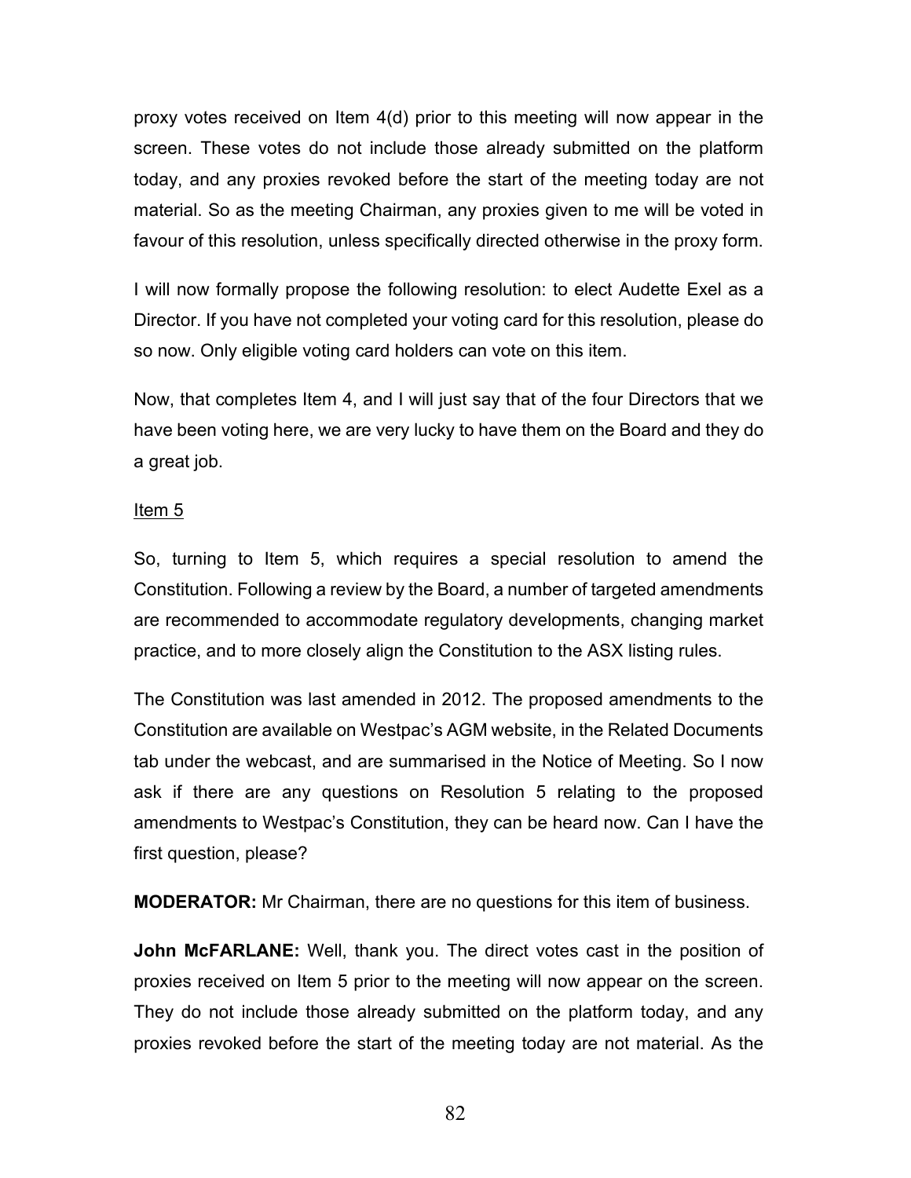proxy votes received on Item 4(d) prior to this meeting will now appear in the screen. These votes do not include those already submitted on the platform today, and any proxies revoked before the start of the meeting today are not material. So as the meeting Chairman, any proxies given to me will be voted in favour of this resolution, unless specifically directed otherwise in the proxy form.

I will now formally propose the following resolution: to elect Audette Exel as a Director. If you have not completed your voting card for this resolution, please do so now. Only eligible voting card holders can vote on this item.

Now, that completes Item 4, and I will just say that of the four Directors that we have been voting here, we are very lucky to have them on the Board and they do a great job.

Item 5

So, turning to Item 5, which requires a special resolution to amend the Constitution. Following a review by the Board, a number of targeted amendments are recommended to accommodate regulatory developments, changing market practice, and to more closely align the Constitution to the ASX listing rules.

The Constitution was last amended in 2012. The proposed amendments to the Constitution are available on Westpac's AGM website, in the Related Documents tab under the webcast, and are summarised in the Notice of Meeting. So I now ask if there are any questions on Resolution 5 relating to the proposed amendments to Westpac's Constitution, they can be heard now. Can I have the first question, please?

**MODERATOR:** Mr Chairman, there are no questions for this item of business.

**John McFARLANE:** Well, thank you. The direct votes cast in the position of proxies received on Item 5 prior to the meeting will now appear on the screen. They do not include those already submitted on the platform today, and any proxies revoked before the start of the meeting today are not material. As the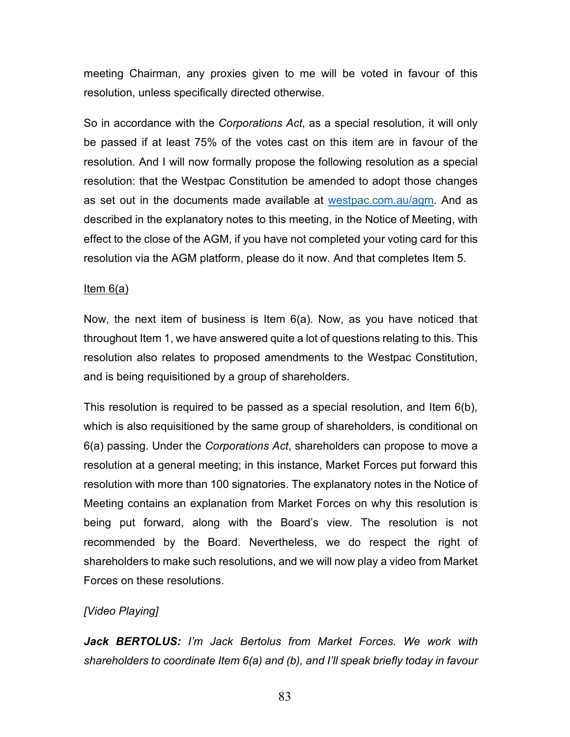meeting Chairman, any proxies given to me will be voted in favour of this resolution, unless specifically directed otherwise.

So in accordance with the *Corporations Act*, as a special resolution, it will only be passed if at least 75% of the votes cast on this item are in favour of the resolution. And I will now formally propose the following resolution as a special resolution: that the Westpac Constitution be amended to adopt those changes as set out in the documents made available at westpac.com.au/agm. And as described in the explanatory notes to this meeting, in the Notice of Meeting, with effect to the close of the AGM, if you have not completed your voting card for this resolution via the AGM platform, please do it now. And that completes Item 5.

<u>Item 6(a)</u>

Now, the next item of business is Item 6(a). Now, as you have noticed that throughout Item 1, we have answered quite a lot of questions relating to this. This resolution also relates to proposed amendments to the Westpac Constitution, and is being requisitioned by a group of shareholders.

This resolution is required to be passed as a special resolution, and Item 6(b), which is also requisitioned by the same group of shareholders, is conditional on 6(a) passing. Under the *Corporations Act*, shareholders can propose to move a resolution at a general meeting; in this instance, Market Forces put forward this resolution with more than 100 signatories. The explanatory notes in the Notice of Meeting contains an explanation from Market Forces on why this resolution is being put forward, along with the Board's view. The resolution is not recommended by the Board. Nevertheless, we do respect the right of shareholders to make such resolutions, and we will now play a video from Market Forces on these resolutions.

*[Video Playing]*

***Jack BERTOLUS:*** *I'm Jack Bertolus from Market Forces. We work with shareholders to coordinate Item 6(a) and (b), and I'll speak briefly today in favour*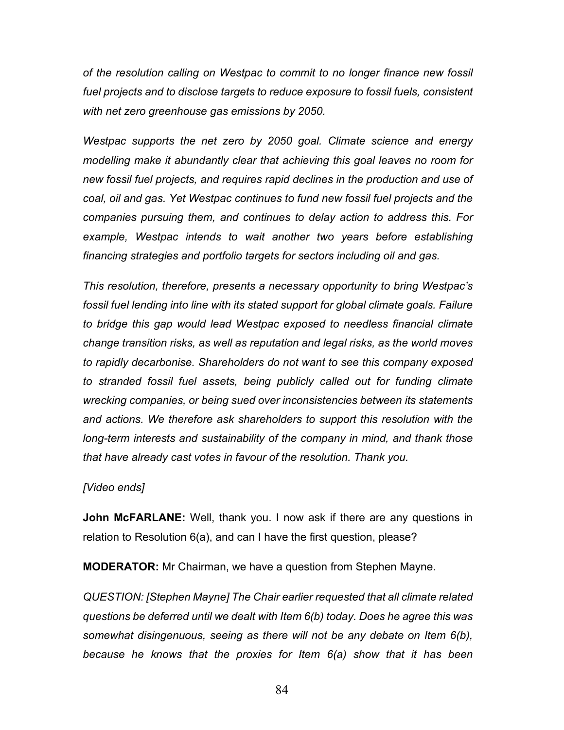*of the resolution calling on Westpac to commit to no longer finance new fossil fuel projects and to disclose targets to reduce exposure to fossil fuels, consistent with net zero greenhouse gas emissions by 2050.*

*Westpac supports the net zero by 2050 goal. Climate science and energy modelling make it abundantly clear that achieving this goal leaves no room for new fossil fuel projects, and requires rapid declines in the production and use of coal, oil and gas. Yet Westpac continues to fund new fossil fuel projects and the companies pursuing them, and continues to delay action to address this. For example, Westpac intends to wait another two years before establishing financing strategies and portfolio targets for sectors including oil and gas.*

*This resolution, therefore, presents a necessary opportunity to bring Westpac's fossil fuel lending into line with its stated support for global climate goals. Failure to bridge this gap would lead Westpac exposed to needless financial climate change transition risks, as well as reputation and legal risks, as the world moves to rapidly decarbonise. Shareholders do not want to see this company exposed to stranded fossil fuel assets, being publicly called out for funding climate wrecking companies, or being sued over inconsistencies between its statements and actions. We therefore ask shareholders to support this resolution with the long-term interests and sustainability of the company in mind, and thank those that have already cast votes in favour of the resolution. Thank you.*

*[Video ends]*

**John McFARLANE:** Well, thank you. I now ask if there are any questions in relation to Resolution 6(a), and can I have the first question, please?

**MODERATOR:** Mr Chairman, we have a question from Stephen Mayne.

*QUESTION: [Stephen Mayne] The Chair earlier requested that all climate related questions be deferred until we dealt with Item 6(b) today. Does he agree this was somewhat disingenuous, seeing as there will not be any debate on Item 6(b), because he knows that the proxies for Item 6(a) show that it has been*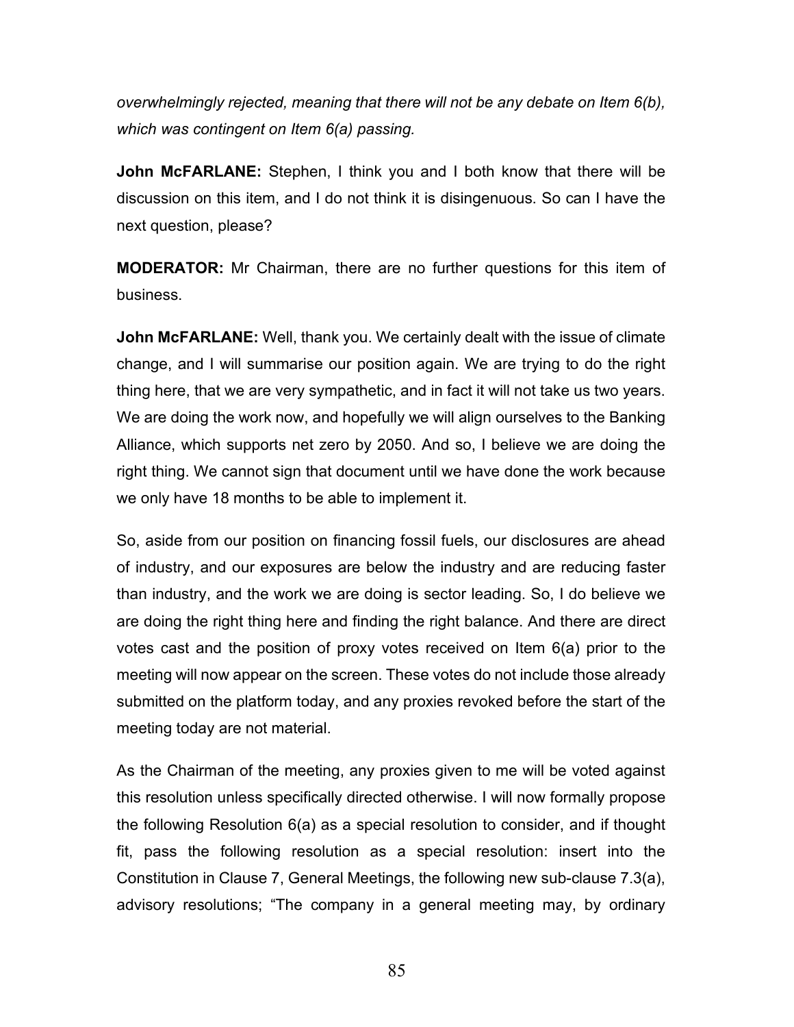*overwhelmingly rejected, meaning that there will not be any debate on Item 6(b), which was contingent on Item 6(a) passing.*

**John McFARLANE:** Stephen, I think you and I both know that there will be discussion on this item, and I do not think it is disingenuous. So can I have the next question, please?

**MODERATOR:** Mr Chairman, there are no further questions for this item of business.

**John McFARLANE:** Well, thank you. We certainly dealt with the issue of climate change, and I will summarise our position again. We are trying to do the right thing here, that we are very sympathetic, and in fact it will not take us two years. We are doing the work now, and hopefully we will align ourselves to the Banking Alliance, which supports net zero by 2050. And so, I believe we are doing the right thing. We cannot sign that document until we have done the work because we only have 18 months to be able to implement it.

So, aside from our position on financing fossil fuels, our disclosures are ahead of industry, and our exposures are below the industry and are reducing faster than industry, and the work we are doing is sector leading. So, I do believe we are doing the right thing here and finding the right balance. And there are direct votes cast and the position of proxy votes received on Item 6(a) prior to the meeting will now appear on the screen. These votes do not include those already submitted on the platform today, and any proxies revoked before the start of the meeting today are not material.

As the Chairman of the meeting, any proxies given to me will be voted against this resolution unless specifically directed otherwise. I will now formally propose the following Resolution 6(a) as a special resolution to consider, and if thought fit, pass the following resolution as a special resolution: insert into the Constitution in Clause 7, General Meetings, the following new sub-clause 7.3(a), advisory resolutions; "The company in a general meeting may, by ordinary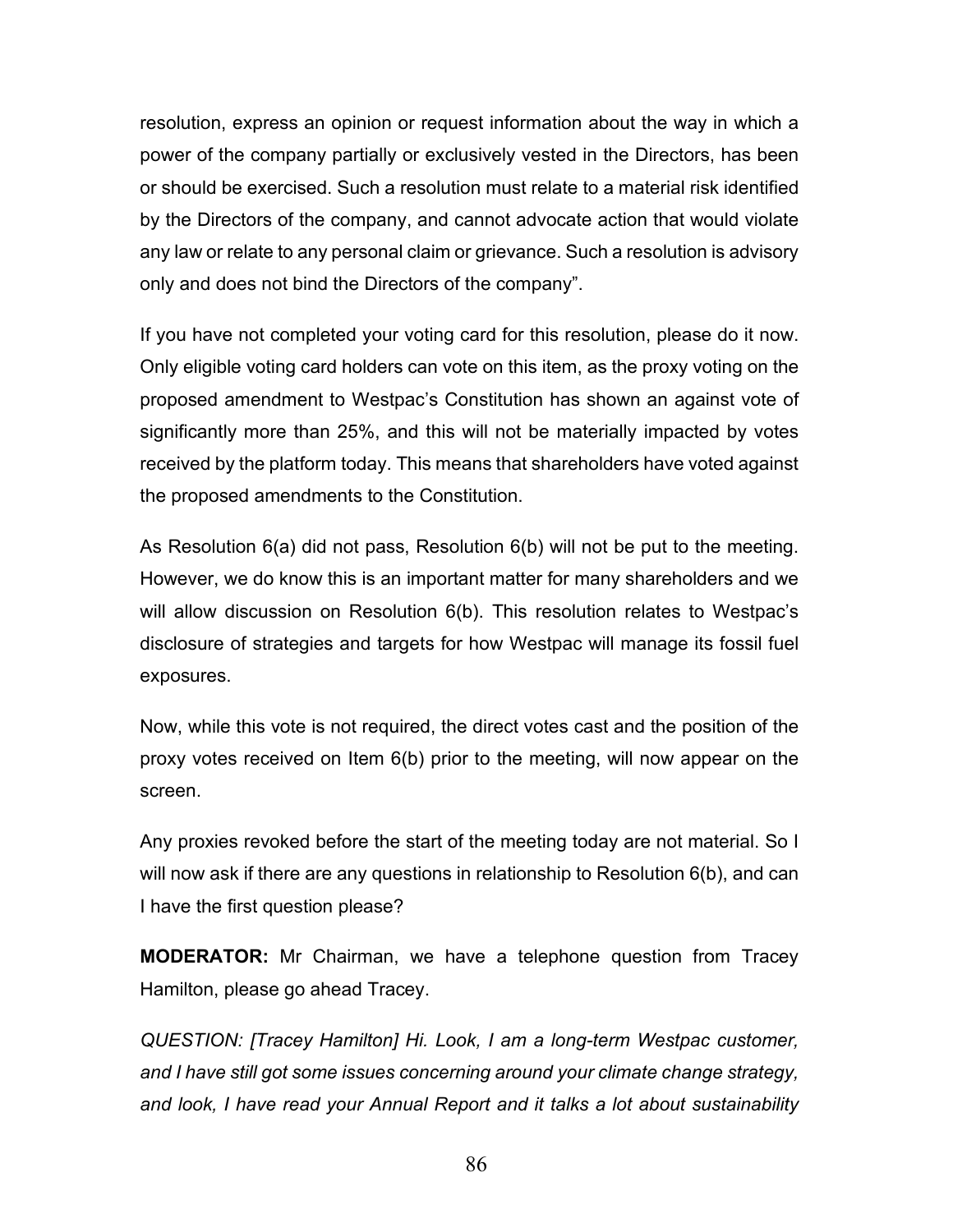resolution, express an opinion or request information about the way in which a power of the company partially or exclusively vested in the Directors, has been or should be exercised. Such a resolution must relate to a material risk identified by the Directors of the company, and cannot advocate action that would violate any law or relate to any personal claim or grievance. Such a resolution is advisory only and does not bind the Directors of the company".

If you have not completed your voting card for this resolution, please do it now. Only eligible voting card holders can vote on this item, as the proxy voting on the proposed amendment to Westpac's Constitution has shown an against vote of significantly more than 25%, and this will not be materially impacted by votes received by the platform today. This means that shareholders have voted against the proposed amendments to the Constitution.

As Resolution 6(a) did not pass, Resolution 6(b) will not be put to the meeting. However, we do know this is an important matter for many shareholders and we will allow discussion on Resolution 6(b). This resolution relates to Westpac's disclosure of strategies and targets for how Westpac will manage its fossil fuel exposures.

Now, while this vote is not required, the direct votes cast and the position of the proxy votes received on Item 6(b) prior to the meeting, will now appear on the screen.

Any proxies revoked before the start of the meeting today are not material. So I will now ask if there are any questions in relationship to Resolution 6(b), and can I have the first question please?

**MODERATOR:** Mr Chairman, we have a telephone question from Tracey Hamilton, please go ahead Tracey.

*QUESTION: [Tracey Hamilton] Hi. Look, I am a long-term Westpac customer, and I have still got some issues concerning around your climate change strategy, and look, I have read your Annual Report and it talks a lot about sustainability*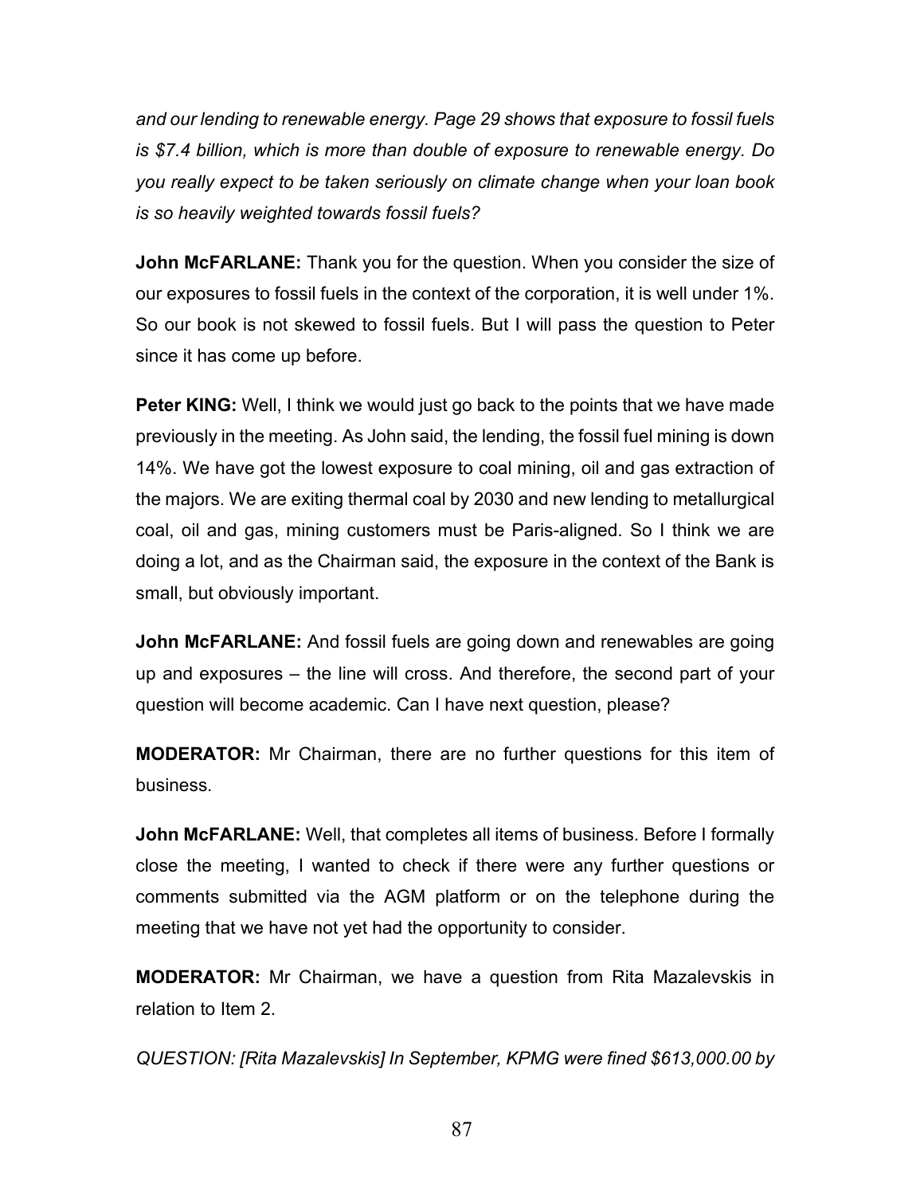*and our lending to renewable energy. Page 29 shows that exposure to fossil fuels is $7.4 billion, which is more than double of exposure to renewable energy. Do you really expect to be taken seriously on climate change when your loan book is so heavily weighted towards fossil fuels?*

**John McFARLANE:** Thank you for the question. When you consider the size of our exposures to fossil fuels in the context of the corporation, it is well under 1%. So our book is not skewed to fossil fuels. But I will pass the question to Peter since it has come up before.

**Peter KING:** Well, I think we would just go back to the points that we have made previously in the meeting. As John said, the lending, the fossil fuel mining is down 14%. We have got the lowest exposure to coal mining, oil and gas extraction of the majors. We are exiting thermal coal by 2030 and new lending to metallurgical coal, oil and gas, mining customers must be Paris-aligned. So I think we are doing a lot, and as the Chairman said, the exposure in the context of the Bank is small, but obviously important.

**John McFARLANE:** And fossil fuels are going down and renewables are going up and exposures – the line will cross. And therefore, the second part of your question will become academic. Can I have next question, please?

**MODERATOR:** Mr Chairman, there are no further questions for this item of business.

**John McFARLANE:** Well, that completes all items of business. Before I formally close the meeting, I wanted to check if there were any further questions or comments submitted via the AGM platform or on the telephone during the meeting that we have not yet had the opportunity to consider.

**MODERATOR:** Mr Chairman, we have a question from Rita Mazalevskis in relation to Item 2.

*QUESTION: [Rita Mazalevskis] In September, KPMG were fined $613,000.00 by*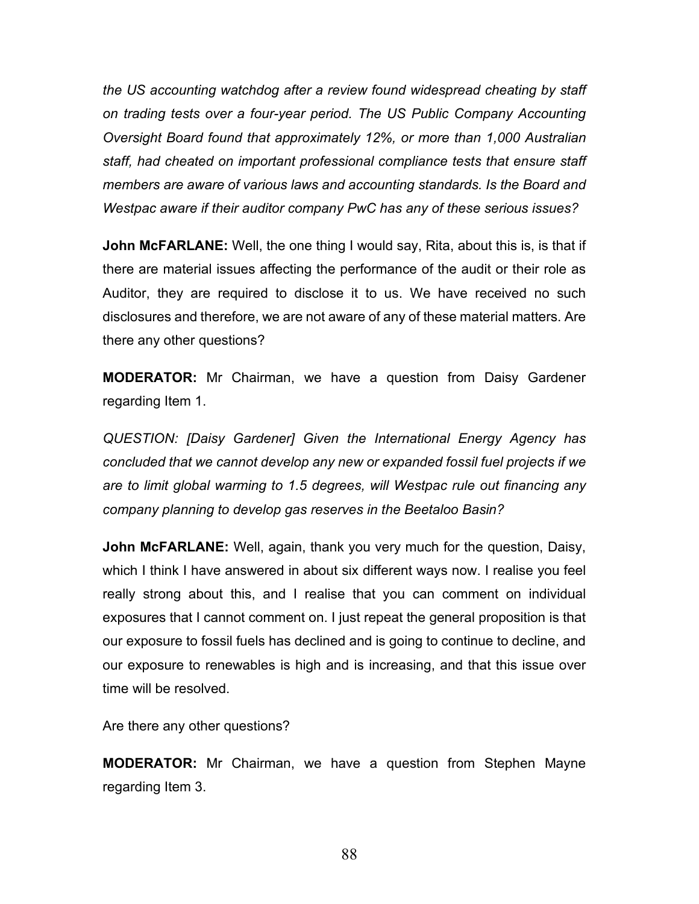*the US accounting watchdog after a review found widespread cheating by staff on trading tests over a four-year period. The US Public Company Accounting Oversight Board found that approximately 12%, or more than 1,000 Australian staff, had cheated on important professional compliance tests that ensure staff members are aware of various laws and accounting standards. Is the Board and Westpac aware if their auditor company PwC has any of these serious issues?*

**John McFARLANE:** Well, the one thing I would say, Rita, about this is, is that if there are material issues affecting the performance of the audit or their role as Auditor, they are required to disclose it to us. We have received no such disclosures and therefore, we are not aware of any of these material matters. Are there any other questions?

**MODERATOR:** Mr Chairman, we have a question from Daisy Gardener regarding Item 1.

*QUESTION: [Daisy Gardener] Given the International Energy Agency has concluded that we cannot develop any new or expanded fossil fuel projects if we are to limit global warming to 1.5 degrees, will Westpac rule out financing any company planning to develop gas reserves in the Beetaloo Basin?*

**John McFARLANE:** Well, again, thank you very much for the question, Daisy, which I think I have answered in about six different ways now. I realise you feel really strong about this, and I realise that you can comment on individual exposures that I cannot comment on. I just repeat the general proposition is that our exposure to fossil fuels has declined and is going to continue to decline, and our exposure to renewables is high and is increasing, and that this issue over time will be resolved.

Are there any other questions?

**MODERATOR:** Mr Chairman, we have a question from Stephen Mayne regarding Item 3.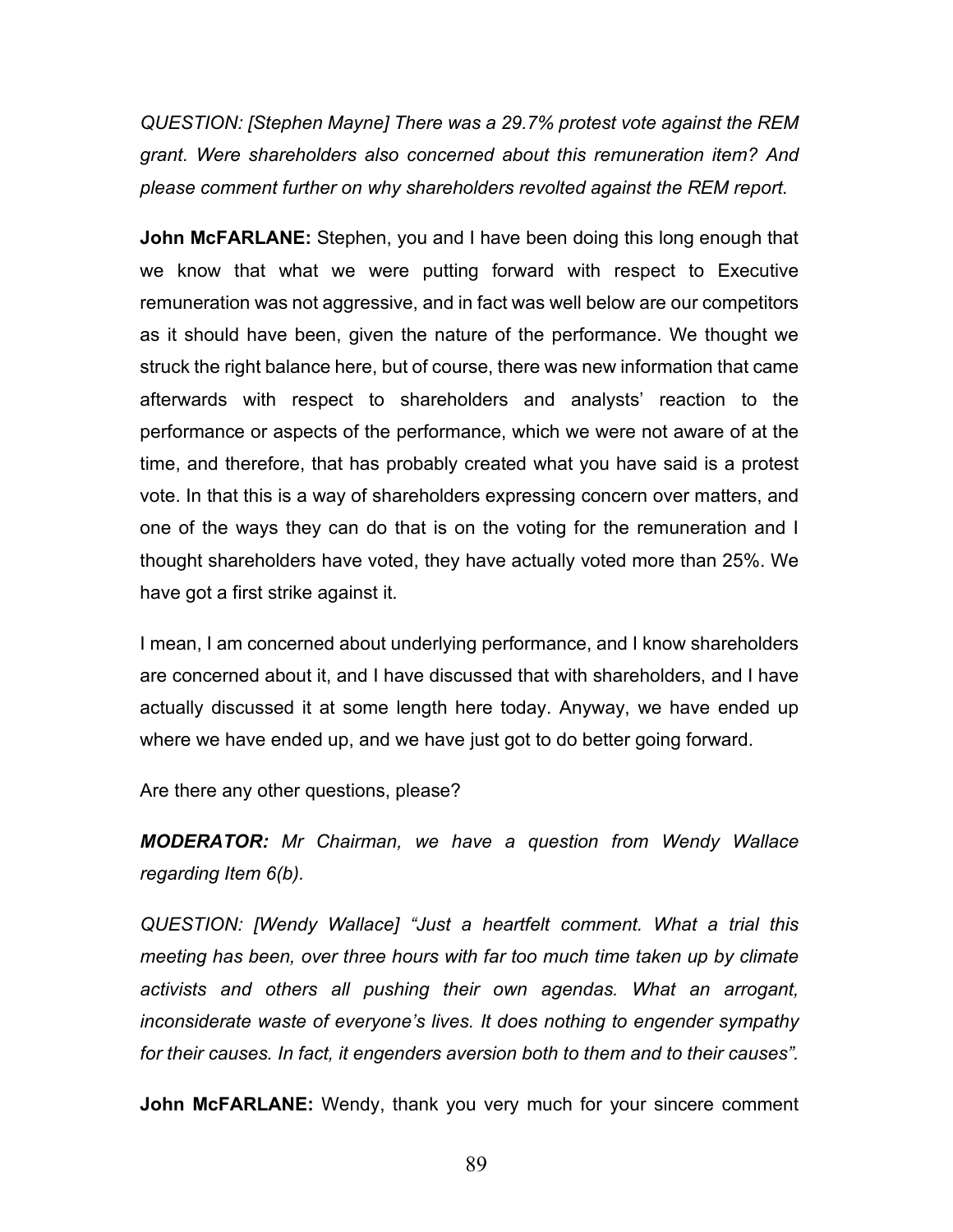*QUESTION: [Stephen Mayne] There was a 29.7% protest vote against the REM grant. Were shareholders also concerned about this remuneration item? And please comment further on why shareholders revolted against the REM report.*

**John McFARLANE:** Stephen, you and I have been doing this long enough that we know that what we were putting forward with respect to Executive remuneration was not aggressive, and in fact was well below are our competitors as it should have been, given the nature of the performance. We thought we struck the right balance here, but of course, there was new information that came afterwards with respect to shareholders and analysts' reaction to the performance or aspects of the performance, which we were not aware of at the time, and therefore, that has probably created what you have said is a protest vote. In that this is a way of shareholders expressing concern over matters, and one of the ways they can do that is on the voting for the remuneration and I thought shareholders have voted, they have actually voted more than 25%. We have got a first strike against it.

I mean, I am concerned about underlying performance, and I know shareholders are concerned about it, and I have discussed that with shareholders, and I have actually discussed it at some length here today. Anyway, we have ended up where we have ended up, and we have just got to do better going forward.

Are there any other questions, please?

***MODERATOR:*** *Mr Chairman, we have a question from Wendy Wallace regarding Item 6(b).*

*QUESTION: [Wendy Wallace] "Just a heartfelt comment. What a trial this meeting has been, over three hours with far too much time taken up by climate activists and others all pushing their own agendas. What an arrogant, inconsiderate waste of everyone's lives. It does nothing to engender sympathy for their causes. In fact, it engenders aversion both to them and to their causes".*

**John McFARLANE:** Wendy, thank you very much for your sincere comment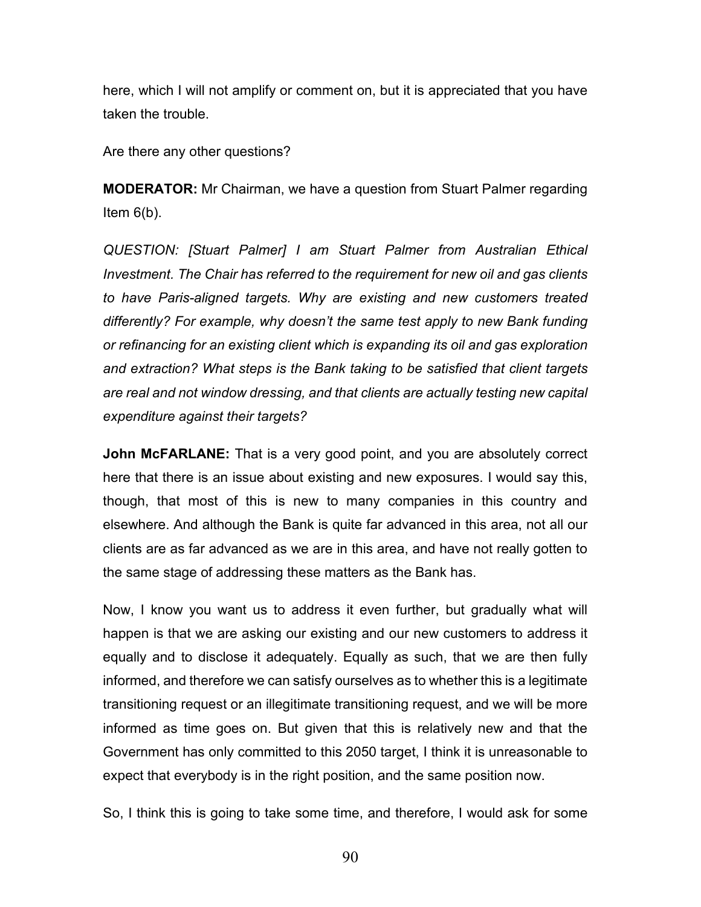here, which I will not amplify or comment on, but it is appreciated that you have taken the trouble.

Are there any other questions?

**MODERATOR:** Mr Chairman, we have a question from Stuart Palmer regarding Item 6(b).

*QUESTION: [Stuart Palmer] I am Stuart Palmer from Australian Ethical Investment. The Chair has referred to the requirement for new oil and gas clients to have Paris-aligned targets. Why are existing and new customers treated differently? For example, why doesn't the same test apply to new Bank funding or refinancing for an existing client which is expanding its oil and gas exploration and extraction? What steps is the Bank taking to be satisfied that client targets are real and not window dressing, and that clients are actually testing new capital expenditure against their targets?*

**John McFARLANE:** That is a very good point, and you are absolutely correct here that there is an issue about existing and new exposures. I would say this, though, that most of this is new to many companies in this country and elsewhere. And although the Bank is quite far advanced in this area, not all our clients are as far advanced as we are in this area, and have not really gotten to the same stage of addressing these matters as the Bank has.

Now, I know you want us to address it even further, but gradually what will happen is that we are asking our existing and our new customers to address it equally and to disclose it adequately. Equally as such, that we are then fully informed, and therefore we can satisfy ourselves as to whether this is a legitimate transitioning request or an illegitimate transitioning request, and we will be more informed as time goes on. But given that this is relatively new and that the Government has only committed to this 2050 target, I think it is unreasonable to expect that everybody is in the right position, and the same position now.

So, I think this is going to take some time, and therefore, I would ask for some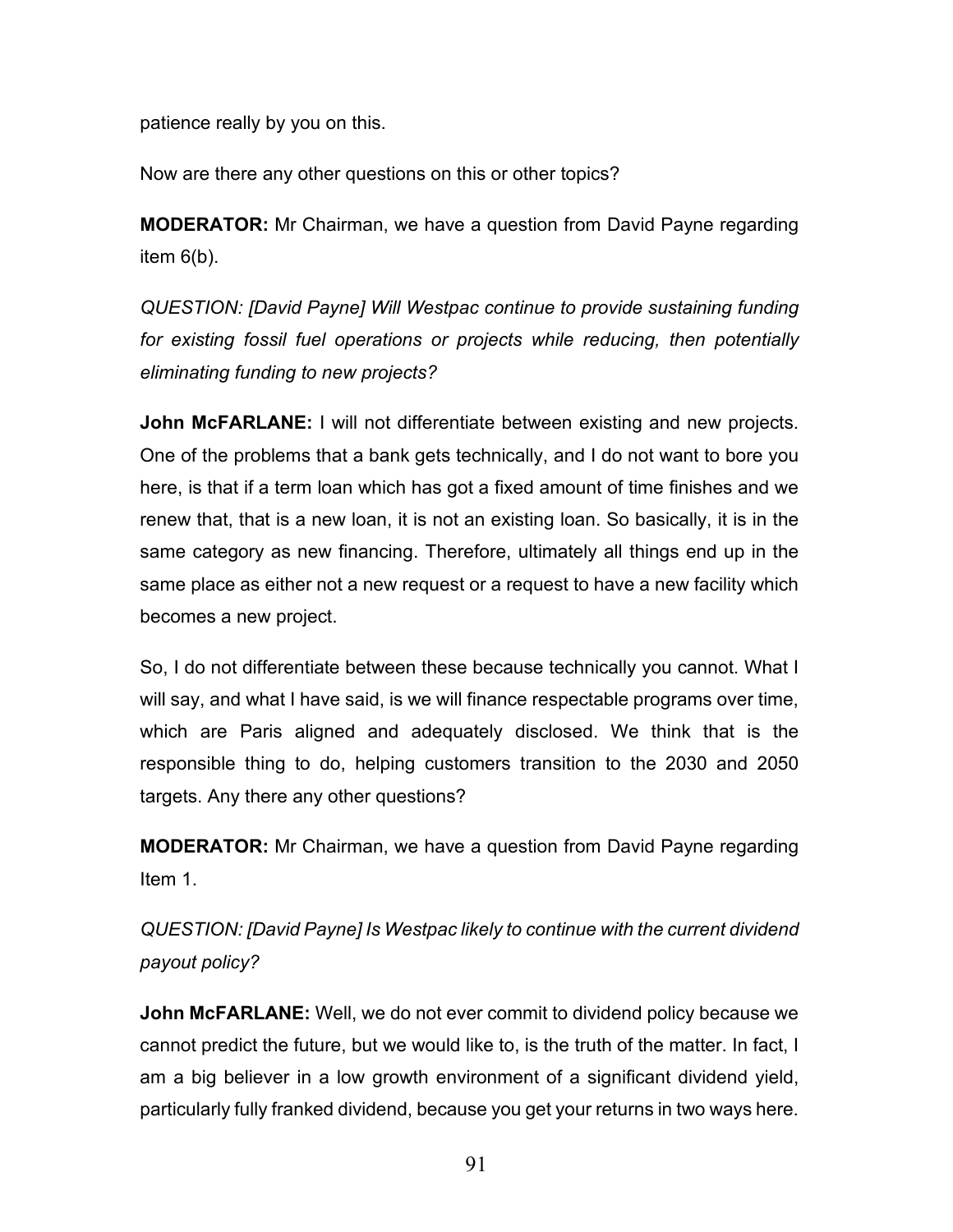patience really by you on this.

Now are there any other questions on this or other topics?

**MODERATOR:** Mr Chairman, we have a question from David Payne regarding item 6(b).

*QUESTION: [David Payne] Will Westpac continue to provide sustaining funding for existing fossil fuel operations or projects while reducing, then potentially eliminating funding to new projects?*

**John McFARLANE:** I will not differentiate between existing and new projects. One of the problems that a bank gets technically, and I do not want to bore you here, is that if a term loan which has got a fixed amount of time finishes and we renew that, that is a new loan, it is not an existing loan. So basically, it is in the same category as new financing. Therefore, ultimately all things end up in the same place as either not a new request or a request to have a new facility which becomes a new project.

So, I do not differentiate between these because technically you cannot. What I will say, and what I have said, is we will finance respectable programs over time, which are Paris aligned and adequately disclosed. We think that is the responsible thing to do, helping customers transition to the 2030 and 2050 targets. Any there any other questions?

**MODERATOR:** Mr Chairman, we have a question from David Payne regarding Item 1.

*QUESTION: [David Payne] Is Westpac likely to continue with the current dividend payout policy?*

**John McFARLANE:** Well, we do not ever commit to dividend policy because we cannot predict the future, but we would like to, is the truth of the matter. In fact, I am a big believer in a low growth environment of a significant dividend yield, particularly fully franked dividend, because you get your returns in two ways here.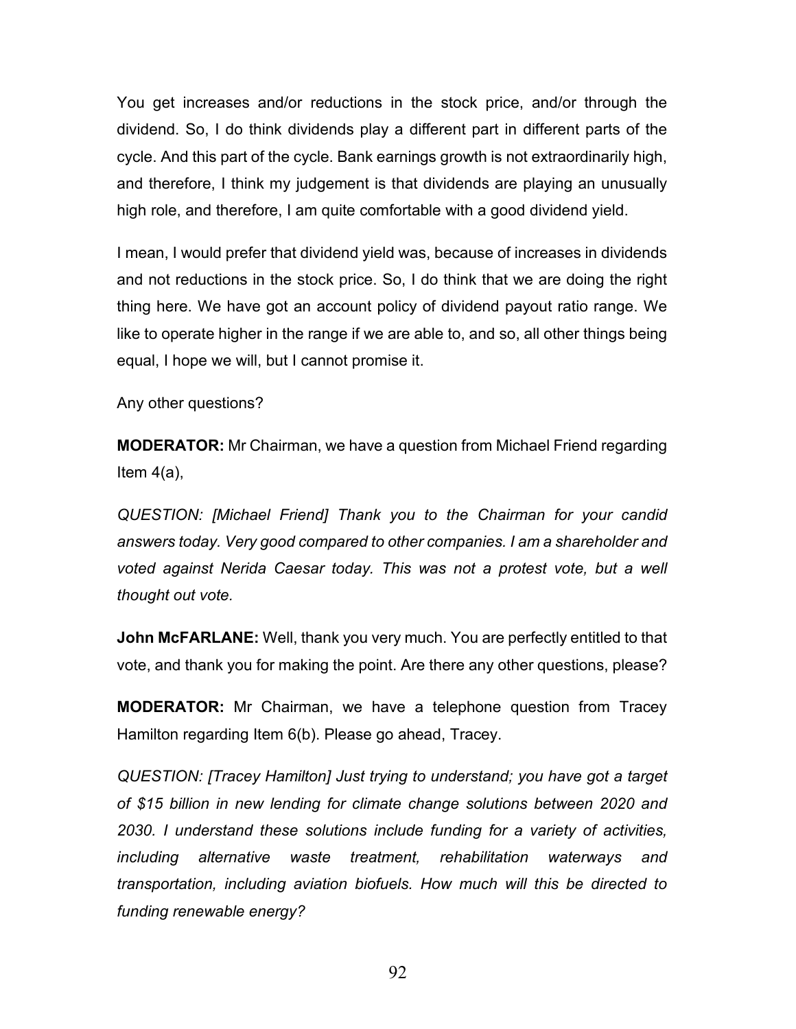You get increases and/or reductions in the stock price, and/or through the dividend. So, I do think dividends play a different part in different parts of the cycle. And this part of the cycle. Bank earnings growth is not extraordinarily high, and therefore, I think my judgement is that dividends are playing an unusually high role, and therefore, I am quite comfortable with a good dividend yield.

I mean, I would prefer that dividend yield was, because of increases in dividends and not reductions in the stock price. So, I do think that we are doing the right thing here. We have got an account policy of dividend payout ratio range. We like to operate higher in the range if we are able to, and so, all other things being equal, I hope we will, but I cannot promise it.

Any other questions?

**MODERATOR:** Mr Chairman, we have a question from Michael Friend regarding Item 4(a),

*QUESTION: [Michael Friend] Thank you to the Chairman for your candid answers today. Very good compared to other companies. I am a shareholder and voted against Nerida Caesar today. This was not a protest vote, but a well thought out vote.*

**John McFARLANE:** Well, thank you very much. You are perfectly entitled to that vote, and thank you for making the point. Are there any other questions, please?

**MODERATOR:** Mr Chairman, we have a telephone question from Tracey Hamilton regarding Item 6(b). Please go ahead, Tracey.

*QUESTION: [Tracey Hamilton] Just trying to understand; you have got a target of $15 billion in new lending for climate change solutions between 2020 and 2030. I understand these solutions include funding for a variety of activities, including alternative waste treatment, rehabilitation waterways and transportation, including aviation biofuels. How much will this be directed to funding renewable energy?*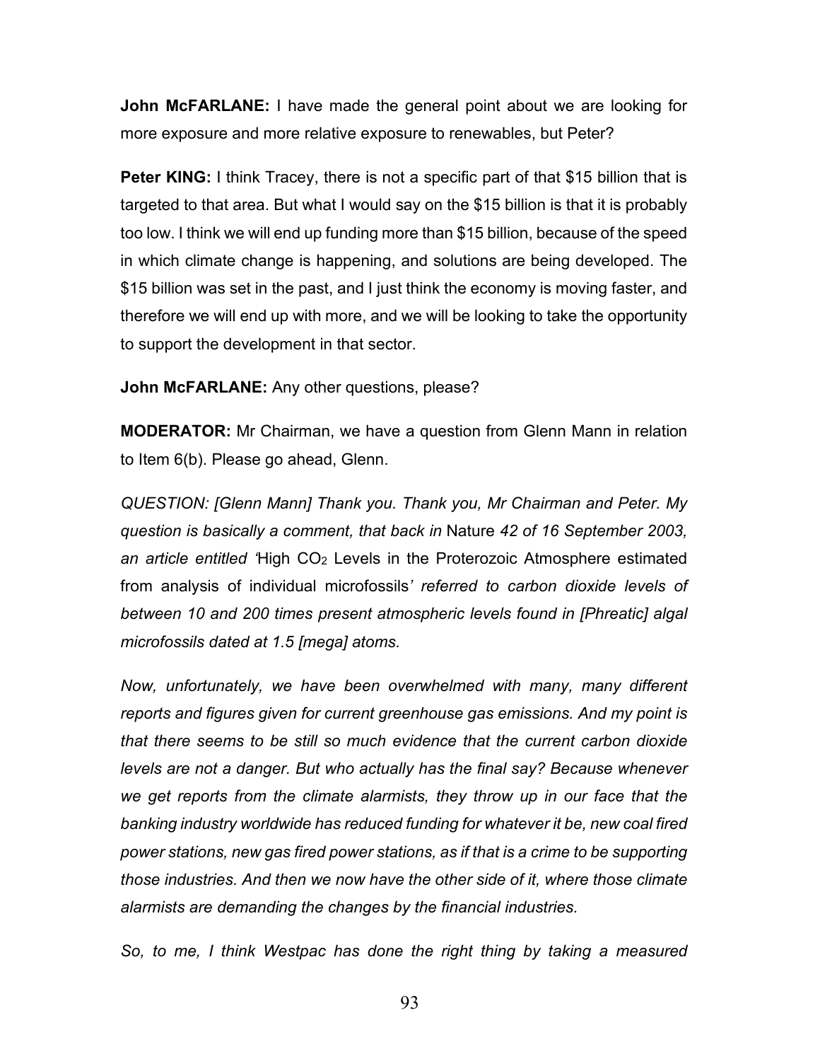**John McFARLANE:** I have made the general point about we are looking for more exposure and more relative exposure to renewables, but Peter?

**Peter KING:** I think Tracey, there is not a specific part of that $15 billion that is targeted to that area. But what I would say on the $15 billion is that it is probably too low. I think we will end up funding more than $15 billion, because of the speed in which climate change is happening, and solutions are being developed. The $15 billion was set in the past, and I just think the economy is moving faster, and therefore we will end up with more, and we will be looking to take the opportunity to support the development in that sector.

**John McFARLANE:** Any other questions, please?

**MODERATOR:** Mr Chairman, we have a question from Glenn Mann in relation to Item 6(b). Please go ahead, Glenn.

*QUESTION: [Glenn Mann] Thank you. Thank you, Mr Chairman and Peter. My question is basically a comment, that back in* Nature *42 of 16 September 2003, an article entitled '*High $CO_2$ Levels in the Proterozoic Atmosphere estimated from analysis of individual microfossils*' referred to carbon dioxide levels of between 10 and 200 times present atmospheric levels found in [Phreatic] algal microfossils dated at 1.5 [mega] atoms.*

*Now, unfortunately, we have been overwhelmed with many, many different reports and figures given for current greenhouse gas emissions. And my point is that there seems to be still so much evidence that the current carbon dioxide levels are not a danger. But who actually has the final say? Because whenever we get reports from the climate alarmists, they throw up in our face that the banking industry worldwide has reduced funding for whatever it be, new coal fired power stations, new gas fired power stations, as if that is a crime to be supporting those industries. And then we now have the other side of it, where those climate alarmists are demanding the changes by the financial industries.*

*So, to me, I think Westpac has done the right thing by taking a measured*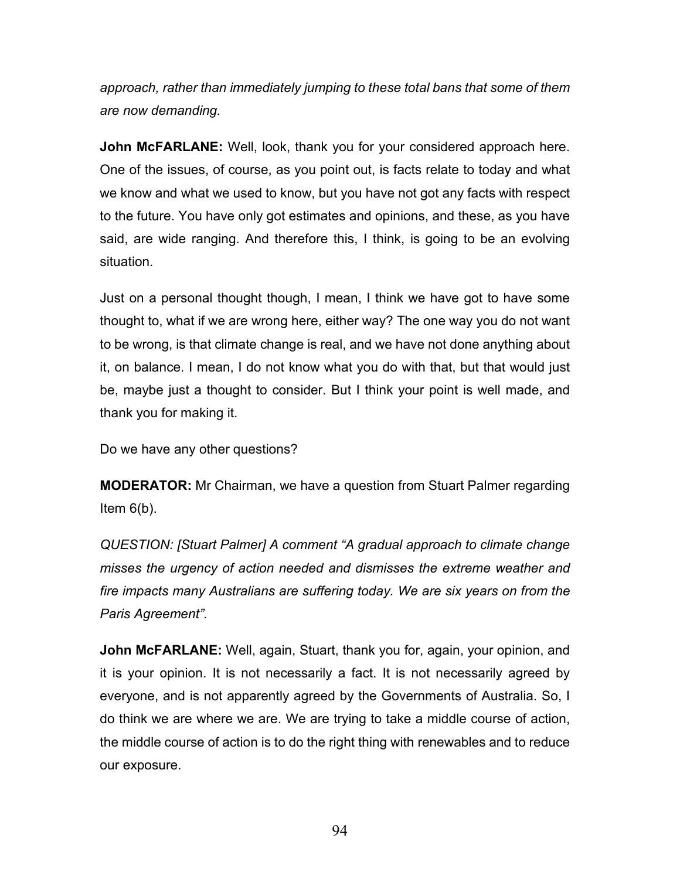*approach, rather than immediately jumping to these total bans that some of them are now demanding.*

**John McFARLANE:** Well, look, thank you for your considered approach here. One of the issues, of course, as you point out, is facts relate to today and what we know and what we used to know, but you have not got any facts with respect to the future. You have only got estimates and opinions, and these, as you have said, are wide ranging. And therefore this, I think, is going to be an evolving situation.

Just on a personal thought though, I mean, I think we have got to have some thought to, what if we are wrong here, either way? The one way you do not want to be wrong, is that climate change is real, and we have not done anything about it, on balance. I mean, I do not know what you do with that, but that would just be, maybe just a thought to consider. But I think your point is well made, and thank you for making it.

Do we have any other questions?

**MODERATOR:** Mr Chairman, we have a question from Stuart Palmer regarding Item 6(b).

*QUESTION: [Stuart Palmer] A comment "A gradual approach to climate change misses the urgency of action needed and dismisses the extreme weather and fire impacts many Australians are suffering today. We are six years on from the Paris Agreement".*

**John McFARLANE:** Well, again, Stuart, thank you for, again, your opinion, and it is your opinion. It is not necessarily a fact. It is not necessarily agreed by everyone, and is not apparently agreed by the Governments of Australia. So, I do think we are where we are. We are trying to take a middle course of action, the middle course of action is to do the right thing with renewables and to reduce our exposure.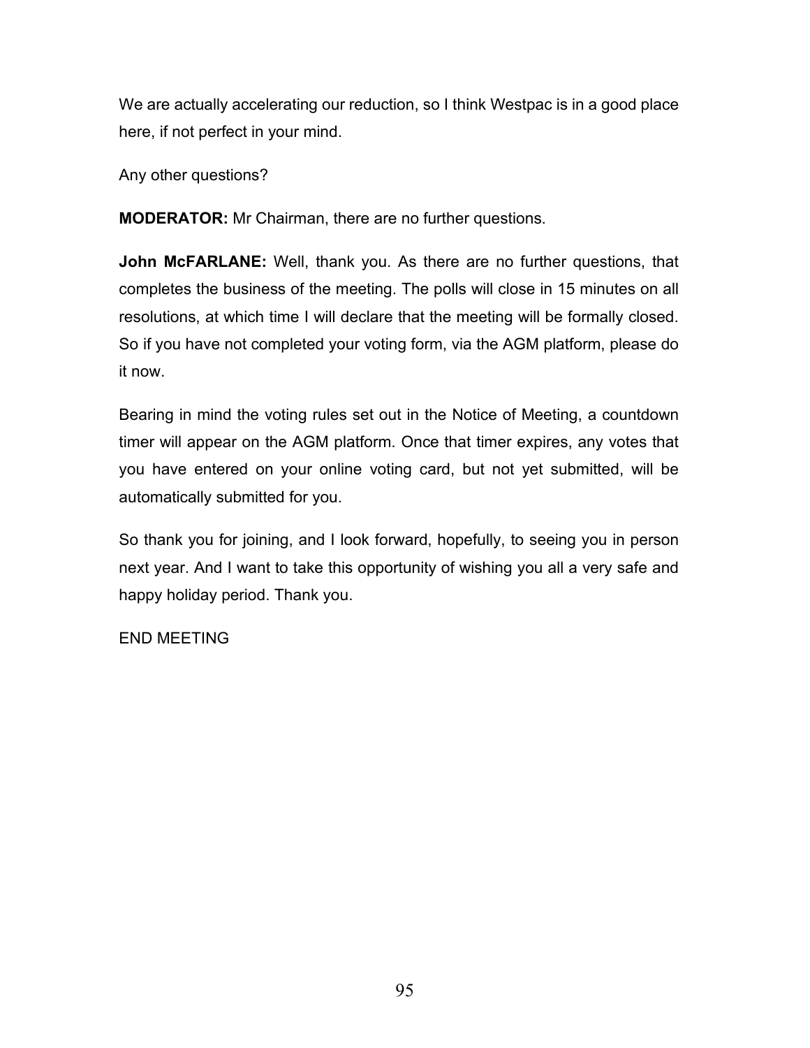We are actually accelerating our reduction, so I think Westpac is in a good place here, if not perfect in your mind.

Any other questions?

**MODERATOR:** Mr Chairman, there are no further questions.

**John McFARLANE:** Well, thank you. As there are no further questions, that completes the business of the meeting. The polls will close in 15 minutes on all resolutions, at which time I will declare that the meeting will be formally closed. So if you have not completed your voting form, via the AGM platform, please do it now.

Bearing in mind the voting rules set out in the Notice of Meeting, a countdown timer will appear on the AGM platform. Once that timer expires, any votes that you have entered on your online voting card, but not yet submitted, will be automatically submitted for you.

So thank you for joining, and I look forward, hopefully, to seeing you in person next year. And I want to take this opportunity of wishing you all a very safe and happy holiday period. Thank you.

END MEETING